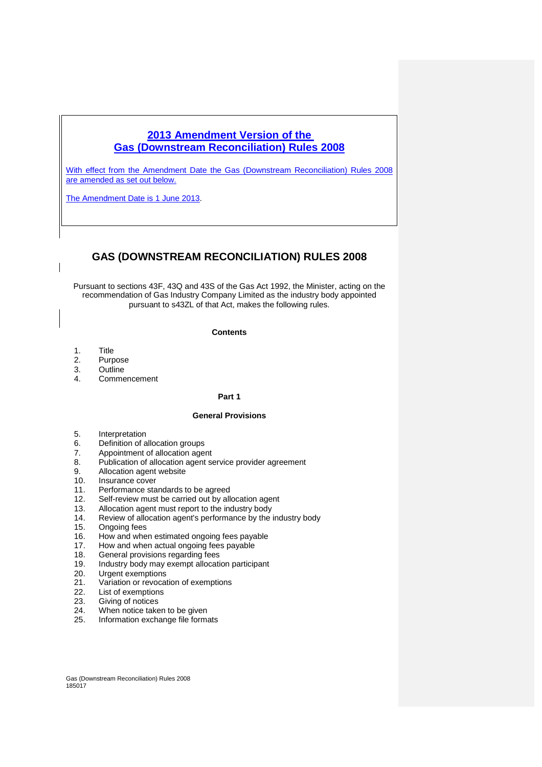**2013 Amendment Version of the Gas (Downstream Reconciliation) Rules 2008**

With effect from the Amendment Date the Gas (Downstream Reconciliation) Rules 2008 are amended as set out below.

The Amendment Date is 1 June 2013.

# GAS (DOWNSTREAM RECONCILIATION) RULES 2008

Pursuant to sections 43F, 43Q and 43S of the Gas Act 1992, the Minister, acting on the recommendation of Gas Industry Company Limited as the industry body appointed pursuant to s43ZL of that Act, makes the following rules.

**Contents**

1. Title
2. Purpose
3. Outline
4. Commencement

**Part 1**

**General Provisions**

5. Interpretation
6. Definition of allocation groups
7. Appointment of allocation agent
8. Publication of allocation agent service provider agreement
9. Allocation agent website
10. Insurance cover
11. Performance standards to be agreed
12. Self-review must be carried out by allocation agent
13. Allocation agent must report to the industry body
14. Review of allocation agent's performance by the industry body
15. Ongoing fees
16. How and when estimated ongoing fees payable
17. How and when actual ongoing fees payable
18. General provisions regarding fees
19. Industry body may exempt allocation participant
20. Urgent exemptions
21. Variation or revocation of exemptions
22. List of exemptions
23. Giving of notices
24. When notice taken to be given
25. Information exchange file formats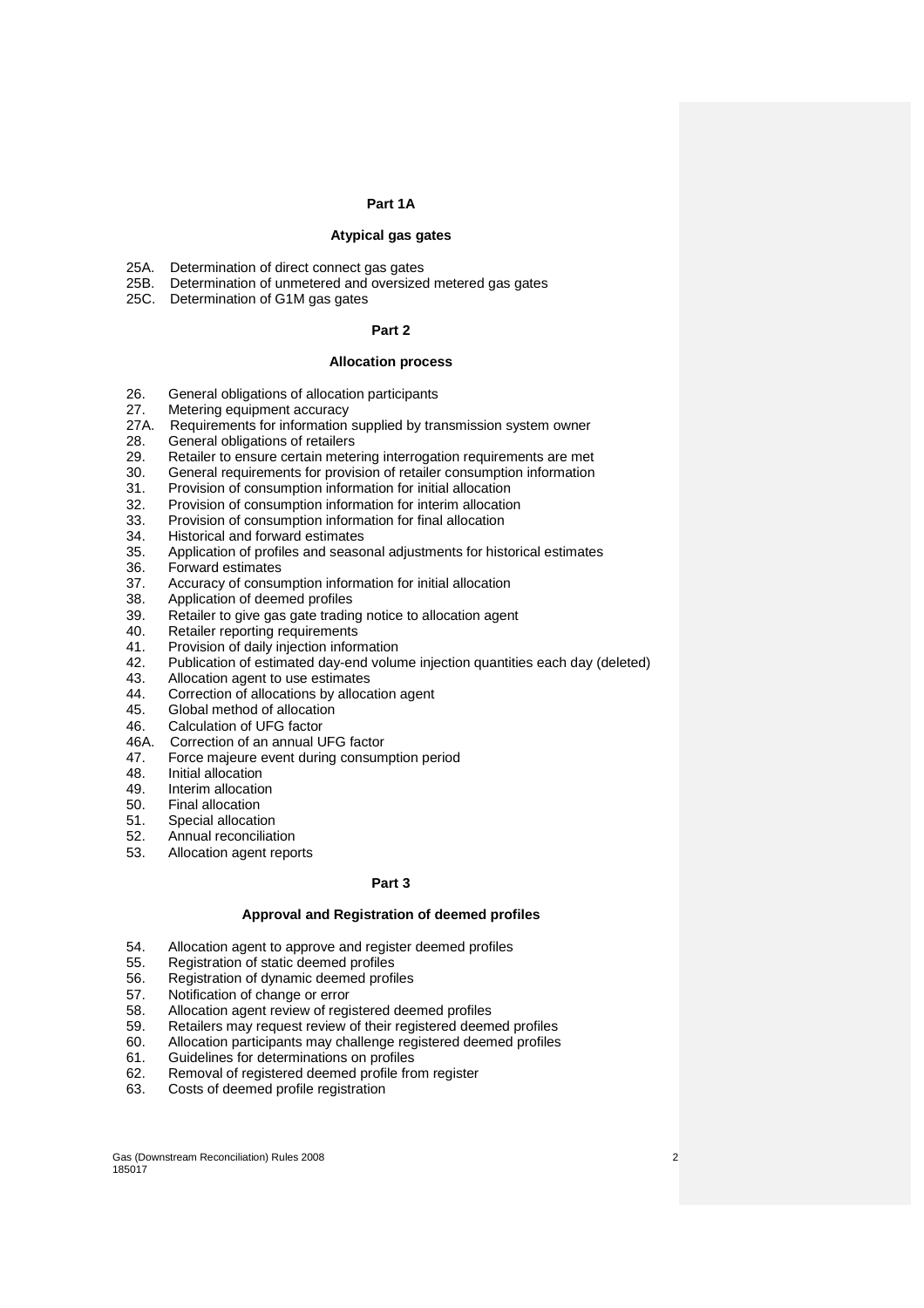## Part 1A

### Atypical gas gates

25A. Determination of direct connect gas gates
25B. Determination of unmetered and oversized metered gas gates
25C. Determination of G1M gas gates

## Part 2

### Allocation process

26. General obligations of allocation participants
27. Metering equipment accuracy
27A. Requirements for information supplied by transmission system owner
28. General obligations of retailers
29. Retailer to ensure certain metering interrogation requirements are met
30. General requirements for provision of retailer consumption information
31. Provision of consumption information for initial allocation
32. Provision of consumption information for interim allocation
33. Provision of consumption information for final allocation
34. Historical and forward estimates
35. Application of profiles and seasonal adjustments for historical estimates
36. Forward estimates
37. Accuracy of consumption information for initial allocation
38. Application of deemed profiles
39. Retailer to give gas gate trading notice to allocation agent
40. Retailer reporting requirements
41. Provision of daily injection information
42. Publication of estimated day-end volume injection quantities each day (deleted)
43. Allocation agent to use estimates
44. Correction of allocations by allocation agent
45. Global method of allocation
46. Calculation of UFG factor
46A. Correction of an annual UFG factor
47. Force majeure event during consumption period
48. Initial allocation
49. Interim allocation
50. Final allocation
51. Special allocation
52. Annual reconciliation
53. Allocation agent reports

## Part 3

### Approval and Registration of deemed profiles

54. Allocation agent to approve and register deemed profiles
55. Registration of static deemed profiles
56. Registration of dynamic deemed profiles
57. Notification of change or error
58. Allocation agent review of registered deemed profiles
59. Retailers may request review of their registered deemed profiles
60. Allocation participants may challenge registered deemed profiles
61. Guidelines for determinations on profiles
62. Removal of registered deemed profile from register
63. Costs of deemed profile registration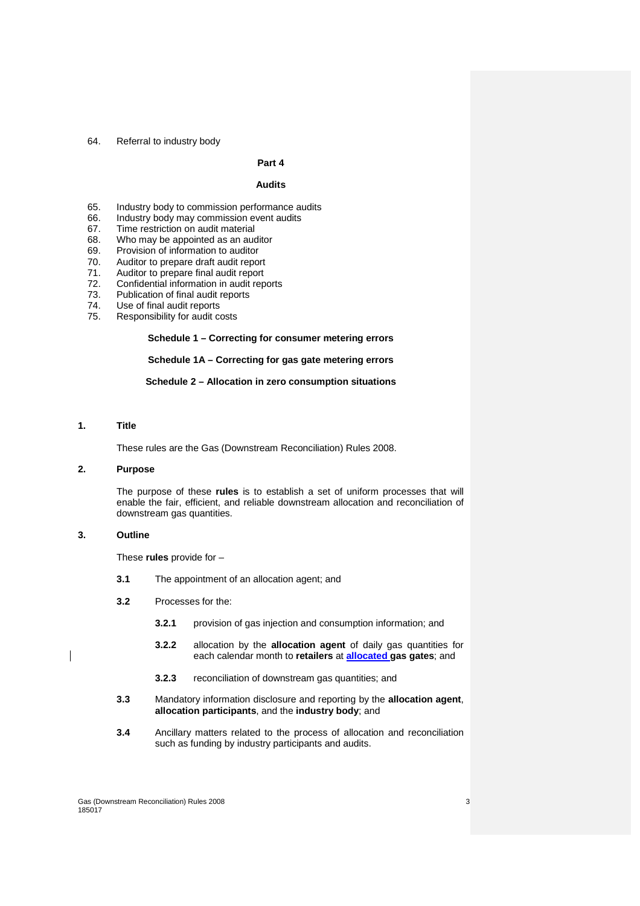64. Referral to industry body

**Part 4**

**Audits**

65. Industry body to commission performance audits
66. Industry body may commission event audits
67. Time restriction on audit material
68. Who may be appointed as an auditor
69. Provision of information to auditor
70. Auditor to prepare draft audit report
71. Auditor to prepare final audit report
72. Confidential information in audit reports
73. Publication of final audit reports
74. Use of final audit reports
75. Responsibility for audit costs

**Schedule 1 – Correcting for consumer metering errors**

**Schedule 1A – Correcting for gas gate metering errors**

**Schedule 2 – Allocation in zero consumption situations**

## 1. Title

These rules are the Gas (Downstream Reconciliation) Rules 2008.

## 2. Purpose

The purpose of these **rules** is to establish a set of uniform processes that will enable the fair, efficient, and reliable downstream allocation and reconciliation of downstream gas quantities.

## 3. Outline

These **rules** provide for –

**3.1** The appointment of an allocation agent; and

**3.2** Processes for the:

**3.2.1** provision of gas injection and consumption information; and

**3.2.2** allocation by the **allocation agent** of daily gas quantities for each calendar month to **retailers** at **allocated gas gates**; and

**3.2.3** reconciliation of downstream gas quantities; and

**3.3** Mandatory information disclosure and reporting by the **allocation agent**, **allocation participants**, and the **industry body**; and

**3.4** Ancillary matters related to the process of allocation and reconciliation such as funding by industry participants and audits.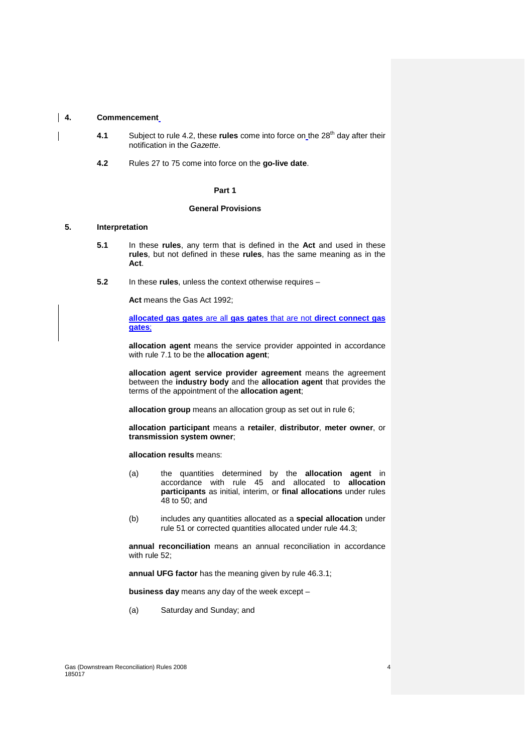**4. Commencement**

**4.1** Subject to rule 4.2, these **rules** come into force on the 28th day after their notification in the *Gazette*.

**4.2** Rules 27 to 75 come into force on the **go-live date**.

## Part 1

## General Provisions

**5. Interpretation**

**5.1** In these **rules**, any term that is defined in the **Act** and used in these **rules**, but not defined in these **rules**, has the same meaning as in the **Act**.

**5.2** In these **rules**, unless the context otherwise requires –

**Act** means the Gas Act 1992;

**allocated gas gates** are all **gas gates** that are not **direct connect gas gates**;

**allocation agent** means the service provider appointed in accordance with rule 7.1 to be the **allocation agent**;

**allocation agent service provider agreement** means the agreement between the **industry body** and the **allocation agent** that provides the terms of the appointment of the **allocation agent**;

**allocation group** means an allocation group as set out in rule 6;

**allocation participant** means a **retailer**, **distributor**, **meter owner**, or **transmission system owner**;

**allocation results** means:

(a) the quantities determined by the **allocation agent** in accordance with rule 45 and allocated to **allocation participants** as initial, interim, or **final allocations** under rules 48 to 50; and

(b) includes any quantities allocated as a **special allocation** under rule 51 or corrected quantities allocated under rule 44.3;

**annual reconciliation** means an annual reconciliation in accordance with rule 52;

**annual UFG factor** has the meaning given by rule 46.3.1;

**business day** means any day of the week except –

(a) Saturday and Sunday; and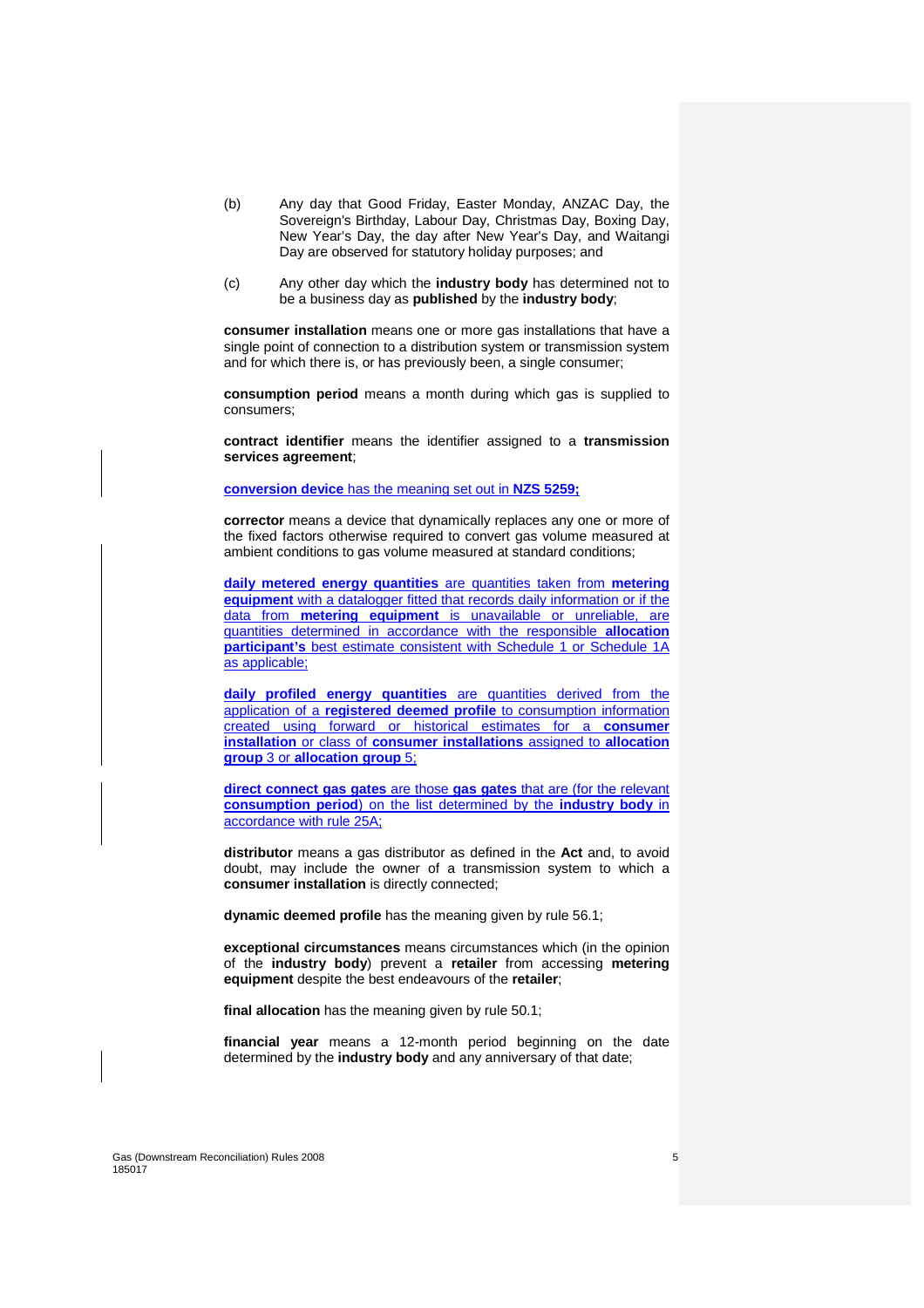(b) Any day that Good Friday, Easter Monday, ANZAC Day, the Sovereign's Birthday, Labour Day, Christmas Day, Boxing Day, New Year's Day, the day after New Year's Day, and Waitangi Day are observed for statutory holiday purposes; and

(c) Any other day which the **industry body** has determined not to be a business day as **published** by the **industry body**;

**consumer installation** means one or more gas installations that have a single point of connection to a distribution system or transmission system and for which there is, or has previously been, a single consumer;

**consumption period** means a month during which gas is supplied to consumers;

**contract identifier** means the identifier assigned to a **transmission services agreement**;

**conversion device** has the meaning set out in **NZS 5259;**

**corrector** means a device that dynamically replaces any one or more of the fixed factors otherwise required to convert gas volume measured at ambient conditions to gas volume measured at standard conditions;

**daily metered energy quantities** are quantities taken from **metering equipment** with a datalogger fitted that records daily information or if the data from **metering equipment** is unavailable or unreliable, are quantities determined in accordance with the responsible **allocation participant's** best estimate consistent with Schedule 1 or Schedule 1A as applicable;

**daily profiled energy quantities** are quantities derived from the application of a **registered deemed profile** to consumption information created using forward or historical estimates for a **consumer installation** or class of **consumer installations** assigned to **allocation group** 3 or **allocation group** 5;

**direct connect gas gates** are those **gas gates** that are (for the relevant **consumption period**) on the list determined by the **industry body** in accordance with rule 25A;

**distributor** means a gas distributor as defined in the **Act** and, to avoid doubt, may include the owner of a transmission system to which a **consumer installation** is directly connected;

**dynamic deemed profile** has the meaning given by rule 56.1;

**exceptional circumstances** means circumstances which (in the opinion of the **industry body**) prevent a **retailer** from accessing **metering equipment** despite the best endeavours of the **retailer**;

**final allocation** has the meaning given by rule 50.1;

**financial year** means a 12-month period beginning on the date determined by the **industry body** and any anniversary of that date;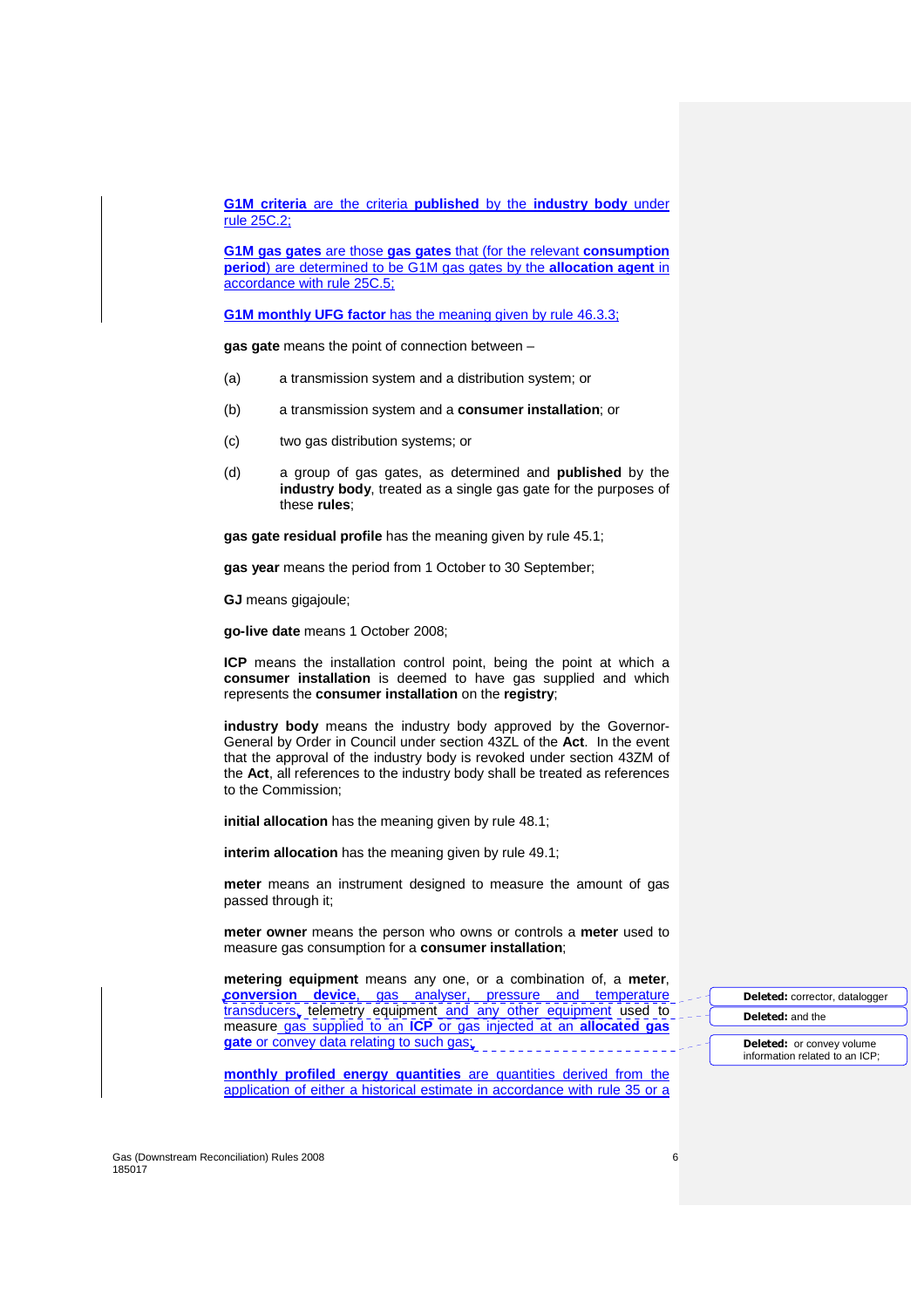**G1M criteria** are the criteria **published** by the **industry body** under rule 25C.2;

**G1M gas gates** are those **gas gates** that (for the relevant **consumption period**) are determined to be G1M gas gates by the **allocation agent** in accordance with rule 25C.5;

**G1M monthly UFG factor** has the meaning given by rule 46.3.3;

**gas gate** means the point of connection between –

(a) a transmission system and a distribution system; or

(b) a transmission system and a **consumer installation**; or

(c) two gas distribution systems; or

(d) a group of gas gates, as determined and **published** by the **industry body**, treated as a single gas gate for the purposes of these **rules**;

**gas gate residual profile** has the meaning given by rule 45.1;

**gas year** means the period from 1 October to 30 September;

**GJ** means gigajoule;

**go-live date** means 1 October 2008;

**ICP** means the installation control point, being the point at which a **consumer installation** is deemed to have gas supplied and which represents the **consumer installation** on the **registry**;

**industry body** means the industry body approved by the Governor-General by Order in Council under section 43ZL of the **Act**. In the event that the approval of the industry body is revoked under section 43ZM of the **Act**, all references to the industry body shall be treated as references to the Commission;

**initial allocation** has the meaning given by rule 48.1;

**interim allocation** has the meaning given by rule 49.1;

**meter** means an instrument designed to measure the amount of gas passed through it;

**meter owner** means the person who owns or controls a **meter** used to measure gas consumption for a **consumer installation**;

**metering equipment** means any one, or a combination of, a **meter**, **conversion device**, gas analyser, pressure and temperature transducers, telemetry equipment and any other equipment used to measure gas supplied to an **ICP** or gas injected at an **allocated gas gate** or convey data relating to such gas;

**Deleted:** corrector, datalogger

**Deleted:** and the

**Deleted:** or convey volume information related to an ICP;

**monthly profiled energy quantities** are quantities derived from the application of either a historical estimate in accordance with rule 35 or a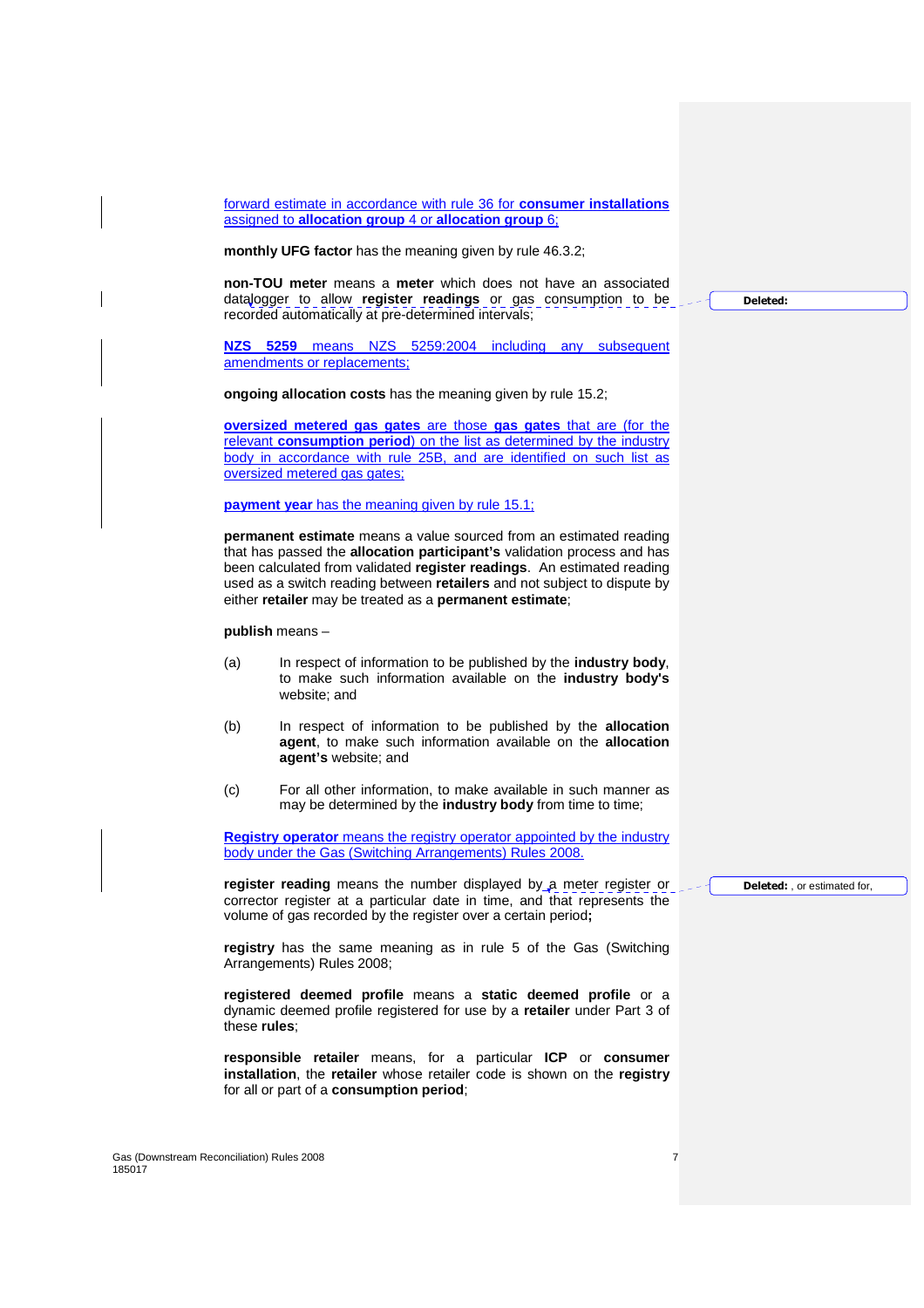forward estimate in accordance with rule 36 for **consumer installations** assigned to **allocation group** 4 or **allocation group** 6;

**monthly UFG factor** has the meaning given by rule 46.3.2;

**non-TOU meter** means a **meter** which does not have an associated datalogger to allow **register readings** or gas consumption to be recorded automatically at pre-determined intervals;

**NZS 5259** means NZS 5259:2004 including any subsequent amendments or replacements;

**ongoing allocation costs** has the meaning given by rule 15.2;

**oversized metered gas gates** are those **gas gates** that are (for the relevant **consumption period**) on the list as determined by the industry body in accordance with rule 25B, and are identified on such list as oversized metered gas gates;

**payment year** has the meaning given by rule 15.1;

**permanent estimate** means a value sourced from an estimated reading that has passed the **allocation participant's** validation process and has been calculated from validated **register readings**. An estimated reading used as a switch reading between **retailers** and not subject to dispute by either **retailer** may be treated as a **permanent estimate**;

**publish** means –

(a) In respect of information to be published by the **industry body**, to make such information available on the **industry body's** website; and

(b) In respect of information to be published by the **allocation agent**, to make such information available on the **allocation agent's** website; and

(c) For all other information, to make available in such manner as may be determined by the **industry body** from time to time;

**Registry operator** means the registry operator appointed by the industry body under the Gas (Switching Arrangements) Rules 2008.

**register reading** means the number displayed by a meter register or corrector register at a particular date in time, and that represents the volume of gas recorded by the register over a certain period**;**

**registry** has the same meaning as in rule 5 of the Gas (Switching Arrangements) Rules 2008;

**registered deemed profile** means a **static deemed profile** or a dynamic deemed profile registered for use by a **retailer** under Part 3 of these **rules**;

**responsible retailer** means, for a particular **ICP** or **consumer installation**, the **retailer** whose retailer code is shown on the **registry** for all or part of a **consumption period**;

Gas (Downstream Reconciliation) Rules 2008
185017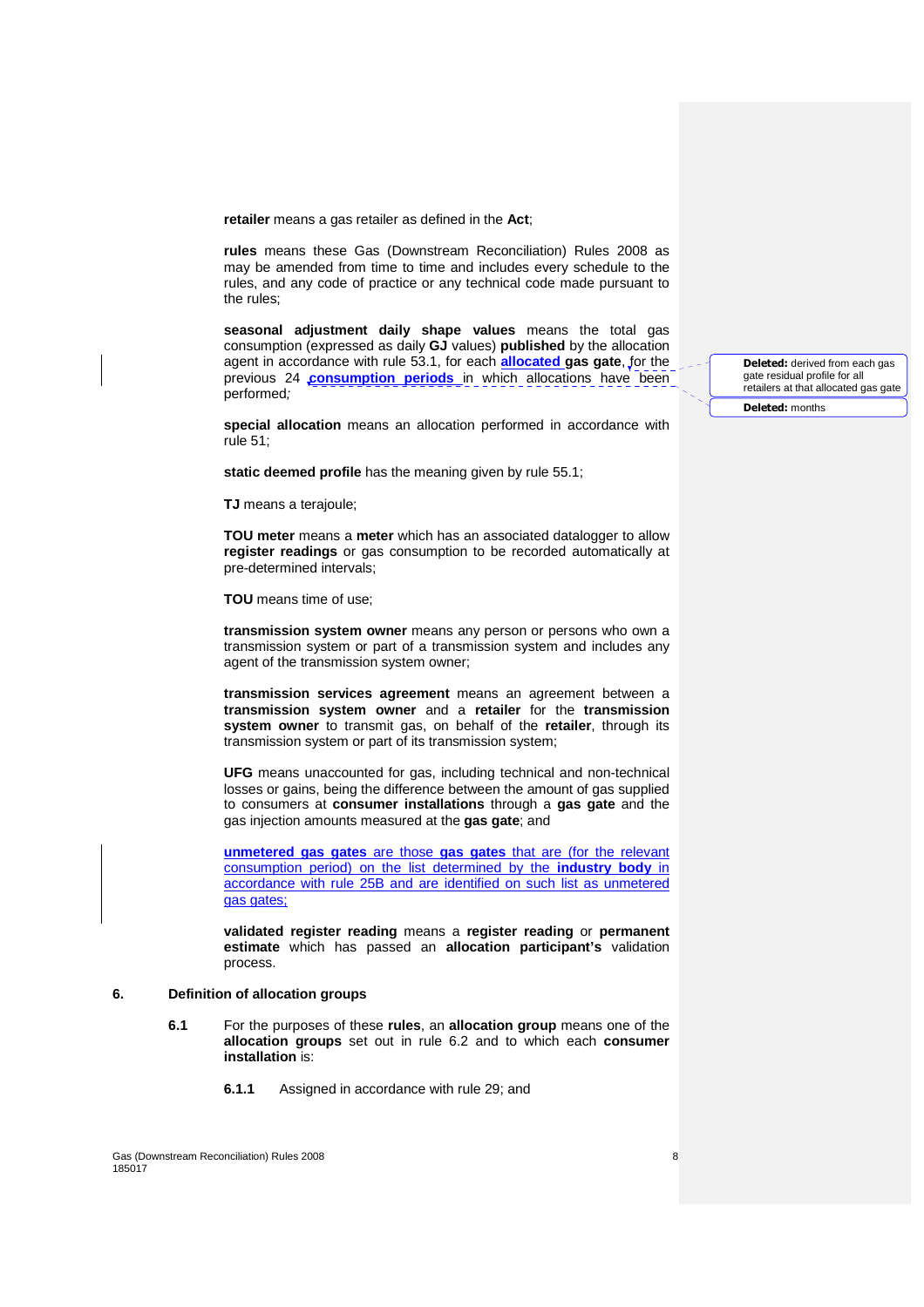**retailer** means a gas retailer as defined in the **Act**;

**rules** means these Gas (Downstream Reconciliation) Rules 2008 as may be amended from time to time and includes every schedule to the rules, and any code of practice or any technical code made pursuant to the rules;

**seasonal adjustment daily shape values** means the total gas consumption (expressed as daily **GJ** values) **published** by the allocation agent in accordance with rule 53.1, for each **allocated gas gate**, for the previous 24 **consumption periods** in which allocations have been performed;

**special allocation** means an allocation performed in accordance with rule 51;

**static deemed profile** has the meaning given by rule 55.1;

**TJ** means a terajoule;

**TOU meter** means a **meter** which has an associated datalogger to allow **register readings** or gas consumption to be recorded automatically at pre-determined intervals;

**TOU** means time of use;

**transmission system owner** means any person or persons who own a transmission system or part of a transmission system and includes any agent of the transmission system owner;

**transmission services agreement** means an agreement between a **transmission system owner** and a **retailer** for the **transmission system owner** to transmit gas, on behalf of the **retailer**, through its transmission system or part of its transmission system;

**UFG** means unaccounted for gas, including technical and non-technical losses or gains, being the difference between the amount of gas supplied to consumers at **consumer installations** through a **gas gate** and the gas injection amounts measured at the **gas gate**; and

**unmetered gas gates** are those **gas gates** that are (for the relevant consumption period) on the list determined by the **industry body** in accordance with rule 25B and are identified on such list as unmetered gas gates;

**validated register reading** means a **register reading** or **permanent estimate** which has passed an **allocation participant's** validation process.

## 6. Definition of allocation groups

**6.1** For the purposes of these **rules**, an **allocation group** means one of the **allocation groups** set out in rule 6.2 and to which each **consumer installation** is:

**6.1.1** Assigned in accordance with rule 29; and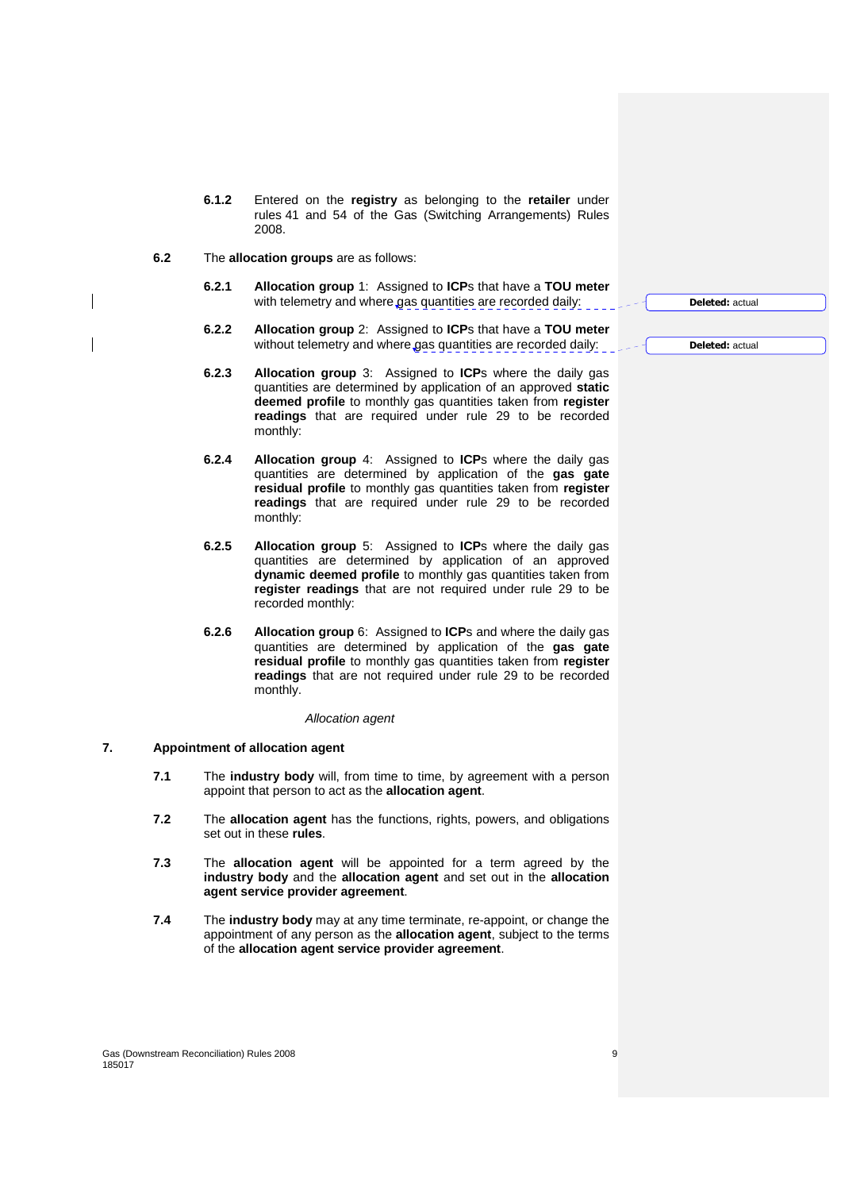**6.1.2** Entered on the **registry** as belonging to the **retailer** under rules 41 and 54 of the Gas (Switching Arrangements) Rules 2008.

**6.2** The **allocation groups** are as follows:

**6.2.1** **Allocation group** 1: Assigned to **ICP**s that have a **TOU meter** with telemetry and where gas quantities are recorded daily:

**6.2.2** **Allocation group** 2: Assigned to **ICP**s that have a **TOU meter** without telemetry and where gas quantities are recorded daily:

**6.2.3** **Allocation group** 3: Assigned to **ICP**s where the daily gas quantities are determined by application of an approved **static deemed profile** to monthly gas quantities taken from **register readings** that are required under rule 29 to be recorded monthly:

**6.2.4** **Allocation group** 4: Assigned to **ICP**s where the daily gas quantities are determined by application of the **gas gate residual profile** to monthly gas quantities taken from **register readings** that are required under rule 29 to be recorded monthly:

**6.2.5** **Allocation group** 5: Assigned to **ICP**s where the daily gas quantities are determined by application of an approved **dynamic deemed profile** to monthly gas quantities taken from **register readings** that are not required under rule 29 to be recorded monthly:

**6.2.6** **Allocation group** 6: Assigned to **ICP**s and where the daily gas quantities are determined by application of the **gas gate residual profile** to monthly gas quantities taken from **register readings** that are not required under rule 29 to be recorded monthly.

*Allocation agent*

## 7. Appointment of allocation agent

**7.1** The **industry body** will, from time to time, by agreement with a person appoint that person to act as the **allocation agent**.

**7.2** The **allocation agent** has the functions, rights, powers, and obligations set out in these **rules**.

**7.3** The **allocation agent** will be appointed for a term agreed by the **industry body** and the **allocation agent** and set out in the **allocation agent service provider agreement**.

**7.4** The **industry body** may at any time terminate, re-appoint, or change the appointment of any person as the **allocation agent**, subject to the terms of the **allocation agent service provider agreement**.

Deleted: actual

Deleted: actual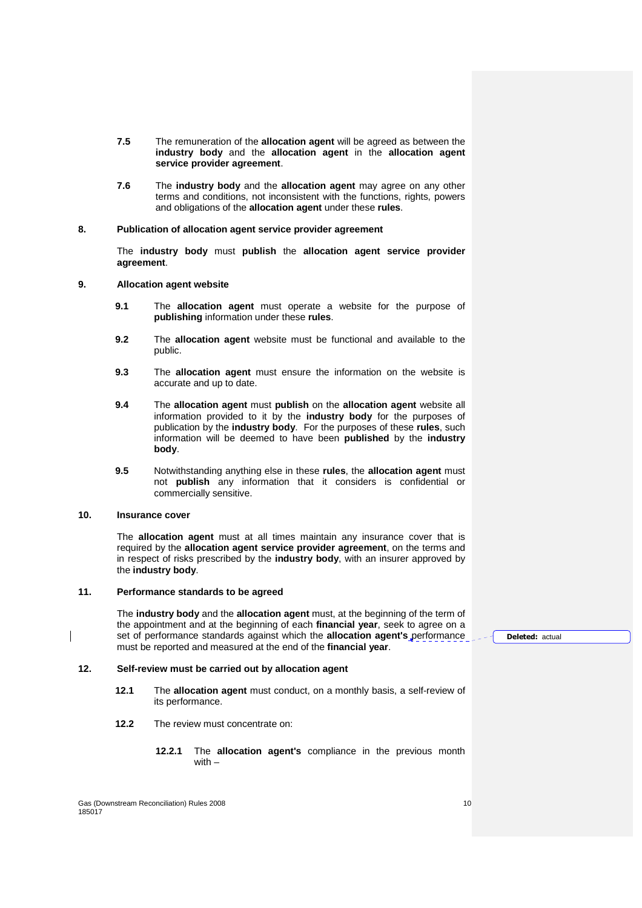**7.5** The remuneration of the **allocation agent** will be agreed as between the **industry body** and the **allocation agent** in the **allocation agent service provider agreement**.

**7.6** The **industry body** and the **allocation agent** may agree on any other terms and conditions, not inconsistent with the functions, rights, powers and obligations of the **allocation agent** under these **rules**.

## 8. Publication of allocation agent service provider agreement

The **industry body** must **publish** the **allocation agent service provider agreement**.

## 9. Allocation agent website

**9.1** The **allocation agent** must operate a website for the purpose of **publishing** information under these **rules**.

**9.2** The **allocation agent** website must be functional and available to the public.

**9.3** The **allocation agent** must ensure the information on the website is accurate and up to date.

**9.4** The **allocation agent** must **publish** on the **allocation agent** website all information provided to it by the **industry body** for the purposes of publication by the **industry body**. For the purposes of these **rules**, such information will be deemed to have been **published** by the **industry body**.

**9.5** Notwithstanding anything else in these **rules**, the **allocation agent** must not **publish** any information that it considers is confidential or commercially sensitive.

## 10. Insurance cover

The **allocation agent** must at all times maintain any insurance cover that is required by the **allocation agent service provider agreement**, on the terms and in respect of risks prescribed by the **industry body**, with an insurer approved by the **industry body**.

## 11. Performance standards to be agreed

The **industry body** and the **allocation agent** must, at the beginning of the term of the appointment and at the beginning of each **financial year**, seek to agree on a set of performance standards against which the **allocation agent's** performance must be reported and measured at the end of the **financial year**.

**Deleted:** actual

## 12. Self-review must be carried out by allocation agent

**12.1** The **allocation agent** must conduct, on a monthly basis, a self-review of its performance.

**12.2** The review must concentrate on:

**12.2.1** The **allocation agent's** compliance in the previous month with –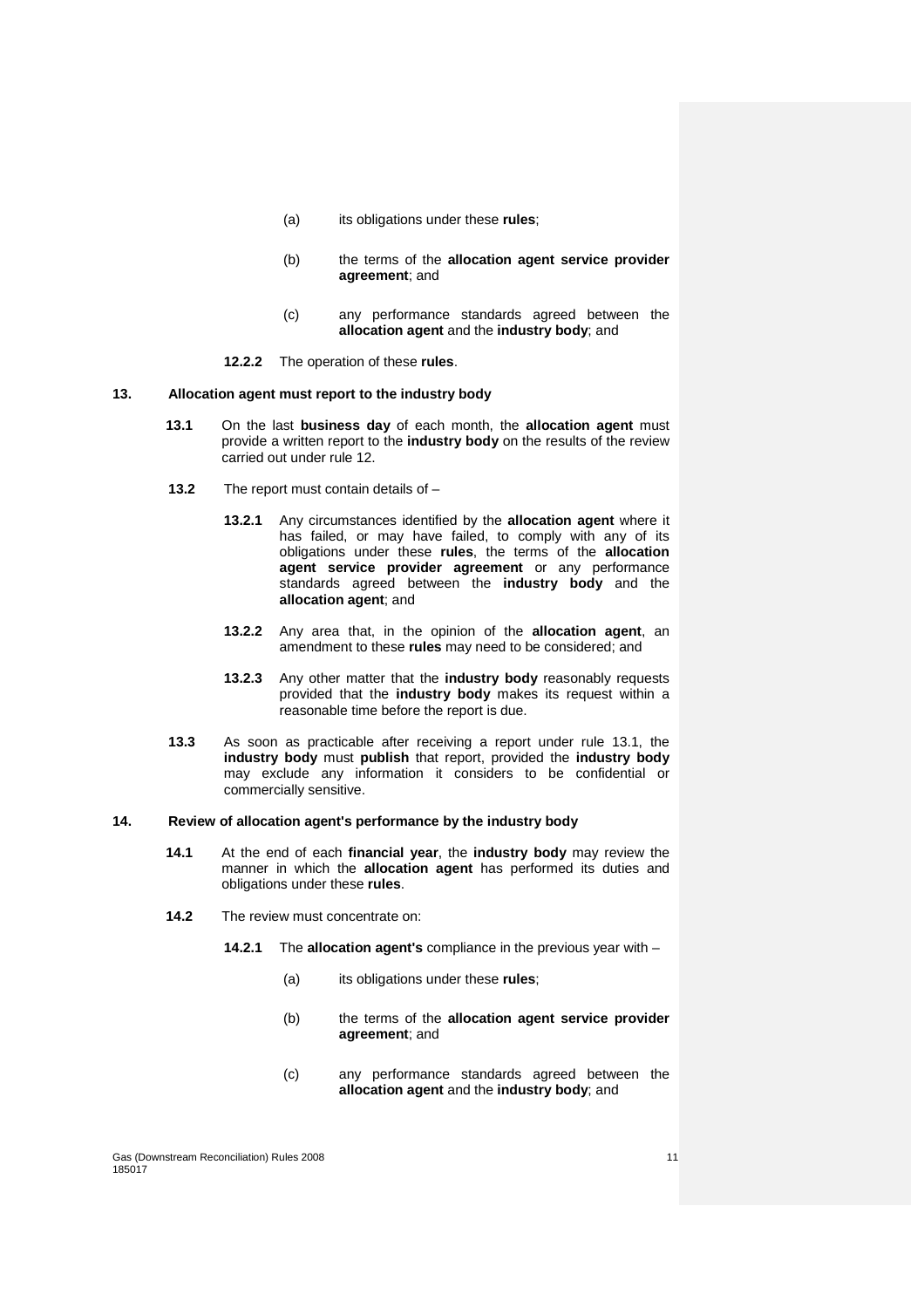(a) its obligations under these **rules**;

(b) the terms of the **allocation agent service provider agreement**; and

(c) any performance standards agreed between the **allocation agent** and the **industry body**; and

**12.2.2** The operation of these **rules**.

## 13. Allocation agent must report to the industry body

**13.1** On the last **business day** of each month, the **allocation agent** must provide a written report to the **industry body** on the results of the review carried out under rule 12.

**13.2** The report must contain details of –

**13.2.1** Any circumstances identified by the **allocation agent** where it has failed, or may have failed, to comply with any of its obligations under these **rules**, the terms of the **allocation agent service provider agreement** or any performance standards agreed between the **industry body** and the **allocation agent**; and

**13.2.2** Any area that, in the opinion of the **allocation agent**, an amendment to these **rules** may need to be considered; and

**13.2.3** Any other matter that the **industry body** reasonably requests provided that the **industry body** makes its request within a reasonable time before the report is due.

**13.3** As soon as practicable after receiving a report under rule 13.1, the **industry body** must **publish** that report, provided the **industry body** may exclude any information it considers to be confidential or commercially sensitive.

## 14. Review of allocation agent's performance by the industry body

**14.1** At the end of each **financial year**, the **industry body** may review the manner in which the **allocation agent** has performed its duties and obligations under these **rules**.

**14.2** The review must concentrate on:

**14.2.1** The **allocation agent's** compliance in the previous year with –

(a) its obligations under these **rules**;

(b) the terms of the **allocation agent service provider agreement**; and

(c) any performance standards agreed between the **allocation agent** and the **industry body**; and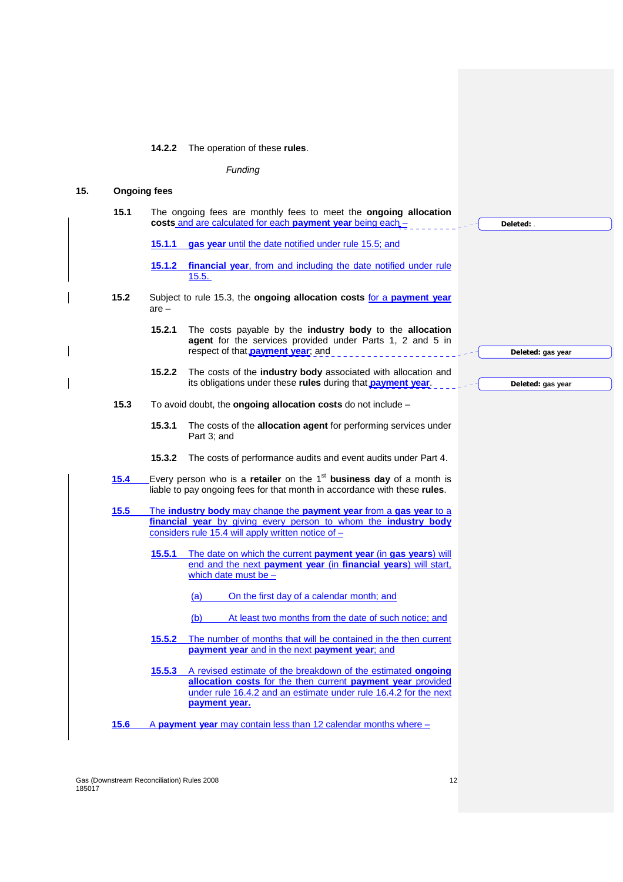**14.2.2** The operation of these **rules**.

*Funding*

## 15. Ongoing fees

**15.1** The ongoing fees are monthly fees to meet the **ongoing allocation costs** and are calculated for each **payment year** being each –

**15.1.1** **gas year** until the date notified under rule 15.5; and

**15.1.2** **financial year**, from and including the date notified under rule 15.5.

**15.2** Subject to rule 15.3, the **ongoing allocation costs** for a **payment year** are –

**15.2.1** The costs payable by the **industry body** to the **allocation agent** for the services provided under Parts 1, 2 and 5 in respect of that **payment year**; and

**15.2.2** The costs of the **industry body** associated with allocation and its obligations under these **rules** during that **payment year**.

**15.3** To avoid doubt, the **ongoing allocation costs** do not include –

**15.3.1** The costs of the **allocation agent** for performing services under Part 3; and

**15.3.2** The costs of performance audits and event audits under Part 4.

**15.4** Every person who is a **retailer** on the 1st **business day** of a month is liable to pay ongoing fees for that month in accordance with these **rules**.

**15.5** The **industry body** may change the **payment year** from a **gas year** to a **financial year** by giving every person to whom the **industry body** considers rule 15.4 will apply written notice of –

**15.5.1** The date on which the current **payment year** (in **gas years**) will end and the next **payment year** (in **financial years**) will start, which date must be –

(a) On the first day of a calendar month; and

(b) At least two months from the date of such notice; and

**15.5.2** The number of months that will be contained in the then current **payment year** and in the next **payment year**; and

**15.5.3** A revised estimate of the breakdown of the estimated **ongoing allocation costs** for the then current **payment year** provided under rule 16.4.2 and an estimate under rule 16.4.2 for the next **payment year.**

**15.6** A **payment year** may contain less than 12 calendar months where –

Deleted: .

Deleted: gas year

Deleted: gas year

Gas (Downstream Reconciliation) Rules 2008
185017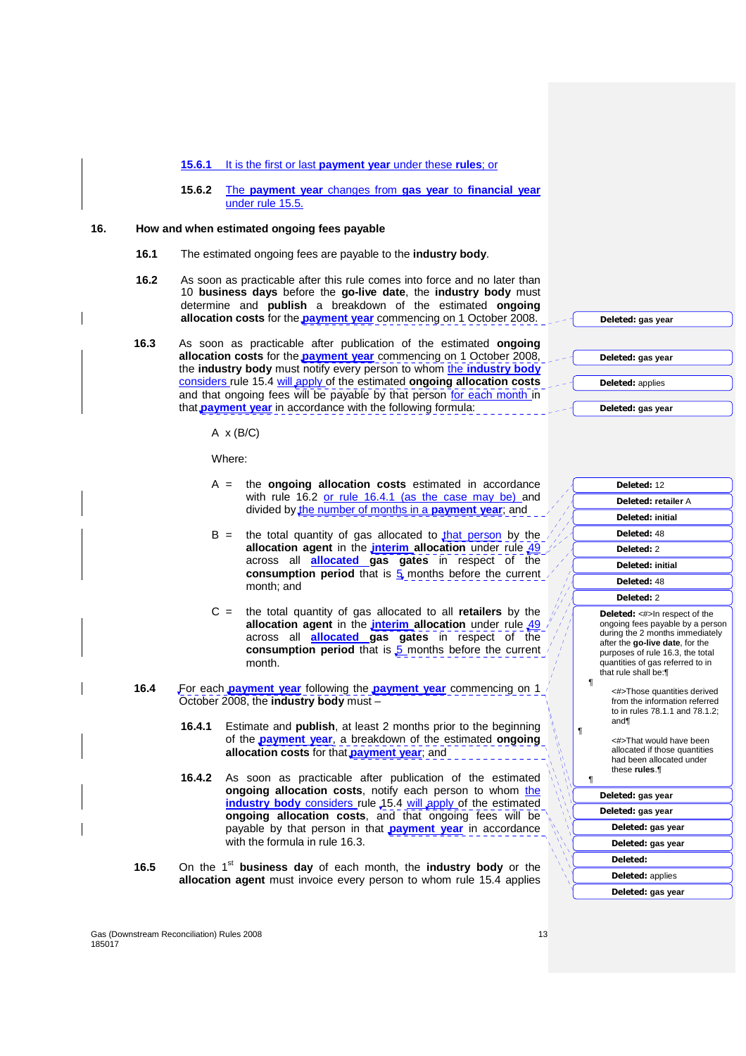**15.6.1** It is the first or last **payment year** under these **rules**; or

**15.6.2** The **payment year** changes from **gas year** to **financial year** under rule 15.5.

## 16. How and when estimated ongoing fees payable

**16.1** The estimated ongoing fees are payable to the **industry body**.

**16.2** As soon as practicable after this rule comes into force and no later than 10 **business days** before the **go-live date**, the **industry body** must determine and **publish** a breakdown of the estimated **ongoing allocation costs** for the **payment year** commencing on 1 October 2008.

**16.3** As soon as practicable after publication of the estimated **ongoing allocation costs** for the **payment year** commencing on 1 October 2008, the **industry body** must notify every person to whom the **industry body** considers rule 15.4 will apply of the estimated **ongoing allocation costs** and that ongoing fees will be payable by that person for each month in that **payment year** in accordance with the following formula:

A x (B/C)

Where:

A = the **ongoing allocation costs** estimated in accordance with rule 16.2 or rule 16.4.1 (as the case may be) and divided by the number of months in a **payment year**; and

B = the total quantity of gas allocated to that person by the **allocation agent** in the **interim allocation** under rule 49 across all **allocated gas gates** in respect of the **consumption period** that is 5 months before the current month; and

C = the total quantity of gas allocated to all **retailers** by the **allocation agent** in the **interim allocation** under rule 49 across all **allocated gas gates** in respect of the **consumption period** that is 5 months before the current month.

**16.4** For each **payment year** following the **payment year** commencing on 1 October 2008, the **industry body** must –

**16.4.1** Estimate and **publish**, at least 2 months prior to the beginning of the **payment year**, a breakdown of the estimated **ongoing allocation costs** for that **payment year**; and

**16.4.2** As soon as practicable after publication of the estimated **ongoing allocation costs**, notify each person to whom the **industry body** considers rule 15.4 will apply of the estimated **ongoing allocation costs**, and that ongoing fees will be payable by that person in that **payment year** in accordance with the formula in rule 16.3.

**16.5** On the 1st **business day** of each month, the **industry body** or the **allocation agent** must invoice every person to whom rule 15.4 applies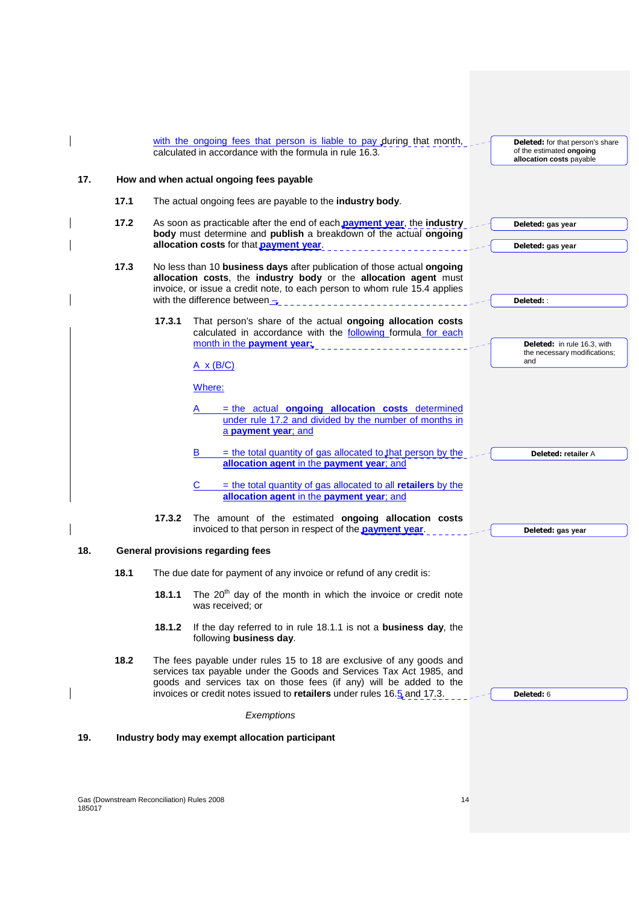with the ongoing fees that person is liable to pay during that month, calculated in accordance with the formula in rule 16.3.

> **Deleted:** for that person's share of the estimated **ongoing allocation costs** payable

## 17. How and when actual ongoing fees payable

**17.1** The actual ongoing fees are payable to the **industry body**.

**17.2** As soon as practicable after the end of each **payment year**, the **industry body** must determine and **publish** a breakdown of the actual **ongoing allocation costs** for that **payment year**.

> **Deleted:** gas year

> **Deleted:** gas year

**17.3** No less than 10 **business days** after publication of those actual **ongoing allocation costs**, the **industry body** or the **allocation agent** must invoice, or issue a credit note, to each person to whom rule 15.4 applies with the difference between –

> **Deleted:** :

**17.3.1** That person's share of the actual **ongoing allocation costs** calculated in accordance with the following formula for each month in the **payment year**;

> **Deleted:** in rule 16.3, with the necessary modifications; and

$$A \times (B/C)$$

Where:

A = the actual **ongoing allocation costs** determined under rule 17.2 and divided by the number of months in a **payment year**; and

B = the total quantity of gas allocated to that person by the **allocation agent** in the **payment year**; and

> **Deleted:** retailer A

C = the total quantity of gas allocated to all **retailers** by the **allocation agent** in the **payment year**; and

**17.3.2** The amount of the estimated **ongoing allocation costs** invoiced to that person in respect of the **payment year**.

> **Deleted:** gas year

## 18. General provisions regarding fees

**18.1** The due date for payment of any invoice or refund of any credit is:

**18.1.1** The 20th day of the month in which the invoice or credit note was received; or

**18.1.2** If the day referred to in rule 18.1.1 is not a **business day**, the following **business day**.

**18.2** The fees payable under rules 15 to 18 are exclusive of any goods and services tax payable under the Goods and Services Tax Act 1985, and goods and services tax on those fees (if any) will be added to the invoices or credit notes issued to **retailers** under rules 16.5 and 17.3.

> **Deleted:** 6

*Exemptions*

## 19. Industry body may exempt allocation participant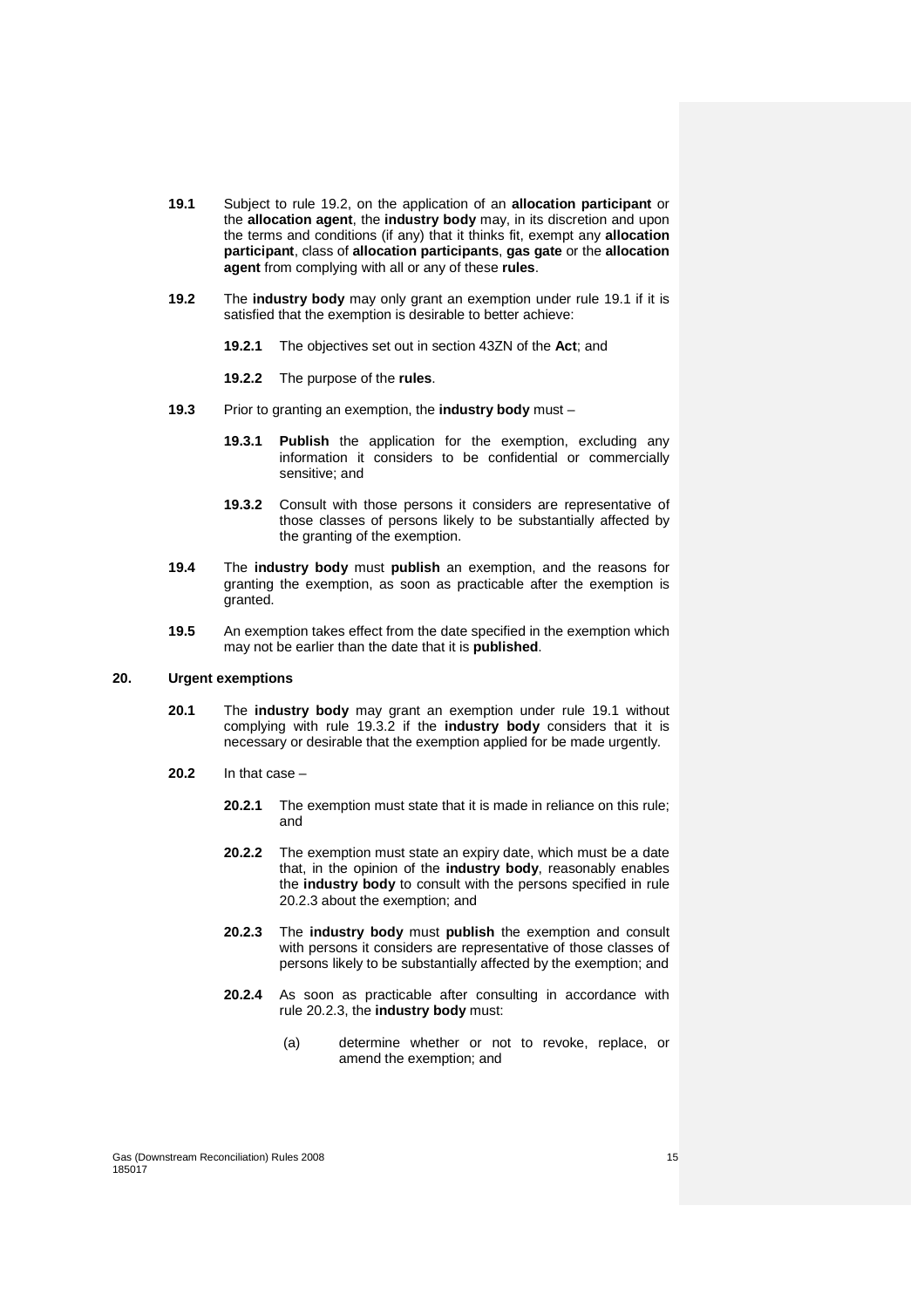**19.1** Subject to rule 19.2, on the application of an **allocation participant** or the **allocation agent**, the **industry body** may, in its discretion and upon the terms and conditions (if any) that it thinks fit, exempt any **allocation participant**, class of **allocation participants**, **gas gate** or the **allocation agent** from complying with all or any of these **rules**.

**19.2** The **industry body** may only grant an exemption under rule 19.1 if it is satisfied that the exemption is desirable to better achieve:

**19.2.1** The objectives set out in section 43ZN of the **Act**; and

**19.2.2** The purpose of the **rules**.

**19.3** Prior to granting an exemption, the **industry body** must –

**19.3.1** **Publish** the application for the exemption, excluding any information it considers to be confidential or commercially sensitive; and

**19.3.2** Consult with those persons it considers are representative of those classes of persons likely to be substantially affected by the granting of the exemption.

**19.4** The **industry body** must **publish** an exemption, and the reasons for granting the exemption, as soon as practicable after the exemption is granted.

**19.5** An exemption takes effect from the date specified in the exemption which may not be earlier than the date that it is **published**.

## 20. Urgent exemptions

**20.1** The **industry body** may grant an exemption under rule 19.1 without complying with rule 19.3.2 if the **industry body** considers that it is necessary or desirable that the exemption applied for be made urgently.

**20.2** In that case –

**20.2.1** The exemption must state that it is made in reliance on this rule; and

**20.2.2** The exemption must state an expiry date, which must be a date that, in the opinion of the **industry body**, reasonably enables the **industry body** to consult with the persons specified in rule 20.2.3 about the exemption; and

**20.2.3** The **industry body** must **publish** the exemption and consult with persons it considers are representative of those classes of persons likely to be substantially affected by the exemption; and

**20.2.4** As soon as practicable after consulting in accordance with rule 20.2.3, the **industry body** must:

(a) determine whether or not to revoke, replace, or amend the exemption; and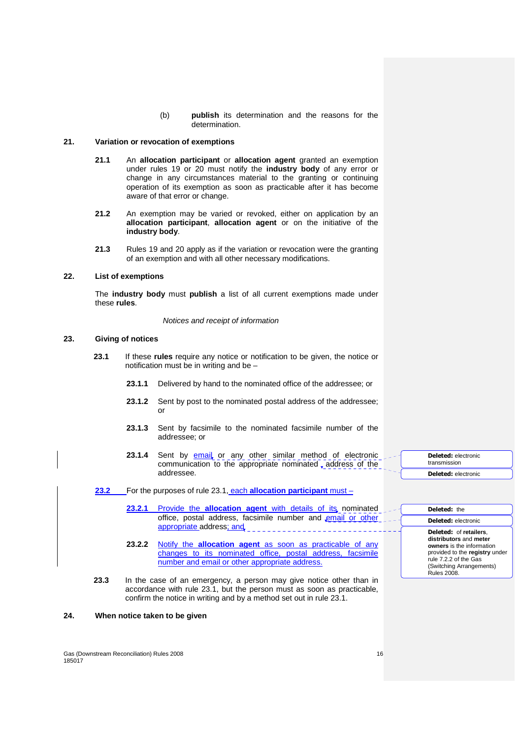(b) **publish** its determination and the reasons for the determination.

## 21. Variation or revocation of exemptions

**21.1** An **allocation participant** or **allocation agent** granted an exemption under rules 19 or 20 must notify the **industry body** of any error or change in any circumstances material to the granting or continuing operation of its exemption as soon as practicable after it has become aware of that error or change.

**21.2** An exemption may be varied or revoked, either on application by an **allocation participant**, **allocation agent** or on the initiative of the **industry body**.

**21.3** Rules 19 and 20 apply as if the variation or revocation were the granting of an exemption and with all other necessary modifications.

## 22. List of exemptions

The **industry body** must **publish** a list of all current exemptions made under these **rules**.

*Notices and receipt of information*

## 23. Giving of notices

**23.1** If these **rules** require any notice or notification to be given, the notice or notification must be in writing and be –

**23.1.1** Delivered by hand to the nominated office of the addressee; or

**23.1.2** Sent by post to the nominated postal address of the addressee; or

**23.1.3** Sent by facsimile to the nominated facsimile number of the addressee; or

**23.1.4** Sent by email or any other similar method of electronic communication to the appropriate nominated address of the addressee.

**23.2** For the purposes of rule 23.1, each **allocation participant** must –

**23.2.1** Provide the **allocation agent** with details of its nominated office, postal address, facsimile number and email or other appropriate address; and

**23.2.2** Notify the **allocation agent** as soon as practicable of any changes to its nominated office, postal address, facsimile number and email or other appropriate address.

**23.3** In the case of an emergency, a person may give notice other than in accordance with rule 23.1, but the person must as soon as practicable, confirm the notice in writing and by a method set out in rule 23.1.

## 24. When notice taken to be given

Gas (Downstream Reconciliation) Rules 2008
185017

**Deleted:** electronic transmission

**Deleted:** electronic

**Deleted:** the

**Deleted:** electronic

**Deleted:** of **retailers**, **distributors** and **meter owners** is the information provided to the **registry** under rule 7.2.2 of the Gas (Switching Arrangements) Rules 2008.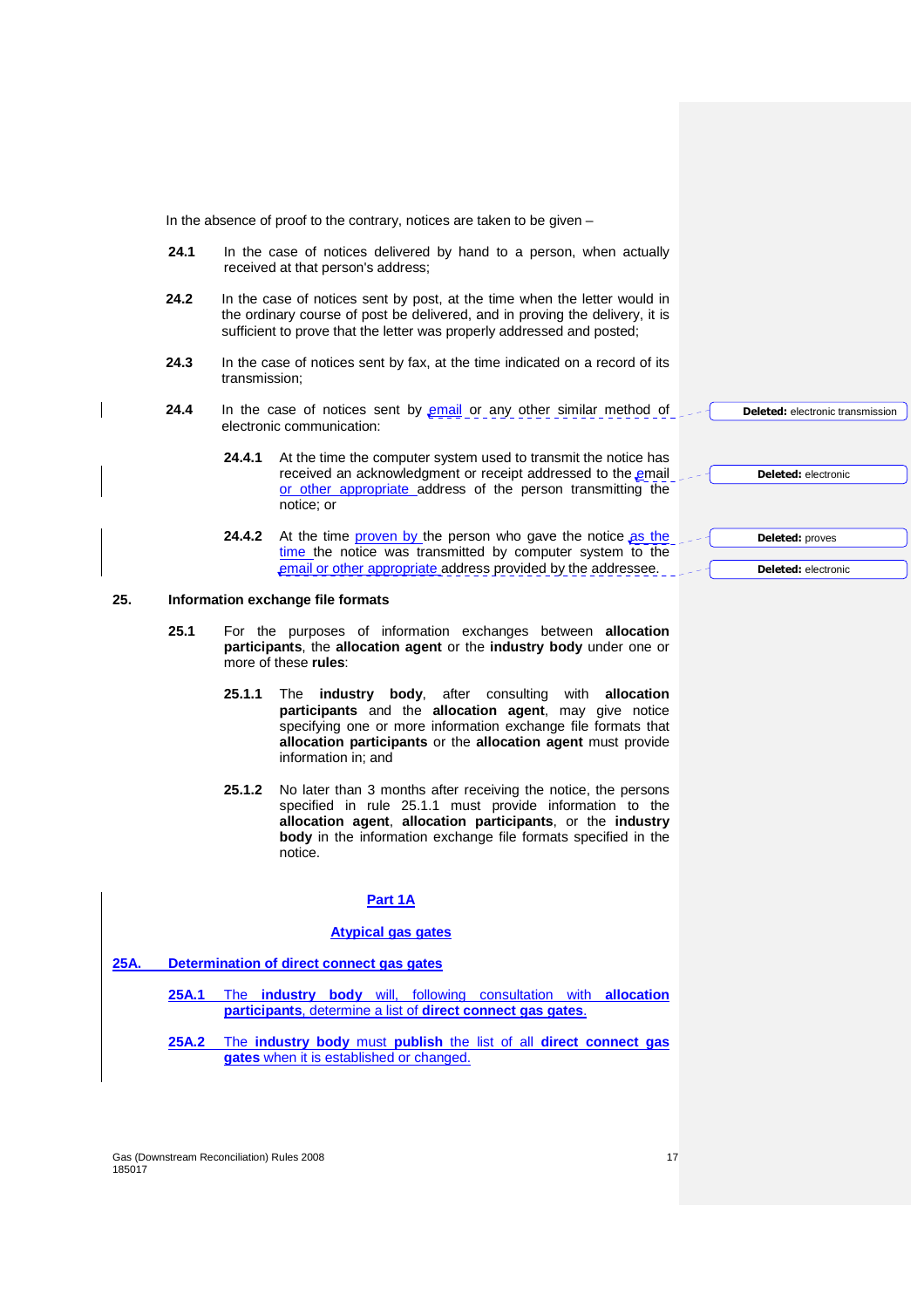In the absence of proof to the contrary, notices are taken to be given –

**24.1** In the case of notices delivered by hand to a person, when actually received at that person's address;

**24.2** In the case of notices sent by post, at the time when the letter would in the ordinary course of post be delivered, and in proving the delivery, it is sufficient to prove that the letter was properly addressed and posted;

**24.3** In the case of notices sent by fax, at the time indicated on a record of its transmission;

**24.4** In the case of notices sent by email or any other similar method of electronic communication:

**Deleted:** electronic transmission

**24.4.1** At the time the computer system used to transmit the notice has received an acknowledgment or receipt addressed to the email or other appropriate address of the person transmitting the notice; or

**Deleted:** electronic

**24.4.2** At the time proven by the person who gave the notice as the time the notice was transmitted by computer system to the email or other appropriate address provided by the addressee.

**Deleted:** proves

**Deleted:** electronic

## 25. Information exchange file formats

**25.1** For the purposes of information exchanges between **allocation participants**, the **allocation agent** or the **industry body** under one or more of these **rules**:

**25.1.1** The **industry body**, after consulting with **allocation participants** and the **allocation agent**, may give notice specifying one or more information exchange file formats that **allocation participants** or the **allocation agent** must provide information in; and

**25.1.2** No later than 3 months after receiving the notice, the persons specified in rule 25.1.1 must provide information to the **allocation agent**, **allocation participants**, or the **industry body** in the information exchange file formats specified in the notice.

# Part 1A

## Atypical gas gates

## 25A. Determination of direct connect gas gates

**25A.1** The **industry body** will, following consultation with **allocation participants**, determine a list of **direct connect gas gates**.

**25A.2** The **industry body** must **publish** the list of all **direct connect gas gates** when it is established or changed.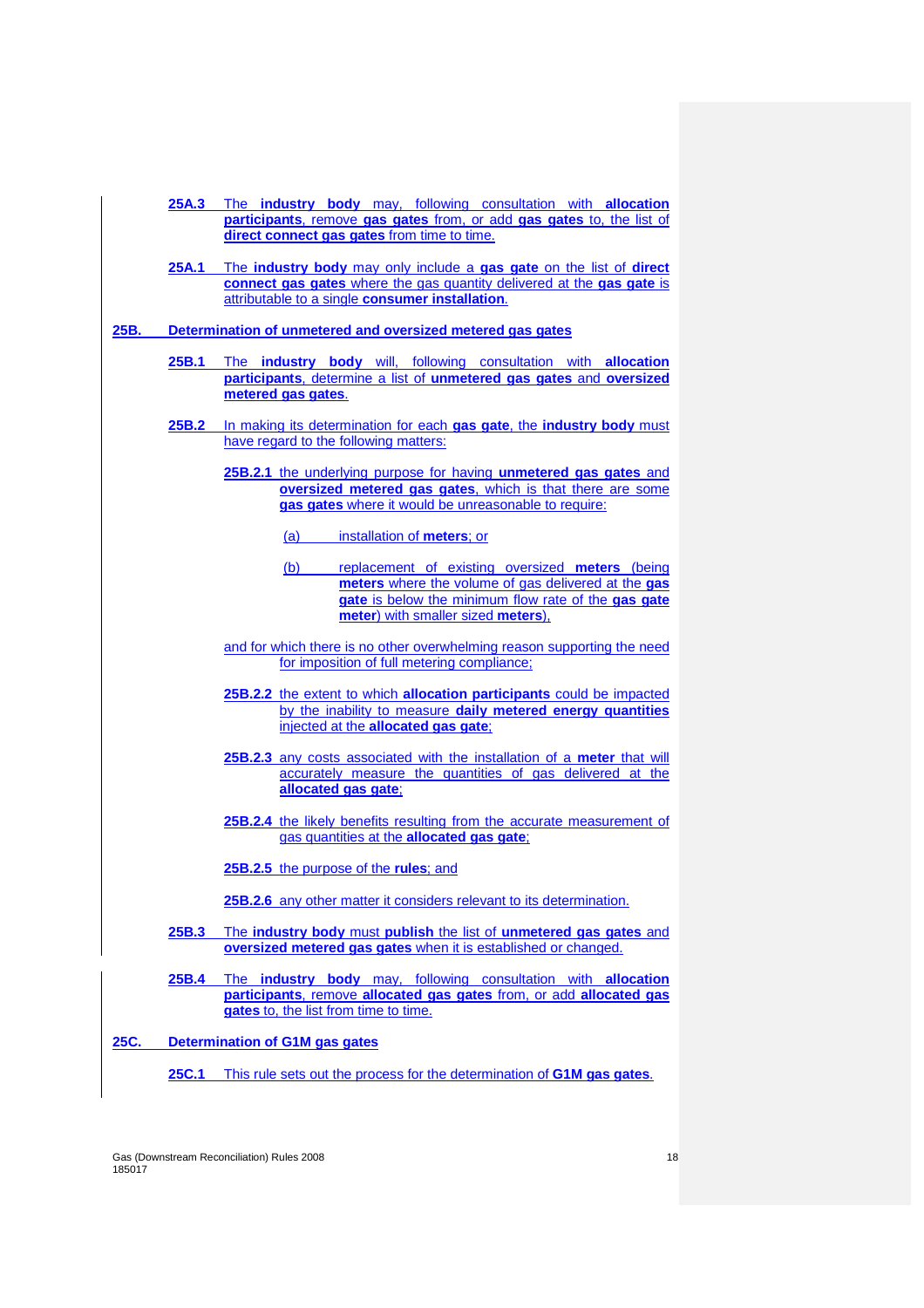**25A.3** The **industry body** may, following consultation with **allocation participants**, remove **gas gates** from, or add **gas gates** to, the list of **direct connect gas gates** from time to time.

**25A.1** The **industry body** may only include a **gas gate** on the list of **direct connect gas gates** where the gas quantity delivered at the **gas gate** is attributable to a single **consumer installation**.

## 25B. Determination of unmetered and oversized metered gas gates

**25B.1** The **industry body** will, following consultation with **allocation participants**, determine a list of **unmetered gas gates** and **oversized metered gas gates**.

**25B.2** In making its determination for each **gas gate**, the **industry body** must have regard to the following matters:

**25B.2.1** the underlying purpose for having **unmetered gas gates** and **oversized metered gas gates**, which is that there are some **gas gates** where it would be unreasonable to require:

(a) installation of **meters**; or

(b) replacement of existing oversized **meters** (being **meters** where the volume of gas delivered at the **gas gate** is below the minimum flow rate of the **gas gate meter**) with smaller sized **meters**),

and for which there is no other overwhelming reason supporting the need for imposition of full metering compliance;

**25B.2.2** the extent to which **allocation participants** could be impacted by the inability to measure **daily metered energy quantities** injected at the **allocated gas gate**;

**25B.2.3** any costs associated with the installation of a **meter** that will accurately measure the quantities of gas delivered at the **allocated gas gate**;

**25B.2.4** the likely benefits resulting from the accurate measurement of gas quantities at the **allocated gas gate**;

**25B.2.5** the purpose of the **rules**; and

**25B.2.6** any other matter it considers relevant to its determination.

**25B.3** The **industry body** must **publish** the list of **unmetered gas gates** and **oversized metered gas gates** when it is established or changed.

**25B.4** The **industry body** may, following consultation with **allocation participants**, remove **allocated gas gates** from, or add **allocated gas gates** to, the list from time to time.

## 25C. Determination of G1M gas gates

**25C.1** This rule sets out the process for the determination of **G1M gas gates**.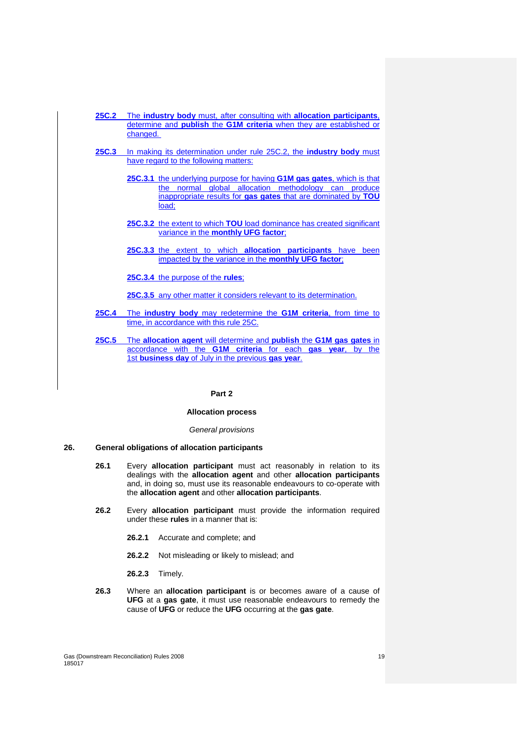**25C.2** The **industry body** must, after consulting with **allocation participants**, determine and **publish** the **G1M criteria** when they are established or changed.

**25C.3** In making its determination under rule 25C.2, the **industry body** must have regard to the following matters:

> **25C.3.1** the underlying purpose for having **G1M gas gates**, which is that the normal global allocation methodology can produce inappropriate results for **gas gates** that are dominated by **TOU** load;
>
> **25C.3.2** the extent to which **TOU** load dominance has created significant variance in the **monthly UFG factor**;
>
> **25C.3.3** the extent to which **allocation participants** have been impacted by the variance in the **monthly UFG factor**;
>
> **25C.3.4** the purpose of the **rules**;
>
> **25C.3.5** any other matter it considers relevant to its determination.

**25C.4** The **industry body** may redetermine the **G1M criteria**, from time to time, in accordance with this rule 25C.

**25C.5** The **allocation agent** will determine and **publish** the **G1M gas gates** in accordance with the **G1M criteria** for each **gas year**, by the 1st **business day** of July in the previous **gas year**.

## Part 2

### Allocation process

*General provisions*

**26. General obligations of allocation participants**

**26.1** Every **allocation participant** must act reasonably in relation to its dealings with the **allocation agent** and other **allocation participants** and, in doing so, must use its reasonable endeavours to co-operate with the **allocation agent** and other **allocation participants**.

**26.2** Every **allocation participant** must provide the information required under these **rules** in a manner that is:

> **26.2.1** Accurate and complete; and
>
> **26.2.2** Not misleading or likely to mislead; and
>
> **26.2.3** Timely.

**26.3** Where an **allocation participant** is or becomes aware of a cause of **UFG** at a **gas gate**, it must use reasonable endeavours to remedy the cause of **UFG** or reduce the **UFG** occurring at the **gas gate**.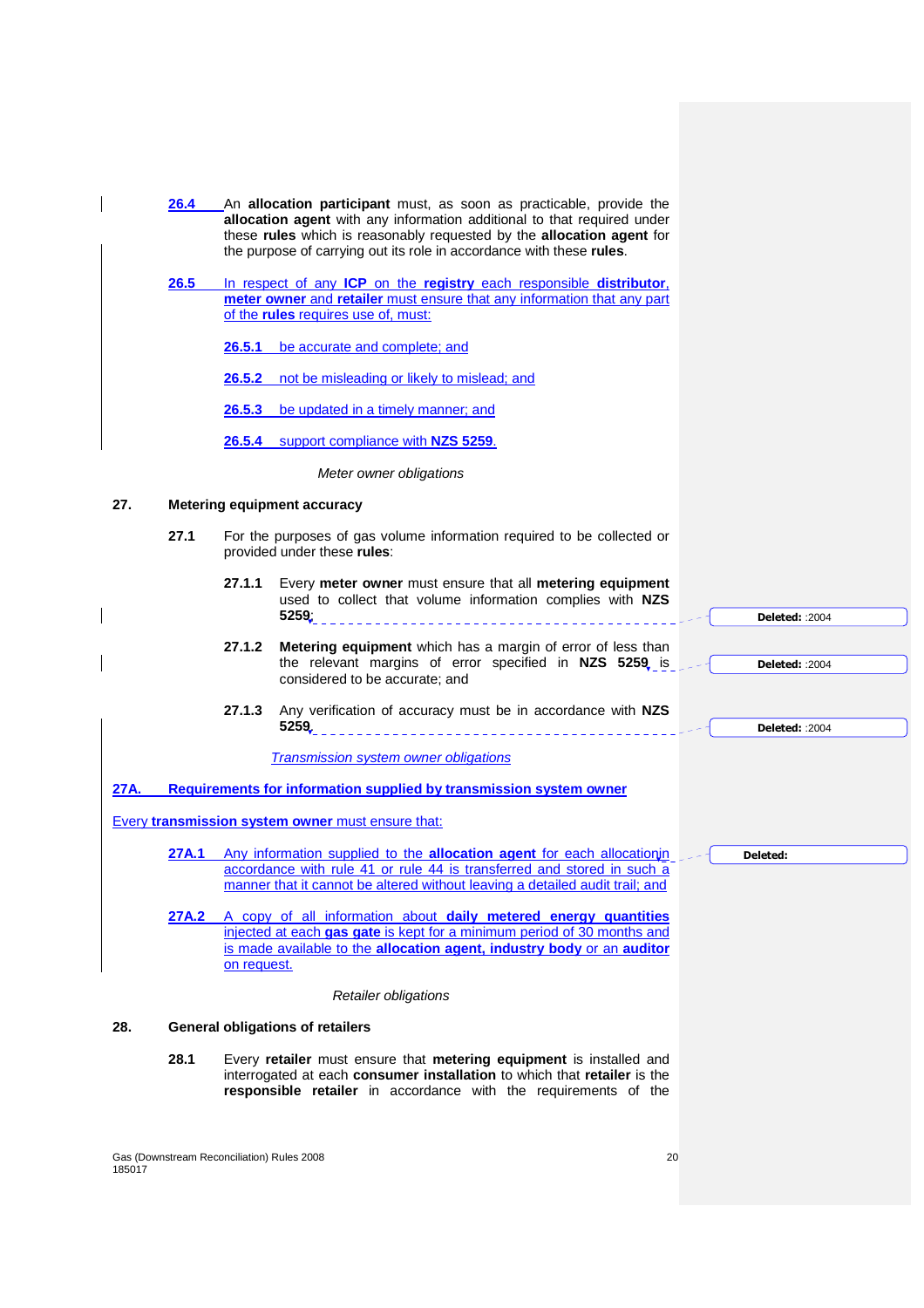26.4 An **allocation participant** must, as soon as practicable, provide the **allocation agent** with any information additional to that required under these **rules** which is reasonably requested by the **allocation agent** for the purpose of carrying out its role in accordance with these **rules**.

26.5 In respect of any **ICP** on the **registry** each responsible **distributor**, **meter owner** and **retailer** must ensure that any information that any part of the **rules** requires use of, must:

26.5.1 be accurate and complete; and

26.5.2 not be misleading or likely to mislead; and

26.5.3 be updated in a timely manner; and

26.5.4 support compliance with **NZS 5259**.

*Meter owner obligations*

## 27. Metering equipment accuracy

27.1 For the purposes of gas volume information required to be collected or provided under these **rules**:

27.1.1 Every **meter owner** must ensure that all **metering equipment** used to collect that volume information complies with **NZS 5259**;

27.1.2 **Metering equipment** which has a margin of error of less than the relevant margins of error specified in **NZS 5259** is considered to be accurate; and

27.1.3 Any verification of accuracy must be in accordance with **NZS 5259**.

*Transmission system owner obligations*

## 27A. Requirements for information supplied by transmission system owner

Every **transmission system owner** must ensure that:

27A.1 Any information supplied to the **allocation agent** for each allocation in accordance with rule 41 or rule 44 is transferred and stored in such a manner that it cannot be altered without leaving a detailed audit trail; and

27A.2 A copy of all information about **daily metered energy quantities** injected at each **gas gate** is kept for a minimum period of 30 months and is made available to the **allocation agent**, **industry body** or an **auditor** on request.

*Retailer obligations*

## 28. General obligations of retailers

28.1 Every **retailer** must ensure that **metering equipment** is installed and interrogated at each **consumer installation** to which that **retailer** is the **responsible retailer** in accordance with the requirements of the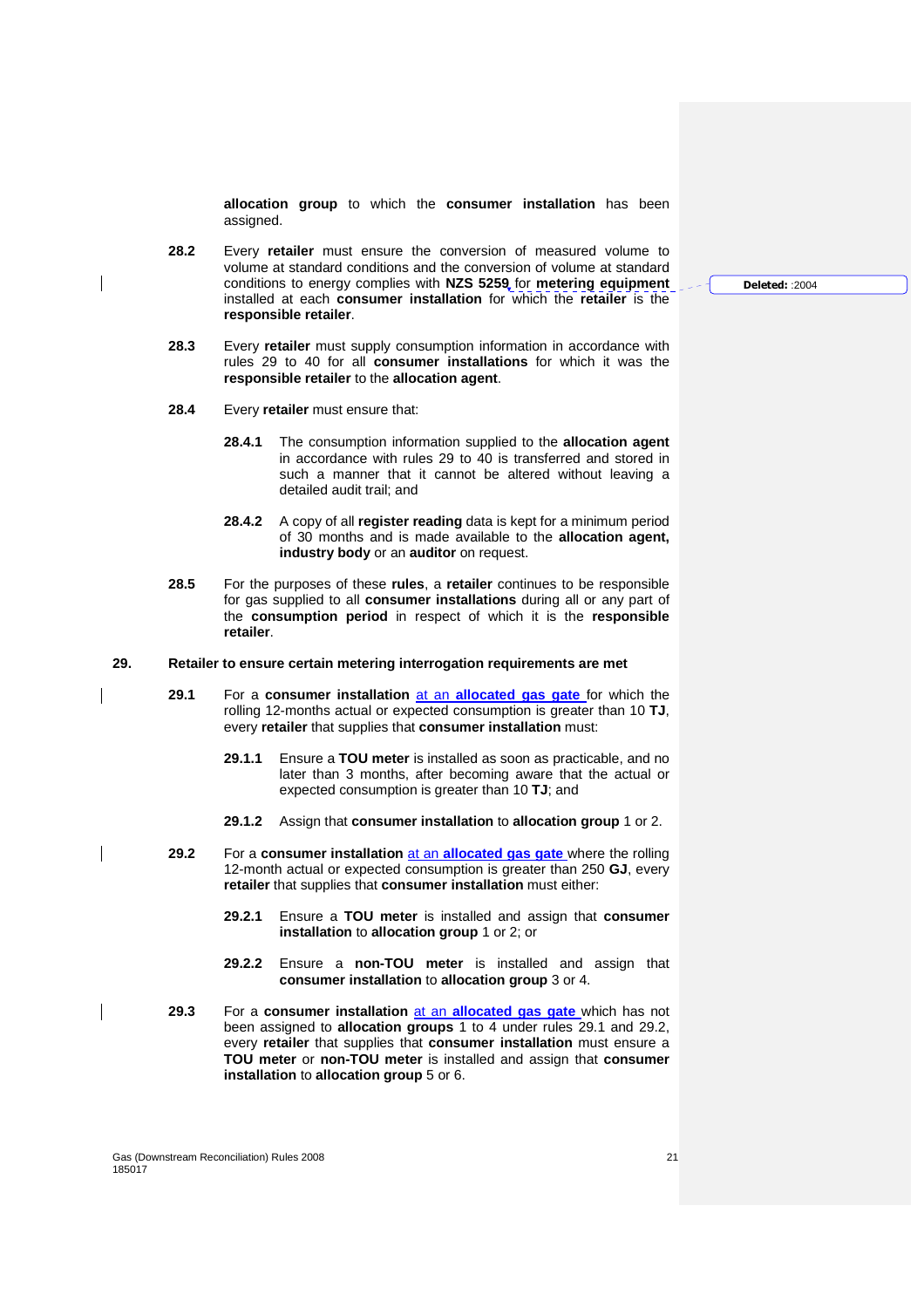**allocation group** to which the **consumer installation** has been assigned.

**28.2** Every **retailer** must ensure the conversion of measured volume to volume at standard conditions and the conversion of volume at standard conditions to energy complies with **NZS 5259** for **metering equipment** installed at each **consumer installation** for which the **retailer** is the **responsible retailer**.

Deleted: :2004

**28.3** Every **retailer** must supply consumption information in accordance with rules 29 to 40 for all **consumer installations** for which it was the **responsible retailer** to the **allocation agent**.

**28.4** Every **retailer** must ensure that:

**28.4.1** The consumption information supplied to the **allocation agent** in accordance with rules 29 to 40 is transferred and stored in such a manner that it cannot be altered without leaving a detailed audit trail; and

**28.4.2** A copy of all **register reading** data is kept for a minimum period of 30 months and is made available to the **allocation agent, industry body** or an **auditor** on request.

**28.5** For the purposes of these **rules**, a **retailer** continues to be responsible for gas supplied to all **consumer installations** during all or any part of the **consumption period** in respect of which it is the **responsible retailer**.

## 29. Retailer to ensure certain metering interrogation requirements are met

**29.1** For a **consumer installation** at an **allocated gas gate** for which the rolling 12-months actual or expected consumption is greater than 10 **TJ**, every **retailer** that supplies that **consumer installation** must:

**29.1.1** Ensure a **TOU meter** is installed as soon as practicable, and no later than 3 months, after becoming aware that the actual or expected consumption is greater than 10 **TJ**; and

**29.1.2** Assign that **consumer installation** to **allocation group** 1 or 2.

**29.2** For a **consumer installation** at an **allocated gas gate** where the rolling 12-month actual or expected consumption is greater than 250 **GJ**, every **retailer** that supplies that **consumer installation** must either:

**29.2.1** Ensure a **TOU meter** is installed and assign that **consumer installation** to **allocation group** 1 or 2; or

**29.2.2** Ensure a **non-TOU meter** is installed and assign that **consumer installation** to **allocation group** 3 or 4.

**29.3** For a **consumer installation** at an **allocated gas gate** which has not been assigned to **allocation groups** 1 to 4 under rules 29.1 and 29.2, every **retailer** that supplies that **consumer installation** must ensure a **TOU meter** or **non-TOU meter** is installed and assign that **consumer installation** to **allocation group** 5 or 6.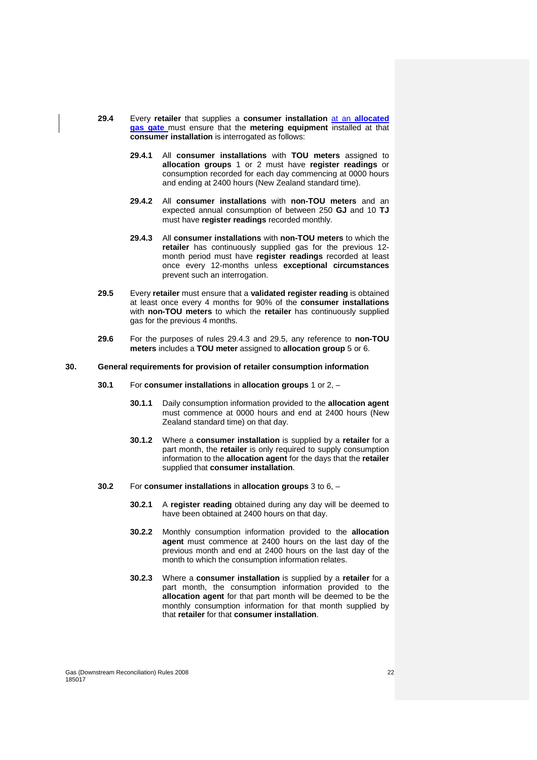**29.4** Every **retailer** that supplies a **consumer installation** at an **allocated gas gate** must ensure that the **metering equipment** installed at that **consumer installation** is interrogated as follows:

**29.4.1** All **consumer installations** with **TOU meters** assigned to **allocation groups** 1 or 2 must have **register readings** or consumption recorded for each day commencing at 0000 hours and ending at 2400 hours (New Zealand standard time).

**29.4.2** All **consumer installations** with **non-TOU meters** and an expected annual consumption of between 250 **GJ** and 10 **TJ** must have **register readings** recorded monthly.

**29.4.3** All **consumer installations** with **non-TOU meters** to which the **retailer** has continuously supplied gas for the previous 12-month period must have **register readings** recorded at least once every 12-months unless **exceptional circumstances** prevent such an interrogation.

**29.5** Every **retailer** must ensure that a **validated register reading** is obtained at least once every 4 months for 90% of the **consumer installations** with **non-TOU meters** to which the **retailer** has continuously supplied gas for the previous 4 months.

**29.6** For the purposes of rules 29.4.3 and 29.5, any reference to **non-TOU meters** includes a **TOU meter** assigned to **allocation group** 5 or 6.

## 30. General requirements for provision of retailer consumption information

**30.1** For **consumer installations** in **allocation groups** 1 or 2, –

**30.1.1** Daily consumption information provided to the **allocation agent** must commence at 0000 hours and end at 2400 hours (New Zealand standard time) on that day.

**30.1.2** Where a **consumer installation** is supplied by a **retailer** for a part month, the **retailer** is only required to supply consumption information to the **allocation agent** for the days that the **retailer** supplied that **consumer installation**.

**30.2** For **consumer installations** in **allocation groups** 3 to 6, –

**30.2.1** A **register reading** obtained during any day will be deemed to have been obtained at 2400 hours on that day.

**30.2.2** Monthly consumption information provided to the **allocation agent** must commence at 2400 hours on the last day of the previous month and end at 2400 hours on the last day of the month to which the consumption information relates.

**30.2.3** Where a **consumer installation** is supplied by a **retailer** for a part month, the consumption information provided to the **allocation agent** for that part month will be deemed to be the monthly consumption information for that month supplied by that **retailer** for that **consumer installation**.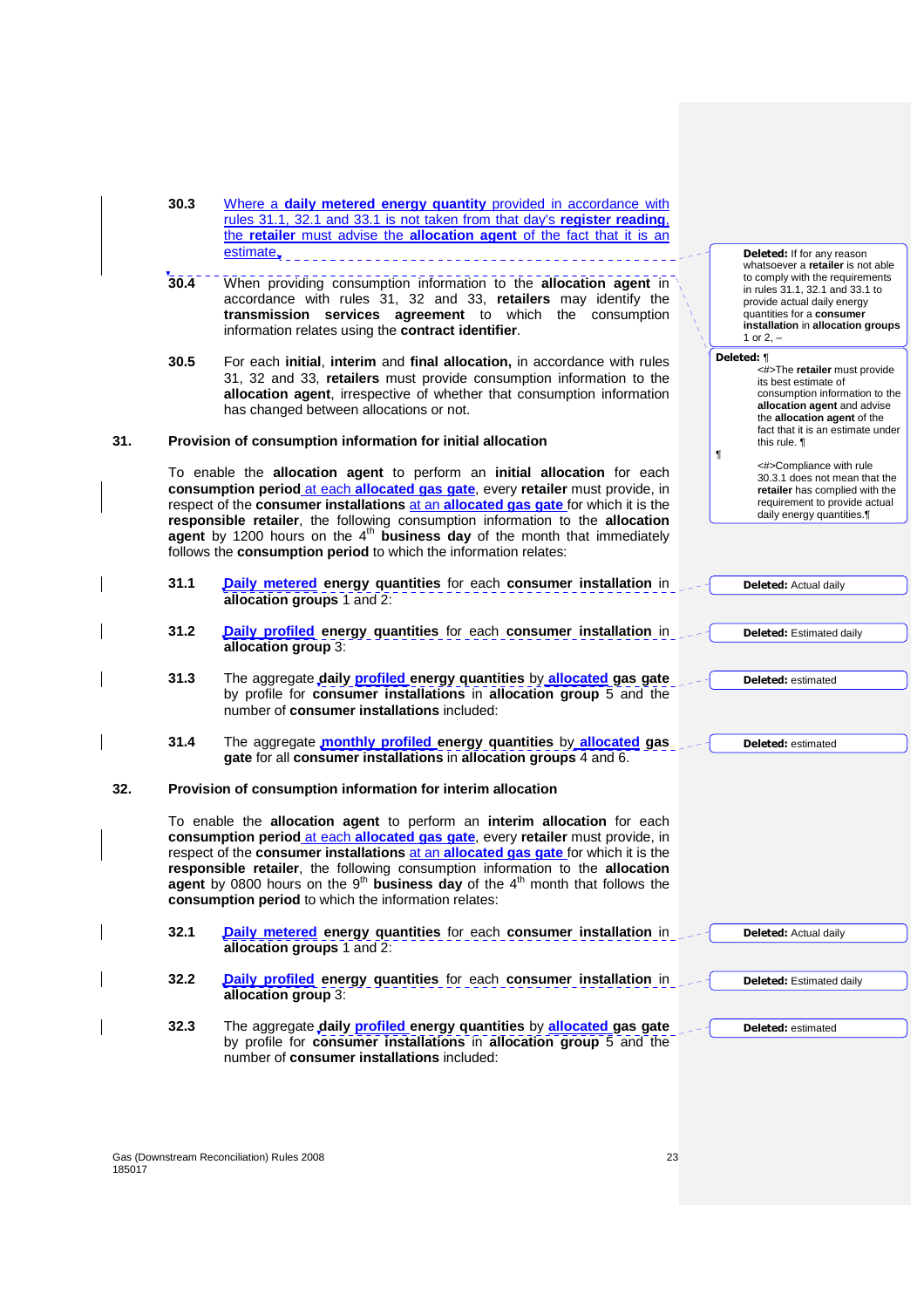30.3 Where a **daily metered energy quantity** provided in accordance with rules 31.1, 32.1 and 33.1 is not taken from that day's **register reading**, the **retailer** must advise the **allocation agent** of the fact that it is an estimate.

30.4 When providing consumption information to the **allocation agent** in accordance with rules 31, 32 and 33, **retailers** may identify the **transmission services agreement** to which the consumption information relates using the **contract identifier**.

30.5 For each **initial**, **interim** and **final allocation,** in accordance with rules 31, 32 and 33, **retailers** must provide consumption information to the **allocation agent**, irrespective of whether that consumption information has changed between allocations or not.

## 31. Provision of consumption information for initial allocation

To enable the **allocation agent** to perform an **initial allocation** for each **consumption period** at each **allocated gas gate**, every **retailer** must provide, in respect of the **consumer installations** at an **allocated gas gate** for which it is the **responsible retailer**, the following consumption information to the **allocation agent** by 1200 hours on the 4th **business day** of the month that immediately follows the **consumption period** to which the information relates:

31.1 **Daily metered energy quantities** for each **consumer installation** in **allocation groups** 1 and 2:

31.2 **Daily profiled energy quantities** for each **consumer installation** in **allocation group** 3:

31.3 The aggregate **daily profiled energy quantities** by **allocated gas gate** by profile for **consumer installations** in **allocation group** 5 and the number of **consumer installations** included:

31.4 The aggregate **monthly profiled energy quantities** by **allocated gas gate** for all **consumer installations** in **allocation groups** 4 and 6.

## 32. Provision of consumption information for interim allocation

To enable the **allocation agent** to perform an **interim allocation** for each **consumption period** at each **allocated gas gate**, every **retailer** must provide, in respect of the **consumer installations** at an **allocated gas gate** for which it is the **responsible retailer**, the following consumption information to the **allocation agent** by 0800 hours on the 9th **business day** of the 4th month that follows the **consumption period** to which the information relates:

32.1 **Daily metered energy quantities** for each **consumer installation** in **allocation groups** 1 and 2:

32.2 **Daily profiled energy quantities** for each **consumer installation** in **allocation group** 3:

32.3 The aggregate **daily profiled energy quantities** by **allocated gas gate** by profile for **consumer installations** in **allocation group** 5 and the number of **consumer installations** included:

---

Deleted: If for any reason whatsoever a **retailer** is not able to comply with the requirements in rules 31.1, 32.1 and 33.1 to provide actual daily energy quantities for a **consumer installation** in **allocation groups** 1 or 2, –

Deleted: The **retailer** must provide its best estimate of consumption information to the **allocation agent** and advise the **allocation agent** of the fact that it is an estimate under this rule.

Compliance with rule 30.3.1 does not mean that the **retailer** has complied with the requirement to provide actual daily energy quantities.

Deleted: Actual daily

Deleted: Estimated daily

Deleted: estimated

Deleted: estimated

Deleted: Actual daily

Deleted: Estimated daily

Deleted: estimated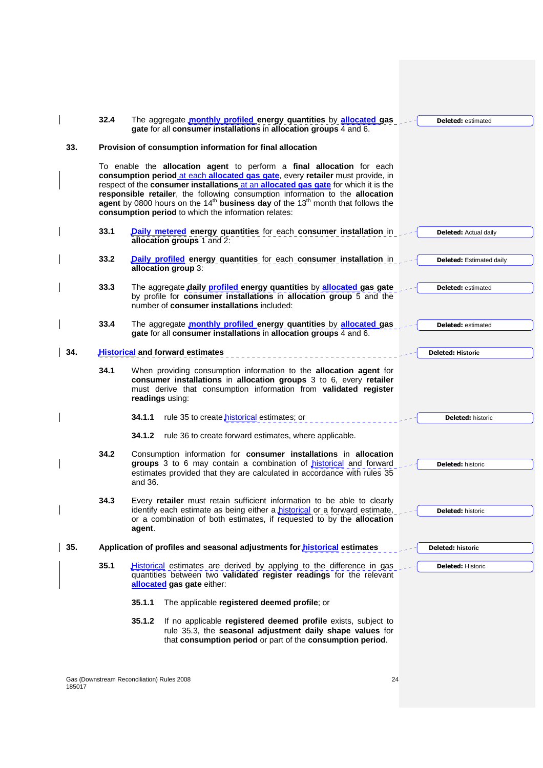32.4 The aggregate **monthly profiled energy quantities** by **allocated gas gate** for all **consumer installations** in **allocation groups** 4 and 6.

Deleted: estimated

## 33. Provision of consumption information for final allocation

To enable the **allocation agent** to perform a **final allocation** for each **consumption period** at each **allocated gas gate**, every **retailer** must provide, in respect of the **consumer installations** at an **allocated gas gate** for which it is the **responsible retailer**, the following consumption information to the **allocation agent** by 0800 hours on the 14th **business day** of the 13th month that follows the **consumption period** to which the information relates:

33.1 **Daily metered energy quantities** for each **consumer installation** in **allocation groups** 1 and 2:

Deleted: Actual daily

33.2 **Daily profiled energy quantities** for each **consumer installation** in **allocation group** 3:

Deleted: Estimated daily

33.3 The aggregate **daily profiled energy quantities** by **allocated gas gate** by profile for **consumer installations** in **allocation group** 5 and the number of **consumer installations** included:

Deleted: estimated

33.4 The aggregate **monthly profiled energy quantities** by **allocated gas gate** for all **consumer installations** in **allocation groups** 4 and 6.

Deleted: estimated

## 34. Historical and forward estimates

Deleted: Historic

34.1 When providing consumption information to the **allocation agent** for **consumer installations** in **allocation groups** 3 to 6, every **retailer** must derive that consumption information from **validated register readings** using:

34.1.1 rule 35 to create historical estimates; or

Deleted: historic

34.1.2 rule 36 to create forward estimates, where applicable.

34.2 Consumption information for **consumer installations** in **allocation groups** 3 to 6 may contain a combination of historical and forward estimates provided that they are calculated in accordance with rules 35 and 36.

Deleted: historic

34.3 Every **retailer** must retain sufficient information to be able to clearly identify each estimate as being either a historical or a forward estimate, or a combination of both estimates, if requested to by the **allocation agent**.

Deleted: historic

## 35. Application of profiles and seasonal adjustments for historical estimates

Deleted: historic

35.1 Historical estimates are derived by applying to the difference in gas quantities between two **validated register readings** for the relevant **allocated gas gate** either:

Deleted: Historic

35.1.1 The applicable **registered deemed profile**; or

35.1.2 If no applicable **registered deemed profile** exists, subject to rule 35.3, the **seasonal adjustment daily shape values** for that **consumption period** or part of the **consumption period**.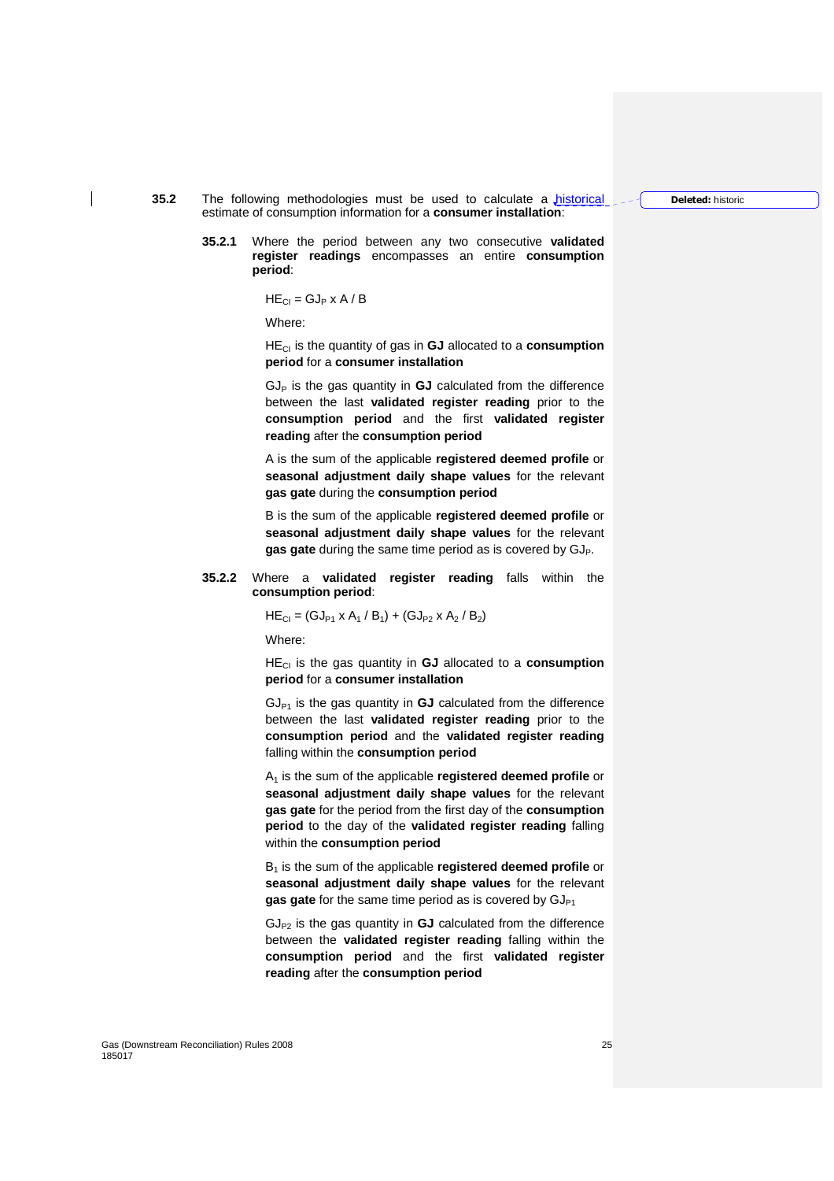**35.2** The following methodologies must be used to calculate a historical estimate of consumption information for a **consumer installation**:

**35.2.1** Where the period between any two consecutive **validated register readings** encompasses an entire **consumption period**:

$HE_{CI} = GJ_P \times A / B$

Where:

$HE_{CI}$ is the quantity of gas in **GJ** allocated to a **consumption period** for a **consumer installation**

$GJ_P$ is the gas quantity in **GJ** calculated from the difference between the last **validated register reading** prior to the **consumption period** and the first **validated register reading** after the **consumption period**

A is the sum of the applicable **registered deemed profile** or **seasonal adjustment daily shape values** for the relevant **gas gate** during the **consumption period**

B is the sum of the applicable **registered deemed profile** or **seasonal adjustment daily shape values** for the relevant **gas gate** during the same time period as is covered by $GJ_P$.

**35.2.2** Where a **validated register reading** falls within the **consumption period**:

$HE_{CI} = (GJ_{P1} \times A_1 / B_1) + (GJ_{P2} \times A_2 / B_2)$

Where:

$HE_{CI}$ is the gas quantity in **GJ** allocated to a **consumption period** for a **consumer installation**

$GJ_{P1}$ is the gas quantity in **GJ** calculated from the difference between the last **validated register reading** prior to the **consumption period** and the **validated register reading** falling within the **consumption period**

$A_1$ is the sum of the applicable **registered deemed profile** or **seasonal adjustment daily shape values** for the relevant **gas gate** for the period from the first day of the **consumption period** to the day of the **validated register reading** falling within the **consumption period**

$B_1$ is the sum of the applicable **registered deemed profile** or **seasonal adjustment daily shape values** for the relevant **gas gate** for the same time period as is covered by $GJ_{P1}$

$GJ_{P2}$ is the gas quantity in **GJ** calculated from the difference between the **validated register reading** falling within the **consumption period** and the first **validated register reading** after the **consumption period**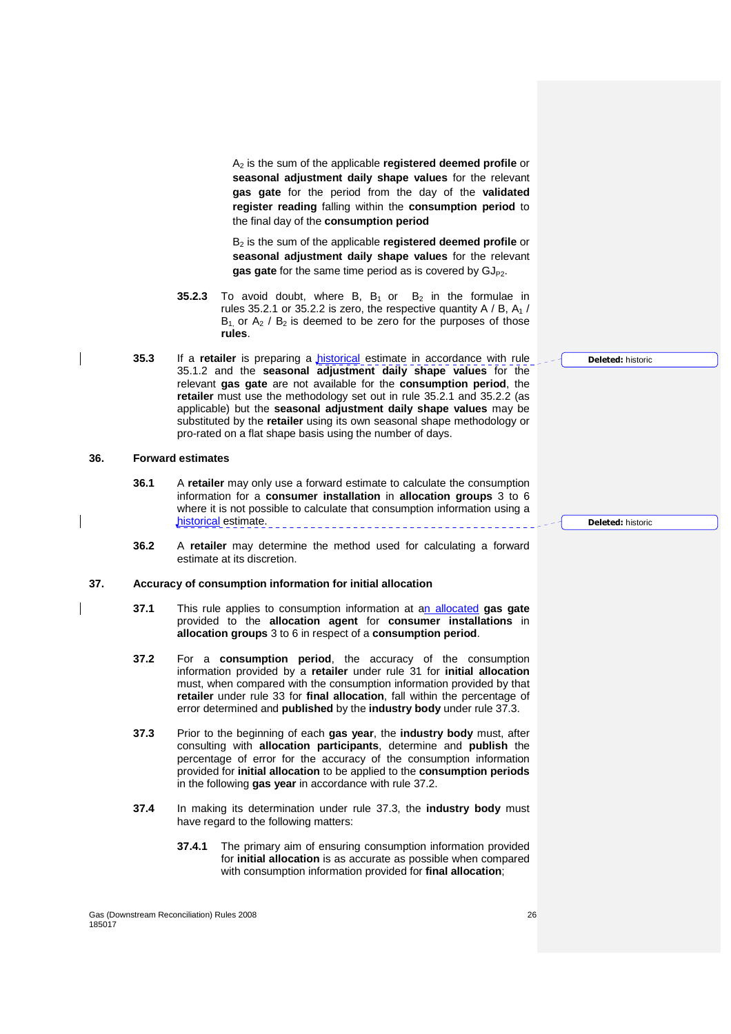$A_2$ is the sum of the applicable **registered deemed profile** or **seasonal adjustment daily shape values** for the relevant **gas gate** for the period from the day of the **validated register reading** falling within the **consumption period** to the final day of the **consumption period**

$B_2$ is the sum of the applicable **registered deemed profile** or **seasonal adjustment daily shape values** for the relevant **gas gate** for the same time period as is covered by $GJ_{P2}$.

**35.2.3** To avoid doubt, where B, $B_1$ or $B_2$ in the formulae in rules 35.2.1 or 35.2.2 is zero, the respective quantity A / B, $A_1$ / $B_1$ or $A_2$ / $B_2$ is deemed to be zero for the purposes of those **rules**.

**35.3** If a **retailer** is preparing a historical estimate in accordance with rule 35.1.2 and the **seasonal adjustment daily shape values** for the relevant **gas gate** are not available for the **consumption period**, the **retailer** must use the methodology set out in rule 35.2.1 and 35.2.2 (as applicable) but the **seasonal adjustment daily shape values** may be substituted by the **retailer** using its own seasonal shape methodology or pro-rated on a flat shape basis using the number of days.

## 36. Forward estimates

**36.1** A **retailer** may only use a forward estimate to calculate the consumption information for a **consumer installation** in **allocation groups** 3 to 6 where it is not possible to calculate that consumption information using a historical estimate.

**36.2** A **retailer** may determine the method used for calculating a forward estimate at its discretion.

## 37. Accuracy of consumption information for initial allocation

**37.1** This rule applies to consumption information at an allocated **gas gate** provided to the **allocation agent** for **consumer installations** in **allocation groups** 3 to 6 in respect of a **consumption period**.

**37.2** For a **consumption period**, the accuracy of the consumption information provided by a **retailer** under rule 31 for **initial allocation** must, when compared with the consumption information provided by that **retailer** under rule 33 for **final allocation**, fall within the percentage of error determined and **published** by the **industry body** under rule 37.3.

**37.3** Prior to the beginning of each **gas year**, the **industry body** must, after consulting with **allocation participants**, determine and **publish** the percentage of error for the accuracy of the consumption information provided for **initial allocation** to be applied to the **consumption periods** in the following **gas year** in accordance with rule 37.2.

**37.4** In making its determination under rule 37.3, the **industry body** must have regard to the following matters:

**37.4.1** The primary aim of ensuring consumption information provided for **initial allocation** is as accurate as possible when compared with consumption information provided for **final allocation**;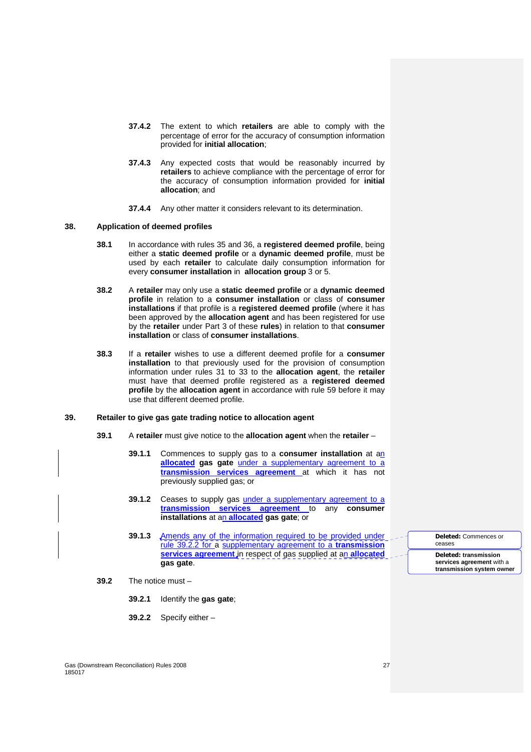**37.4.2** The extent to which **retailers** are able to comply with the percentage of error for the accuracy of consumption information provided for **initial allocation**;

**37.4.3** Any expected costs that would be reasonably incurred by **retailers** to achieve compliance with the percentage of error for the accuracy of consumption information provided for **initial allocation**; and

**37.4.4** Any other matter it considers relevant to its determination.

## 38. Application of deemed profiles

**38.1** In accordance with rules 35 and 36, a **registered deemed profile**, being either a **static deemed profile** or a **dynamic deemed profile**, must be used by each **retailer** to calculate daily consumption information for every **consumer installation** in **allocation group** 3 or 5.

**38.2** A **retailer** may only use a **static deemed profile** or a **dynamic deemed profile** in relation to a **consumer installation** or class of **consumer installations** if that profile is a **registered deemed profile** (where it has been approved by the **allocation agent** and has been registered for use by the **retailer** under Part 3 of these **rules**) in relation to that **consumer installation** or class of **consumer installations**.

**38.3** If a **retailer** wishes to use a different deemed profile for a **consumer installation** to that previously used for the provision of consumption information under rules 31 to 33 to the **allocation agent**, the **retailer** must have that deemed profile registered as a **registered deemed profile** by the **allocation agent** in accordance with rule 59 before it may use that different deemed profile.

## 39. Retailer to give gas gate trading notice to allocation agent

**39.1** A **retailer** must give notice to the **allocation agent** when the **retailer** –

**39.1.1** Commences to supply gas to a **consumer installation** at an **allocated gas gate** under a supplementary agreement to a **transmission services agreement** at which it has not previously supplied gas; or

**39.1.2** Ceases to supply gas under a supplementary agreement to a **transmission services agreement** to any **consumer installations** at an **allocated gas gate**; or

**39.1.3** Amends any of the information required to be provided under rule 39.2.2 for a supplementary agreement to a **transmission services agreement** in respect of gas supplied at an **allocated gas gate**.

**Deleted:** Commences or ceases

**Deleted: transmission services agreement** with a **transmission system owner**

**39.2** The notice must –

**39.2.1** Identify the **gas gate**;

**39.2.2** Specify either –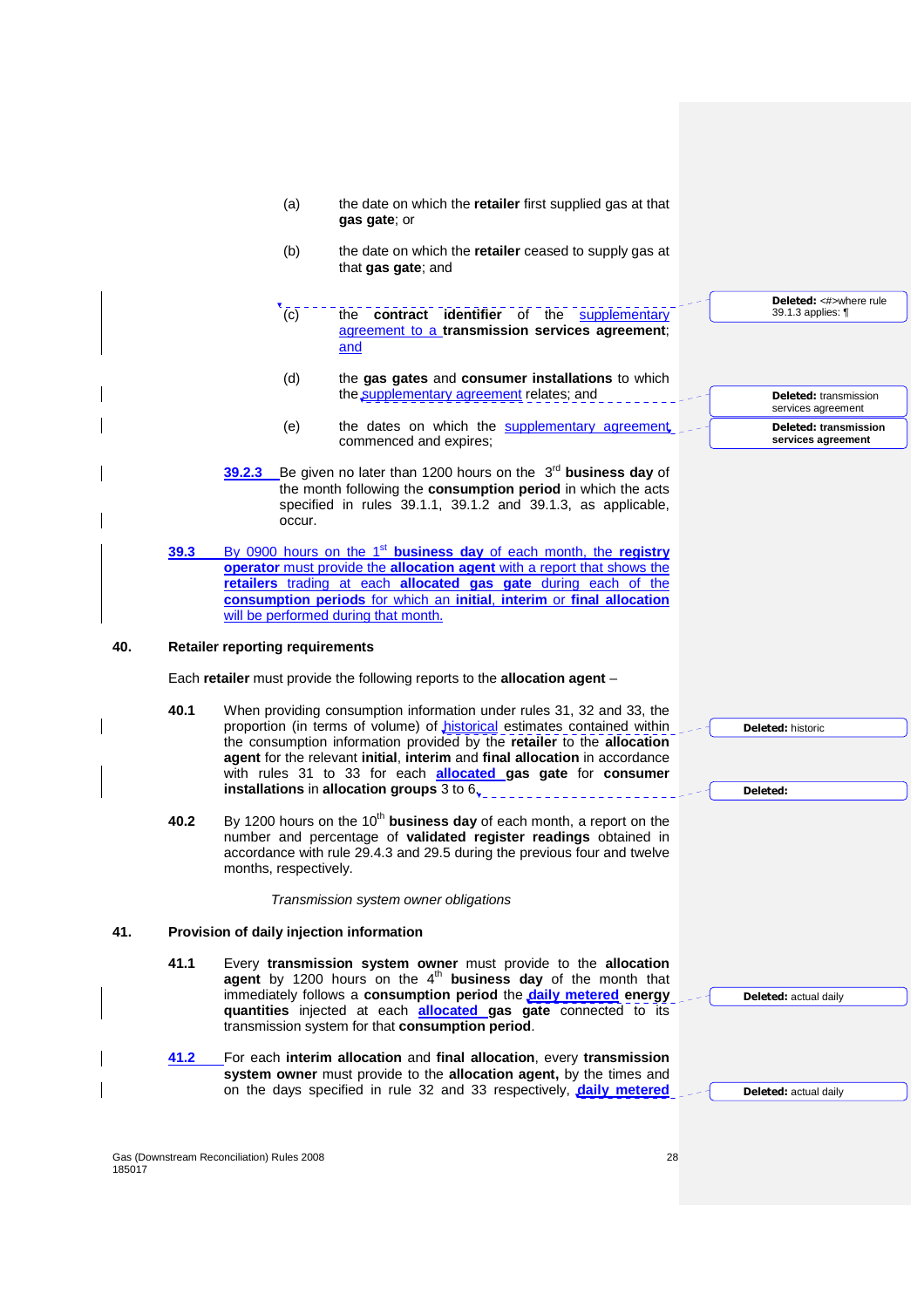(a) the date on which the **retailer** first supplied gas at that **gas gate**; or

(b) the date on which the **retailer** ceased to supply gas at that **gas gate**; and

(c) the **contract identifier** of the supplementary agreement to a **transmission services agreement**; and

(d) the **gas gates** and **consumer installations** to which the supplementary agreement relates; and

(e) the dates on which the supplementary agreement commenced and expires;

39.2.3 Be given no later than 1200 hours on the 3rd **business day** of the month following the **consumption period** in which the acts specified in rules 39.1.1, 39.1.2 and 39.1.3, as applicable, occur.

39.3 By 0900 hours on the 1st **business day** of each month, the **registry operator** must provide the **allocation agent** with a report that shows the **retailers** trading at each **allocated gas gate** during each of the **consumption periods** for which an **initial**, **interim** or **final allocation** will be performed during that month.

**40. Retailer reporting requirements**

Each **retailer** must provide the following reports to the **allocation agent** –

**40.1** When providing consumption information under rules 31, 32 and 33, the proportion (in terms of volume) of historical estimates contained within the consumption information provided by the **retailer** to the **allocation agent** for the relevant **initial**, **interim** and **final allocation** in accordance with rules 31 to 33 for each **allocated gas gate** for **consumer installations** in **allocation groups** 3 to 6.

**40.2** By 1200 hours on the 10th **business day** of each month, a report on the number and percentage of **validated register readings** obtained in accordance with rule 29.4.3 and 29.5 during the previous four and twelve months, respectively.

*Transmission system owner obligations*

**41. Provision of daily injection information**

**41.1** Every **transmission system owner** must provide to the **allocation agent** by 1200 hours on the 4th **business day** of the month that immediately follows a **consumption period** the **daily metered energy quantities** injected at each **allocated gas gate** connected to its transmission system for that **consumption period**.

41.2 For each **interim allocation** and **final allocation**, every **transmission system owner** must provide to the **allocation agent,** by the times and on the days specified in rule 32 and 33 respectively, **daily metered**

Deleted: <#>where rule 39.1.3 applies: ¶

Deleted: transmission services agreement

Deleted: transmission services agreement

Deleted: historic

Deleted:

Deleted: actual daily

Deleted: actual daily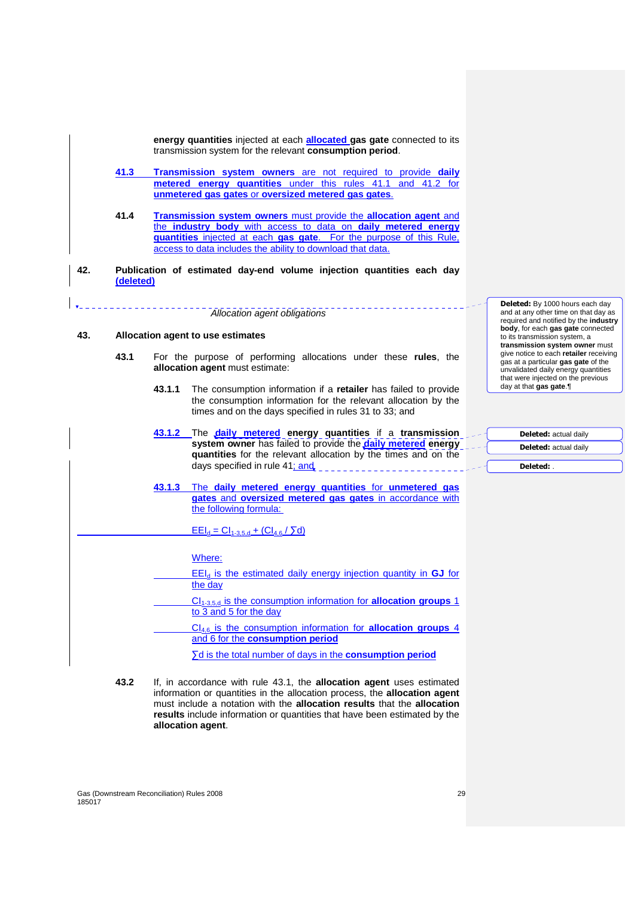**energy quantities** injected at each **allocated gas gate** connected to its transmission system for the relevant **consumption period**.

**41.3** **Transmission system owners** are not required to provide **daily metered energy quantities** under this rules 41.1 and 41.2 for **unmetered gas gates** or **oversized metered gas gates**.

**41.4** **Transmission system owners** must provide the **allocation agent** and the **industry body** with access to data on **daily metered energy quantities** injected at each **gas gate**. For the purpose of this Rule, access to data includes the ability to download that data.

## 42. Publication of estimated day-end volume injection quantities each day (deleted)

*Allocation agent obligations*

## 43. Allocation agent to use estimates

**43.1** For the purpose of performing allocations under these **rules**, the **allocation agent** must estimate:

**43.1.1** The consumption information if a **retailer** has failed to provide the consumption information for the relevant allocation by the times and on the days specified in rules 31 to 33; and

**43.1.2** The **daily metered energy quantities** if a **transmission system owner** has failed to provide the **daily metered energy quantities** for the relevant allocation by the times and on the days specified in rule 41; and

**43.1.3** The **daily metered energy quantities** for **unmetered gas gates** and **oversized metered gas gates** in accordance with the following formula:

$$EEI_d = CI_{1\text{-}3,5,d} + (CI_{4,6} / \sum d)$$

Where:

$EEI_d$ is the estimated daily energy injection quantity in **GJ** for the day

$CI_{1\text{-}3,5,d}$ is the consumption information for **allocation groups** 1 to 3 and 5 for the day

$CI_{4,6}$ is the consumption information for **allocation groups** 4 and 6 for the **consumption period**

$\sum d$ is the total number of days in the **consumption period**

**43.2** If, in accordance with rule 43.1, the **allocation agent** uses estimated information or quantities in the allocation process, the **allocation agent** must include a notation with the **allocation results** that the **allocation results** include information or quantities that have been estimated by the **allocation agent**.

**Deleted:** By 1000 hours each day and at any other time on that day as required and notified by the **industry body**, for each **gas gate** connected to its transmission system, a **transmission system owner** must give notice to each **retailer** receiving gas at a particular **gas gate** of the unvalidated daily energy quantities that were injected on the previous day at that **gas gate**.

**Deleted:** actual daily

**Deleted:** actual daily

**Deleted:** .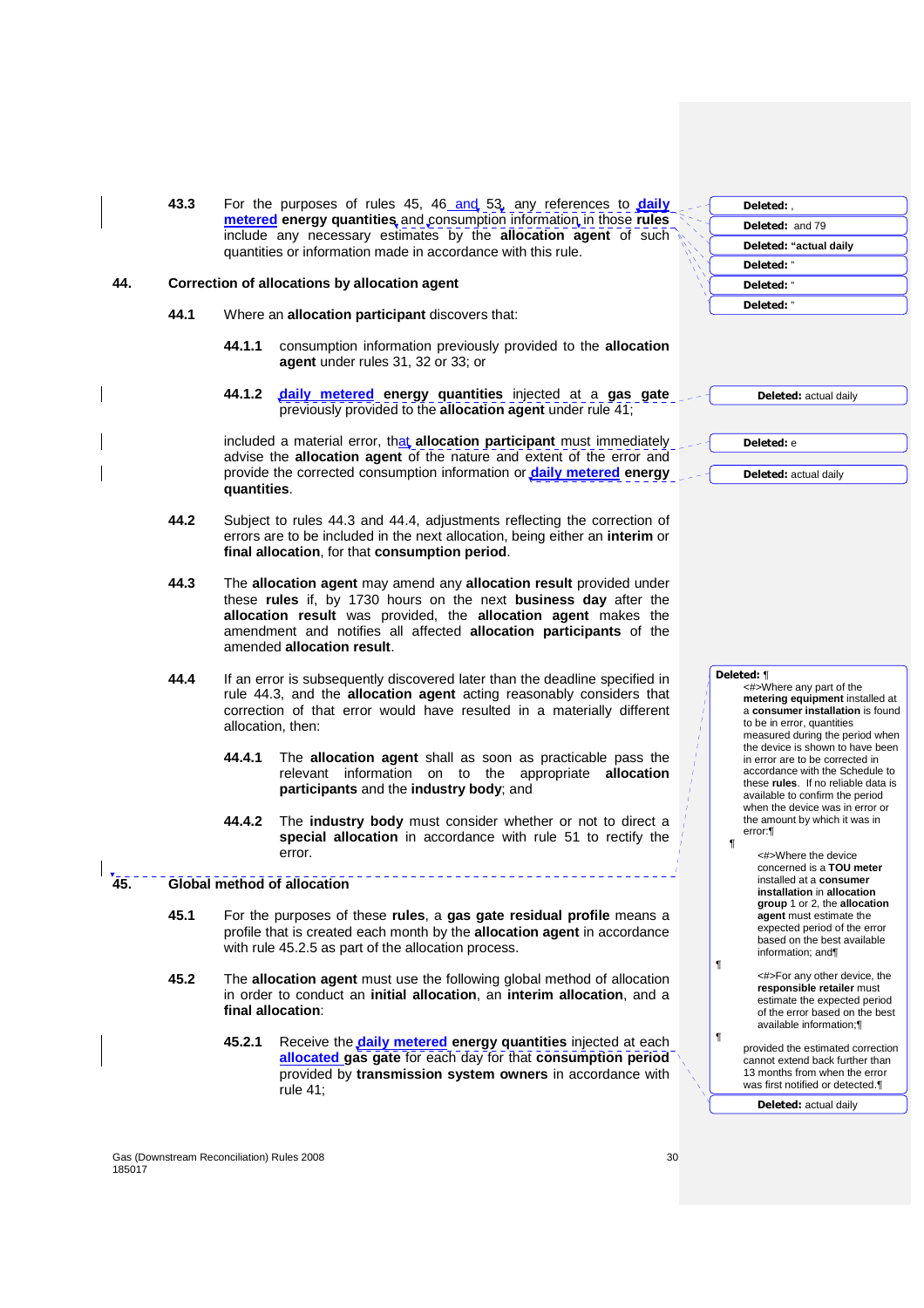**43.3** For the purposes of rules 45, 46 and 53, any references to **daily metered energy quantities** and consumption information in those **rules** include any necessary estimates by the **allocation agent** of such quantities or information made in accordance with this rule.

## 44. Correction of allocations by allocation agent

**44.1** Where an **allocation participant** discovers that:

**44.1.1** consumption information previously provided to the **allocation agent** under rules 31, 32 or 33; or

**44.1.2** **daily metered energy quantities** injected at a **gas gate** previously provided to the **allocation agent** under rule 41;

included a material error, that **allocation participant** must immediately advise the **allocation agent** of the nature and extent of the error and provide the corrected consumption information or **daily metered energy quantities**.

**44.2** Subject to rules 44.3 and 44.4, adjustments reflecting the correction of errors are to be included in the next allocation, being either an **interim** or **final allocation**, for that **consumption period**.

**44.3** The **allocation agent** may amend any **allocation result** provided under these **rules** if, by 1730 hours on the next **business day** after the **allocation result** was provided, the **allocation agent** makes the amendment and notifies all affected **allocation participants** of the amended **allocation result**.

**44.4** If an error is subsequently discovered later than the deadline specified in rule 44.3, and the **allocation agent** acting reasonably considers that correction of that error would have resulted in a materially different allocation, then:

**44.4.1** The **allocation agent** shall as soon as practicable pass the relevant information on to the appropriate **allocation participants** and the **industry body**; and

**44.4.2** The **industry body** must consider whether or not to direct a **special allocation** in accordance with rule 51 to rectify the error.

## 45. Global method of allocation

**45.1** For the purposes of these **rules**, a **gas gate residual profile** means a profile that is created each month by the **allocation agent** in accordance with rule 45.2.5 as part of the allocation process.

**45.2** The **allocation agent** must use the following global method of allocation in order to conduct an **initial allocation**, an **interim allocation**, and a **final allocation**:

**45.2.1** Receive the **daily metered energy quantities** injected at each **allocated gas gate** for each day for that **consumption period** provided by **transmission system owners** in accordance with rule 41;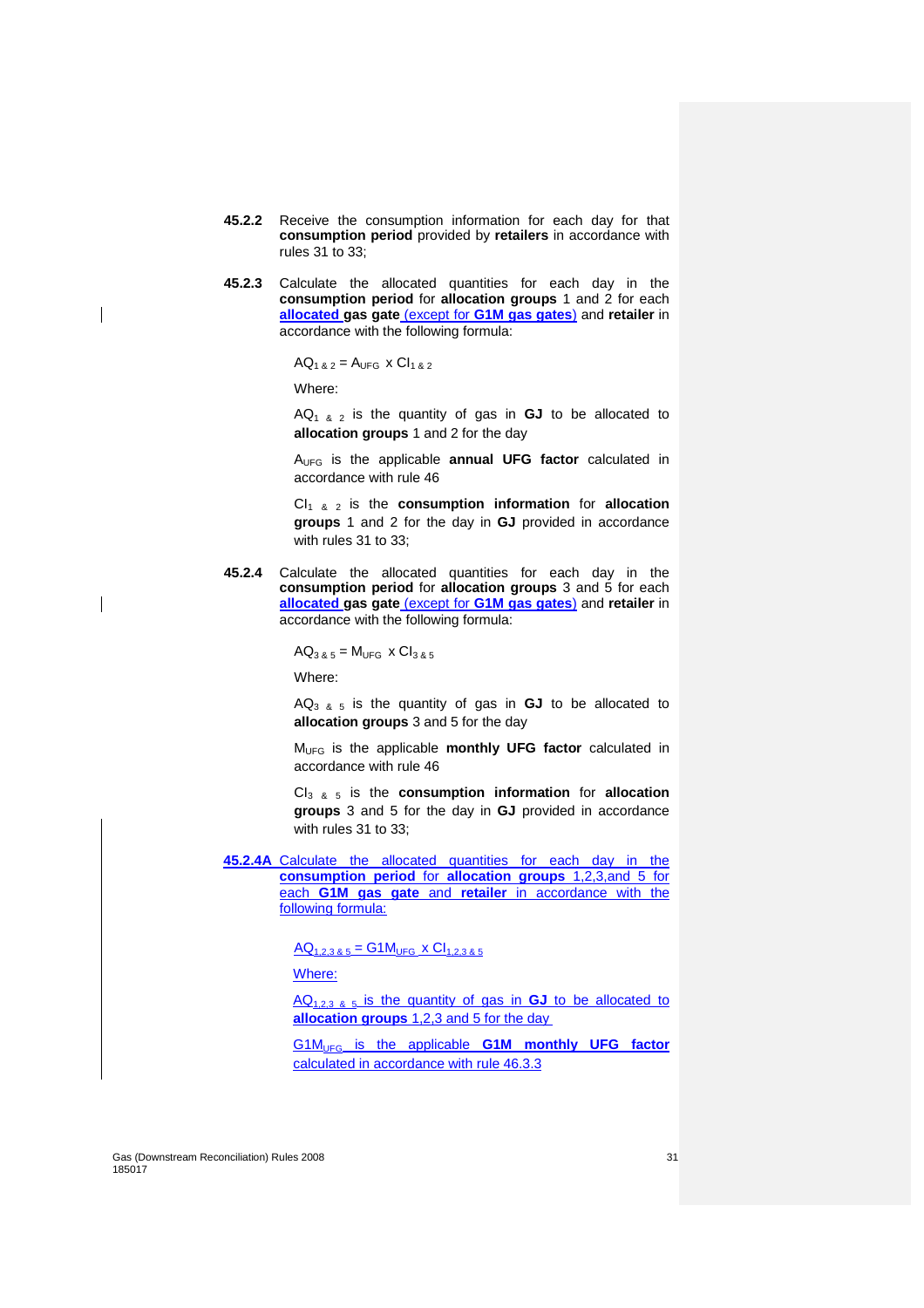**45.2.2** Receive the consumption information for each day for that **consumption period** provided by **retailers** in accordance with rules 31 to 33;

**45.2.3** Calculate the allocated quantities for each day in the **consumption period** for **allocation groups** 1 and 2 for each **allocated gas gate** (except for **G1M gas gates**) and **retailer** in accordance with the following formula:

$AQ_{1\,\&\,2} = A_{UFG} \times CI_{1\,\&\,2}$

Where:

$AQ_{1\,\&\,2}$ is the quantity of gas in **GJ** to be allocated to **allocation groups** 1 and 2 for the day

$A_{UFG}$ is the applicable **annual UFG factor** calculated in accordance with rule 46

$CI_{1\,\&\,2}$ is the **consumption information** for **allocation groups** 1 and 2 for the day in **GJ** provided in accordance with rules 31 to 33;

**45.2.4** Calculate the allocated quantities for each day in the **consumption period** for **allocation groups** 3 and 5 for each **allocated gas gate** (except for **G1M gas gates**) and **retailer** in accordance with the following formula:

$AQ_{3\,\&\,5} = M_{UFG} \times CI_{3\,\&\,5}$

Where:

$AQ_{3\,\&\,5}$ is the quantity of gas in **GJ** to be allocated to **allocation groups** 3 and 5 for the day

$M_{UFG}$ is the applicable **monthly UFG factor** calculated in accordance with rule 46

$CI_{3\,\&\,5}$ is the **consumption information** for **allocation groups** 3 and 5 for the day in **GJ** provided in accordance with rules 31 to 33;

**45.2.4A** Calculate the allocated quantities for each day in the **consumption period** for **allocation groups** 1,2,3,and 5 for each **G1M gas gate** and **retailer** in accordance with the following formula:

$AQ_{1,2,3\,\&\,5} = G1M_{UFG} \times CI_{1,2,3\,\&\,5}$

Where:

$AQ_{1,2,3\,\&\,5}$ is the quantity of gas in **GJ** to be allocated to **allocation groups** 1,2,3 and 5 for the day

$G1M_{UFG}$ is the applicable **G1M monthly UFG factor** calculated in accordance with rule 46.3.3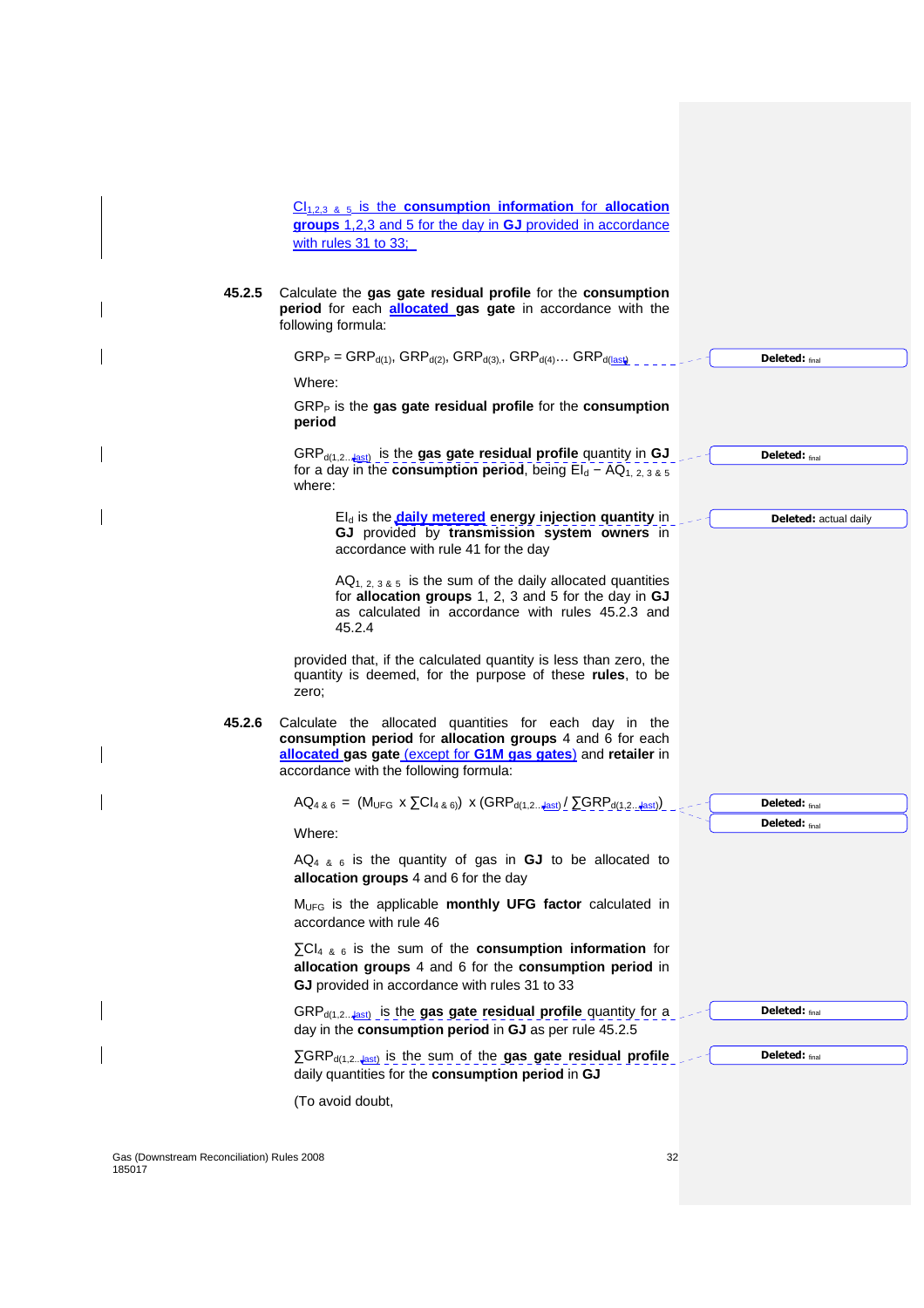$CI_{1,2,3\ \&\ 5}$ is the **consumption information** for **allocation groups** 1,2,3 and 5 for the day in **GJ** provided in accordance with rules 31 to 33;

**45.2.5** Calculate the **gas gate residual profile** for the **consumption period** for each **allocated gas gate** in accordance with the following formula:

$$GRP_P = GRP_{d(1)}, GRP_{d(2)}, GRP_{d(3)}, GRP_{d(4)} \ldots GRP_{d(last)}$$

Where:

$GRP_P$ is the **gas gate residual profile** for the **consumption period**

$GRP_{d(1,2...last)}$ is the **gas gate residual profile** quantity in **GJ** for a day in the **consumption period**, being $EI_d - AQ_{1,\ 2,\ 3\ \&\ 5}$ where:

$EI_d$ is the **daily metered energy injection quantity** in **GJ** provided by **transmission system owners** in accordance with rule 41 for the day

$AQ_{1,\ 2,\ 3\ \&\ 5}$ is the sum of the daily allocated quantities for **allocation groups** 1, 2, 3 and 5 for the day in **GJ** as calculated in accordance with rules 45.2.3 and 45.2.4

provided that, if the calculated quantity is less than zero, the quantity is deemed, for the purpose of these **rules**, to be zero;

**45.2.6** Calculate the allocated quantities for each day in the **consumption period** for **allocation groups** 4 and 6 for each **allocated gas gate** (except for **G1M gas gates**) and **retailer** in accordance with the following formula:

$$AQ_{4\ \&\ 6} = (M_{UFG} \times \sum CI_{4\ \&\ 6}) \times (GRP_{d(1,2...last)} / \sum GRP_{d(1,2...last)})$$

Where:

$AQ_{4\ \&\ 6}$ is the quantity of gas in **GJ** to be allocated to **allocation groups** 4 and 6 for the day

$M_{UFG}$ is the applicable **monthly UFG factor** calculated in accordance with rule 46

$\sum CI_{4\ \&\ 6}$ is the sum of the **consumption information** for **allocation groups** 4 and 6 for the **consumption period** in **GJ** provided in accordance with rules 31 to 33

$GRP_{d(1,2...last)}$ is the **gas gate residual profile** quantity for a day in the **consumption period** in **GJ** as per rule 45.2.5

$\sum GRP_{d(1,2...last)}$ is the sum of the **gas gate residual profile** daily quantities for the **consumption period** in **GJ**

(To avoid doubt,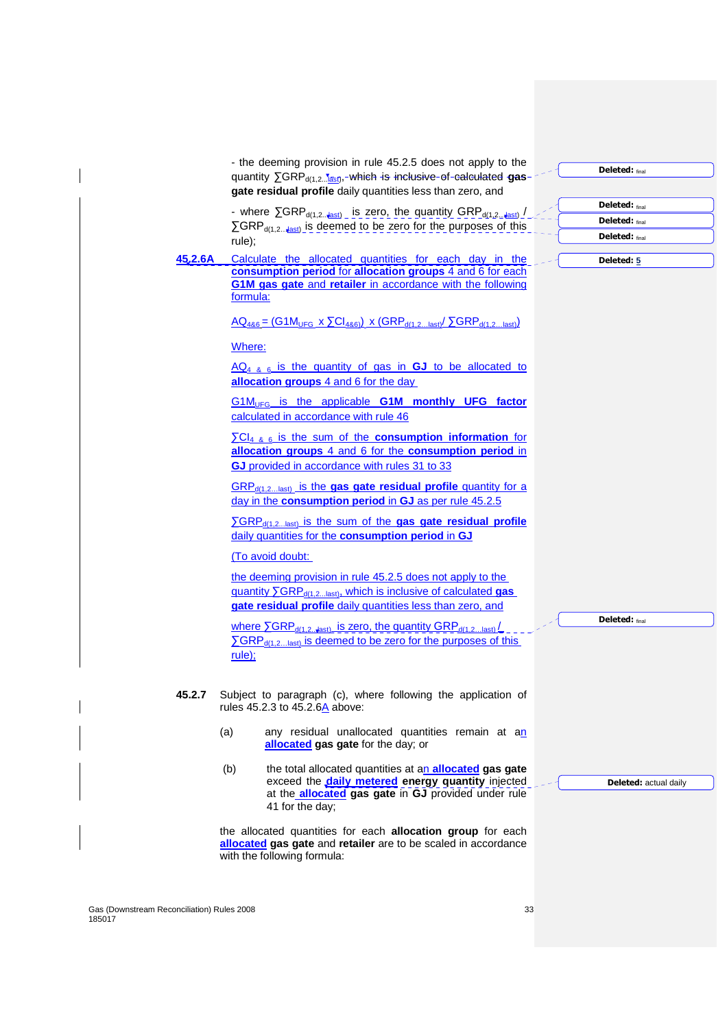- the deeming provision in rule 45.2.5 does not apply to the quantity $\sum GRP_{d(1,2...last)}$, which is inclusive of calculated **gas gate residual profile** daily quantities less than zero, and

- where $\sum GRP_{d(1,2...last)}$ is zero, the quantity $GRP_{d(1,2...last)}$ / $\sum GRP_{d(1,2...last)}$ is deemed to be zero for the purposes of this rule);

**45.2.6A** Calculate the allocated quantities for each day in the **consumption period** for **allocation groups** 4 and 6 for each **G1M gas gate** and **retailer** in accordance with the following formula:

$$AQ_{4\&6} = (G1M_{UFG} \times \sum CI_{4\&6}) \times (GRP_{d(1,2...last)} / \sum GRP_{d(1,2...last)})$$

Where:

$AQ_{4\ \&\ 6}$ is the quantity of gas in **GJ** to be allocated to **allocation groups** 4 and 6 for the day

$G1M_{UFG}$ is the applicable **G1M monthly UFG factor** calculated in accordance with rule 46

$\sum CI_{4\ \&\ 6}$ is the sum of the **consumption information** for **allocation groups** 4 and 6 for the **consumption period** in **GJ** provided in accordance with rules 31 to 33

$GRP_{d(1,2...last)}$ is the **gas gate residual profile** quantity for a day in the **consumption period** in **GJ** as per rule 45.2.5

$\sum GRP_{d(1,2...last)}$ is the sum of the **gas gate residual profile** daily quantities for the **consumption period** in **GJ**

(To avoid doubt:

the deeming provision in rule 45.2.5 does not apply to the quantity $\sum GRP_{d(1,2...last)}$, which is inclusive of calculated **gas gate residual profile** daily quantities less than zero, and

where $\sum GRP_{d(1,2...last)}$ is zero, the quantity $GRP_{d(1,2...last)}$ / $\sum GRP_{d(1,2...last)}$ is deemed to be zero for the purposes of this rule);

**45.2.7** Subject to paragraph (c), where following the application of rules 45.2.3 to 45.2.6A above:

(a) any residual unallocated quantities remain at an **allocated gas gate** for the day; or

(b) the total allocated quantities at an **allocated gas gate** exceed the **daily metered energy quantity** injected at the **allocated gas gate** in **GJ** provided under rule 41 for the day;

the allocated quantities for each **allocation group** for each **allocated gas gate** and **retailer** are to be scaled in accordance with the following formula: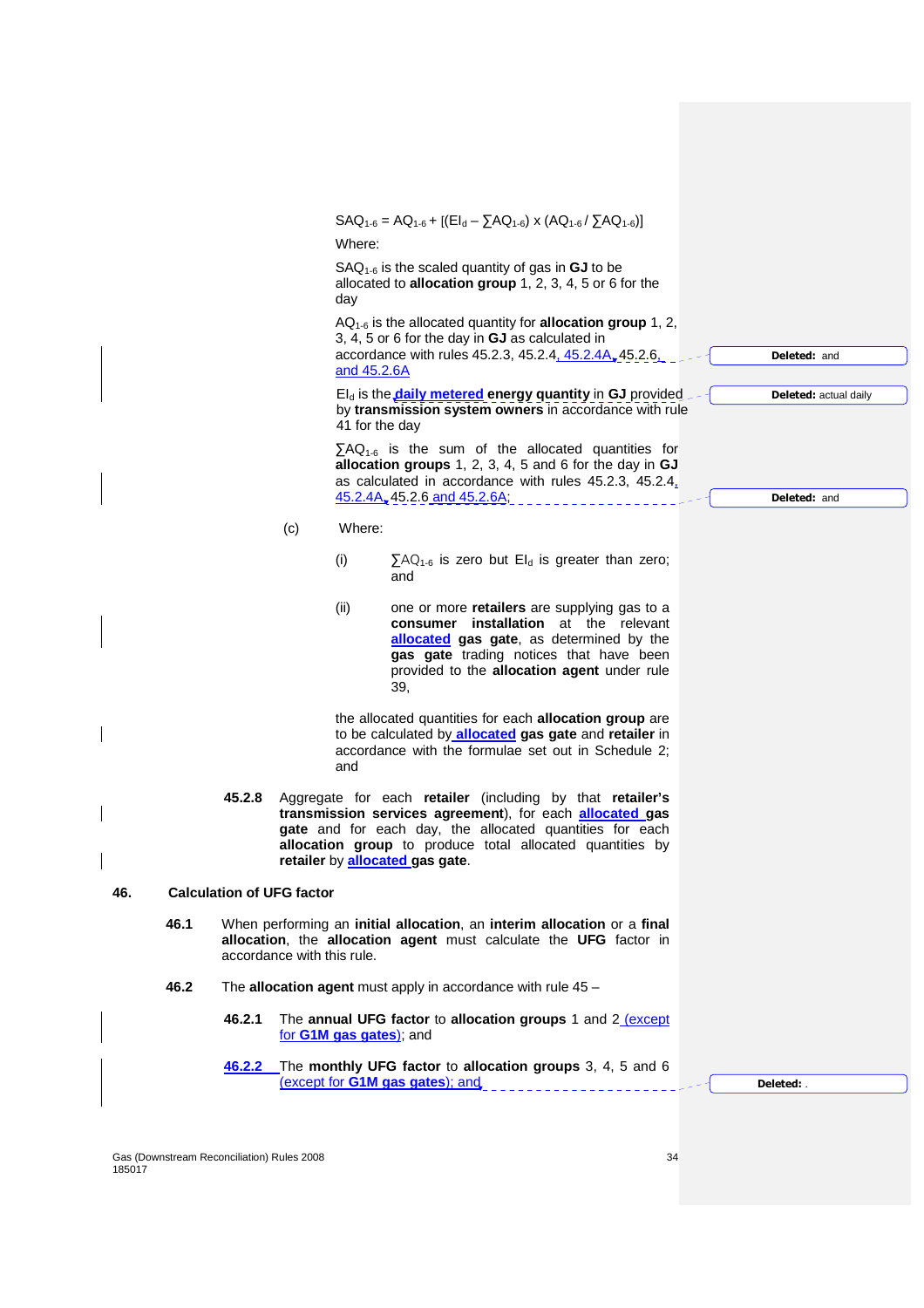$$SAQ_{1-6} = AQ_{1-6} + [(EI_d – \sum AQ_{1-6}) \times (AQ_{1-6} / \sum AQ_{1-6})]$$

Where:

$SAQ_{1-6}$ is the scaled quantity of gas in **GJ** to be allocated to **allocation group** 1, 2, 3, 4, 5 or 6 for the day

$AQ_{1-6}$ is the allocated quantity for **allocation group** 1, 2, 3, 4, 5 or 6 for the day in **GJ** as calculated in accordance with rules 45.2.3, 45.2.4, 45.2.4A, 45.2.6, and 45.2.6A

$EI_d$ is the **daily metered energy quantity** in **GJ** provided by **transmission system owners** in accordance with rule 41 for the day

$\sum AQ_{1-6}$ is the sum of the allocated quantities for **allocation groups** 1, 2, 3, 4, 5 and 6 for the day in **GJ** as calculated in accordance with rules 45.2.3, 45.2.4, 45.2.4A, 45.2.6 and 45.2.6A;

(c) Where:

(i) $\sum AQ_{1-6}$ is zero but $EI_d$ is greater than zero; and

(ii) one or more **retailers** are supplying gas to a **consumer installation** at the relevant **allocated gas gate**, as determined by the **gas gate** trading notices that have been provided to the **allocation agent** under rule 39,

the allocated quantities for each **allocation group** are to be calculated by **allocated gas gate** and **retailer** in accordance with the formulae set out in Schedule 2; and

**45.2.8** Aggregate for each **retailer** (including by that **retailer's transmission services agreement**), for each **allocated gas gate** and for each day, the allocated quantities for each **allocation group** to produce total allocated quantities by **retailer** by **allocated gas gate**.

## 46. Calculation of UFG factor

**46.1** When performing an **initial allocation**, an **interim allocation** or a **final allocation**, the **allocation agent** must calculate the **UFG** factor in accordance with this rule.

**46.2** The **allocation agent** must apply in accordance with rule 45 –

**46.2.1** The **annual UFG factor** to **allocation groups** 1 and 2 (except for **G1M gas gates**); and

**46.2.2** The **monthly UFG factor** to **allocation groups** 3, 4, 5 and 6 (except for **G1M gas gates**); and

Gas (Downstream Reconciliation) Rules 2008
185017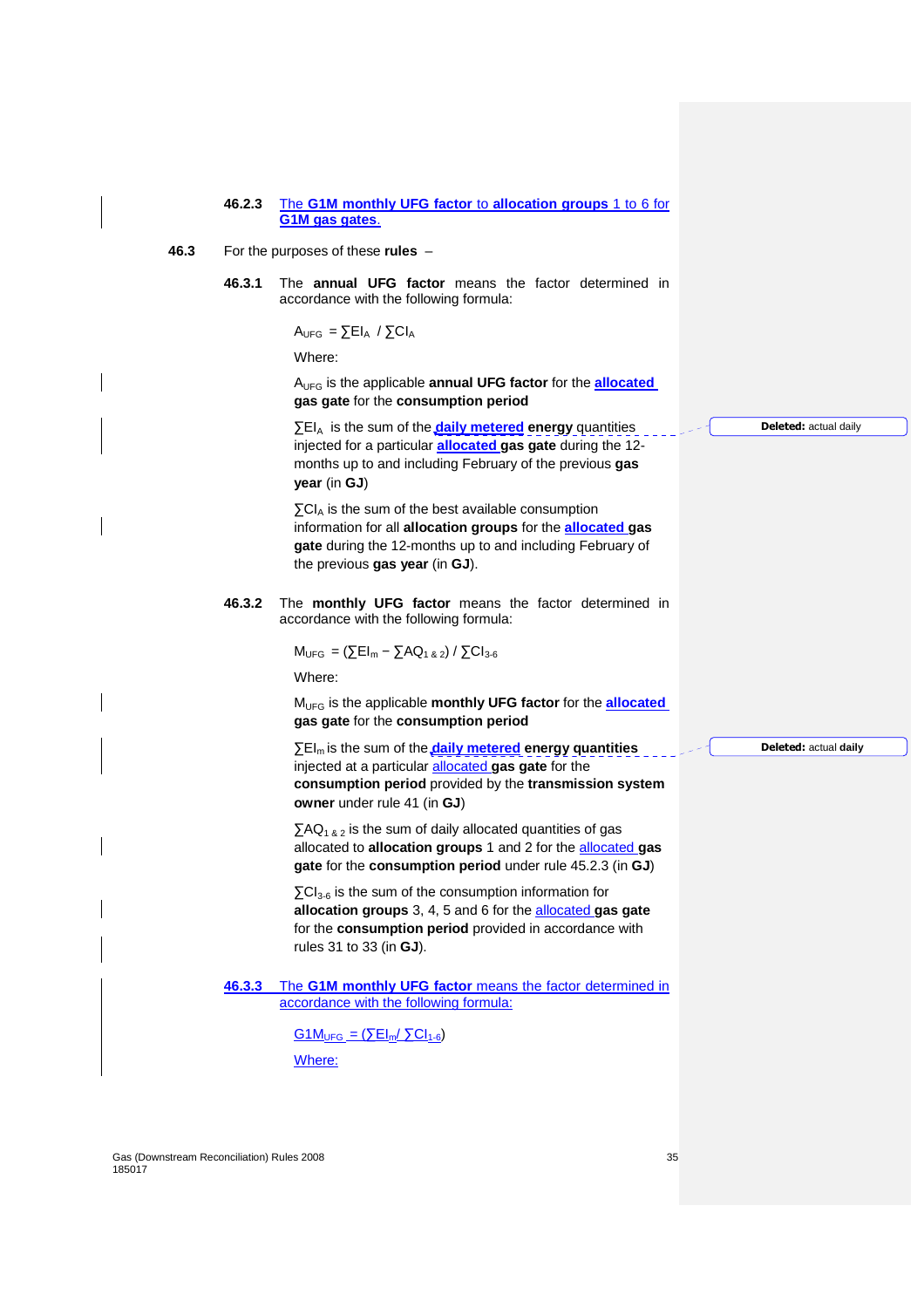**46.2.3** The **G1M monthly UFG factor** to **allocation groups** 1 to 6 for **G1M gas gates**.

**46.3** For the purposes of these **rules** –

**46.3.1** The **annual UFG factor** means the factor determined in accordance with the following formula:

$$A_{UFG} = \sum EI_A \; / \sum CI_A$$

Where:

$A_{UFG}$ is the applicable **annual UFG factor** for the **allocated gas gate** for the **consumption period**

$\sum EI_A$ is the sum of the **daily metered energy** quantities injected for a particular **allocated gas gate** during the 12-months up to and including February of the previous **gas year** (in **GJ**)

$\sum CI_A$ is the sum of the best available consumption information for all **allocation groups** for the **allocated gas gate** during the 12-months up to and including February of the previous **gas year** (in **GJ**).

**46.3.2** The **monthly UFG factor** means the factor determined in accordance with the following formula:

$$M_{UFG} = (\sum EI_m - \sum AQ_{1\,\&\,2}) \; / \sum CI_{3\text{-}6}$$

Where:

$M_{UFG}$ is the applicable **monthly UFG factor** for the **allocated gas gate** for the **consumption period**

$\sum EI_m$ is the sum of the **daily metered energy quantities** injected at a particular allocated **gas gate** for the **consumption period** provided by the **transmission system owner** under rule 41 (in **GJ**)

$\sum AQ_{1\,\&\,2}$ is the sum of daily allocated quantities of gas allocated to **allocation groups** 1 and 2 for the allocated **gas gate** for the **consumption period** under rule 45.2.3 (in **GJ**)

$\sum CI_{3\text{-}6}$ is the sum of the consumption information for **allocation groups** 3, 4, 5 and 6 for the allocated **gas gate** for the **consumption period** provided in accordance with rules 31 to 33 (in **GJ**).

**46.3.3** The **G1M monthly UFG factor** means the factor determined in accordance with the following formula:

$$G1M_{UFG} = (\sum EI_m / \sum CI_{1\text{-}6})$$

Where: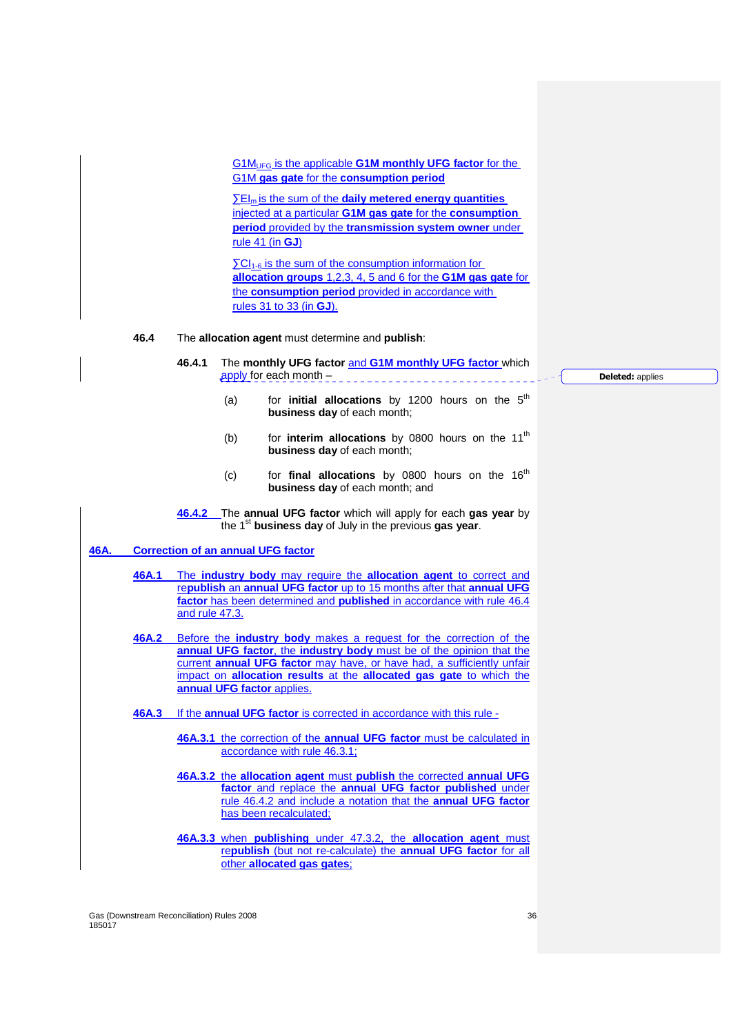$G1M_{UFG}$ is the applicable **G1M monthly UFG factor** for the G1M **gas gate** for the **consumption period**

$\sum EI_m$ is the sum of the **daily metered energy quantities** injected at a particular **G1M gas gate** for the **consumption period** provided by the **transmission system owner** under rule 41 (in **GJ**)

$\sum CI_{1\text{-}6}$ is the sum of the consumption information for **allocation groups** 1,2,3, 4, 5 and 6 for the **G1M gas gate** for the **consumption period** provided in accordance with rules 31 to 33 (in **GJ**).

**46.4** The **allocation agent** must determine and **publish**:

**46.4.1** The **monthly UFG factor** and **G1M monthly UFG factor** which apply for each month –

(a) for **initial allocations** by 1200 hours on the 5th **business day** of each month;

(b) for **interim allocations** by 0800 hours on the 11th **business day** of each month;

(c) for **final allocations** by 0800 hours on the 16th **business day** of each month; and

**46.4.2** The **annual UFG factor** which will apply for each **gas year** by the 1st **business day** of July in the previous **gas year**.

Deleted: applies

## 46A. Correction of an annual UFG factor

**46A.1** The **industry body** may require the **allocation agent** to correct and re**publish** an **annual UFG factor** up to 15 months after that **annual UFG factor** has been determined and **published** in accordance with rule 46.4 and rule 47.3.

**46A.2** Before the **industry body** makes a request for the correction of the **annual UFG factor**, the **industry body** must be of the opinion that the current **annual UFG factor** may have, or have had, a sufficiently unfair impact on **allocation results** at the **allocated gas gate** to which the **annual UFG factor** applies.

**46A.3** If the **annual UFG factor** is corrected in accordance with this rule -

**46A.3.1** the correction of the **annual UFG factor** must be calculated in accordance with rule 46.3.1;

**46A.3.2** the **allocation agent** must **publish** the corrected **annual UFG factor** and replace the **annual UFG factor published** under rule 46.4.2 and include a notation that the **annual UFG factor** has been recalculated;

**46A.3.3** when **publishing** under 47.3.2, the **allocation agent** must re**publish** (but not re-calculate) the **annual UFG factor** for all other **allocated gas gates**;

Gas (Downstream Reconciliation) Rules 2008
185017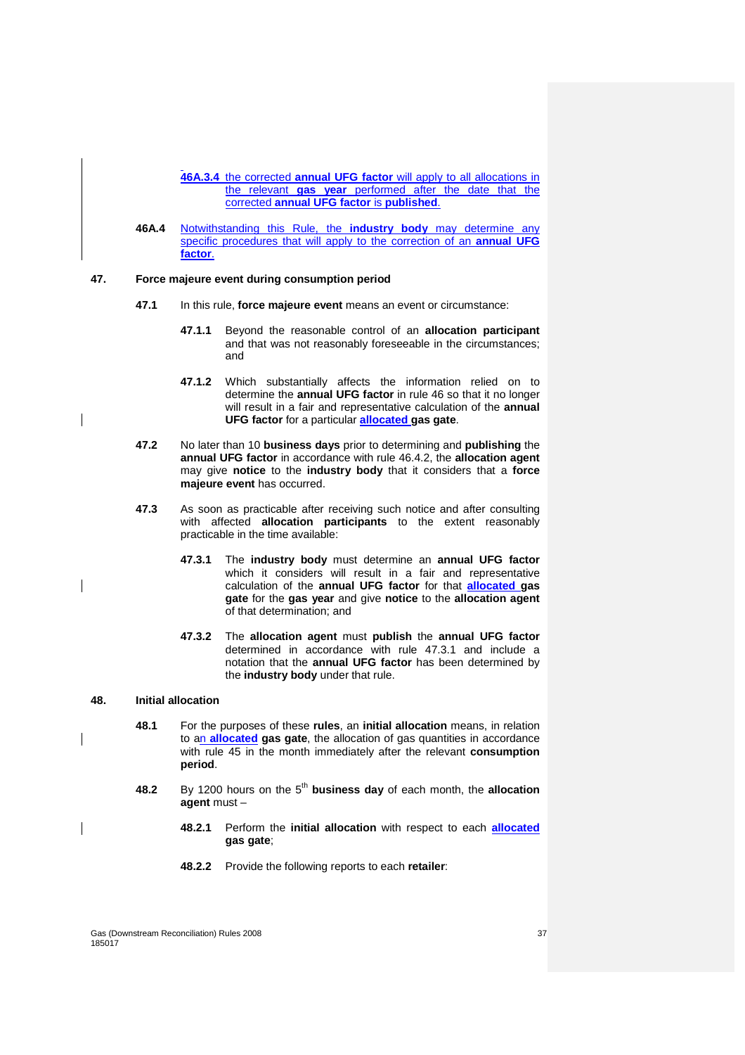46A.3.4 the corrected **annual UFG factor** will apply to all allocations in the relevant **gas year** performed after the date that the corrected **annual UFG factor** is **published**.

**46A.4** Notwithstanding this Rule, the **industry body** may determine any specific procedures that will apply to the correction of an **annual UFG factor**.

## 47. Force majeure event during consumption period

**47.1** In this rule, **force majeure event** means an event or circumstance:

**47.1.1** Beyond the reasonable control of an **allocation participant** and that was not reasonably foreseeable in the circumstances; and

**47.1.2** Which substantially affects the information relied on to determine the **annual UFG factor** in rule 46 so that it no longer will result in a fair and representative calculation of the **annual UFG factor** for a particular **allocated gas gate**.

**47.2** No later than 10 **business days** prior to determining and **publishing** the **annual UFG factor** in accordance with rule 46.4.2, the **allocation agent** may give **notice** to the **industry body** that it considers that a **force majeure event** has occurred.

**47.3** As soon as practicable after receiving such notice and after consulting with affected **allocation participants** to the extent reasonably practicable in the time available:

**47.3.1** The **industry body** must determine an **annual UFG factor** which it considers will result in a fair and representative calculation of the **annual UFG factor** for that **allocated gas gate** for the **gas year** and give **notice** to the **allocation agent** of that determination; and

**47.3.2** The **allocation agent** must **publish** the **annual UFG factor** determined in accordance with rule 47.3.1 and include a notation that the **annual UFG factor** has been determined by the **industry body** under that rule.

## 48. Initial allocation

**48.1** For the purposes of these **rules**, an **initial allocation** means, in relation to an **allocated gas gate**, the allocation of gas quantities in accordance with rule 45 in the month immediately after the relevant **consumption period**.

**48.2** By 1200 hours on the 5th **business day** of each month, the **allocation agent** must –

**48.2.1** Perform the **initial allocation** with respect to each **allocated gas gate**;

**48.2.2** Provide the following reports to each **retailer**: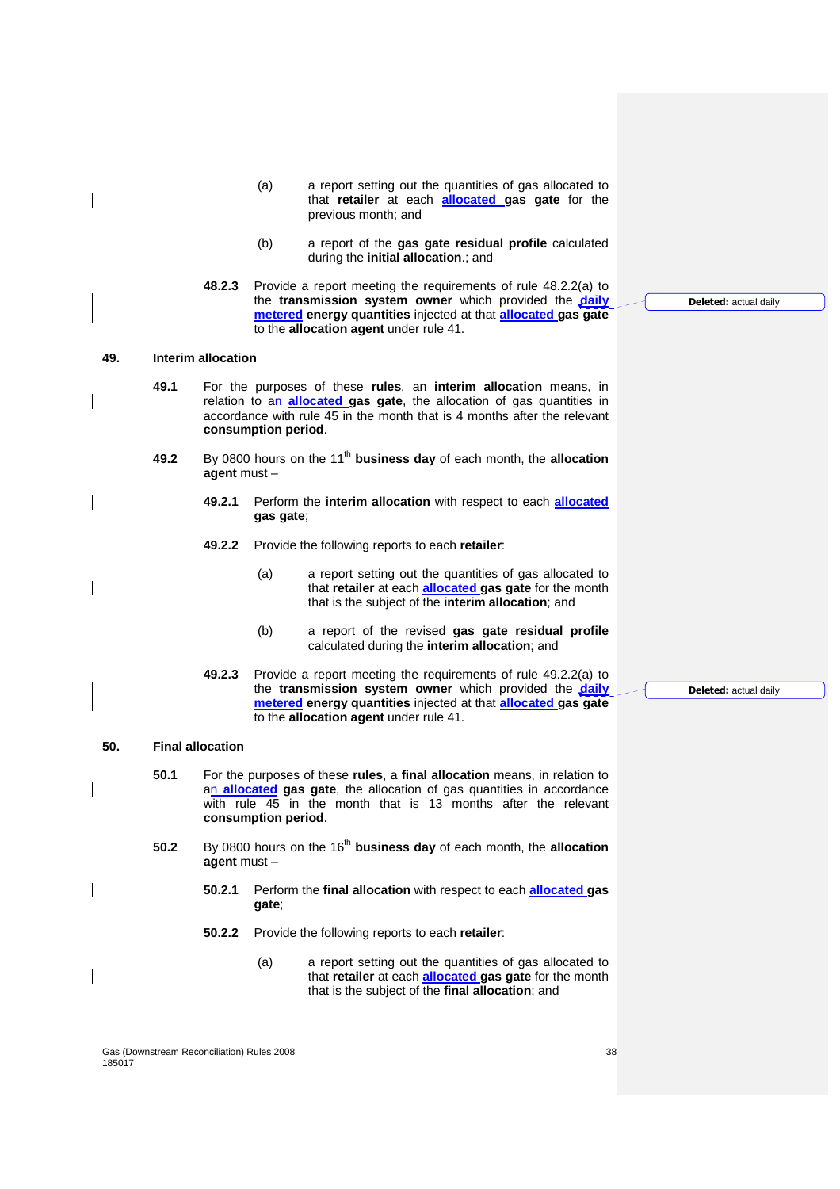(a) a report setting out the quantities of gas allocated to that **retailer** at each **allocated gas gate** for the previous month; and

(b) a report of the **gas gate residual profile** calculated during the **initial allocation**.; and

**48.2.3** Provide a report meeting the requirements of rule 48.2.2(a) to the **transmission system owner** which provided the **daily metered energy quantities** injected at that **allocated gas gate** to the **allocation agent** under rule 41.

Deleted: actual daily

## 49. Interim allocation

**49.1** For the purposes of these **rules**, an **interim allocation** means, in relation to an **allocated gas gate**, the allocation of gas quantities in accordance with rule 45 in the month that is 4 months after the relevant **consumption period**.

**49.2** By 0800 hours on the 11th **business day** of each month, the **allocation agent** must –

**49.2.1** Perform the **interim allocation** with respect to each **allocated gas gate**;

**49.2.2** Provide the following reports to each **retailer**:

(a) a report setting out the quantities of gas allocated to that **retailer** at each **allocated gas gate** for the month that is the subject of the **interim allocation**; and

(b) a report of the revised **gas gate residual profile** calculated during the **interim allocation**; and

**49.2.3** Provide a report meeting the requirements of rule 49.2.2(a) to the **transmission system owner** which provided the **daily metered energy quantities** injected at that **allocated gas gate** to the **allocation agent** under rule 41.

Deleted: actual daily

## 50. Final allocation

**50.1** For the purposes of these **rules**, a **final allocation** means, in relation to an **allocated gas gate**, the allocation of gas quantities in accordance with rule 45 in the month that is 13 months after the relevant **consumption period**.

**50.2** By 0800 hours on the 16th **business day** of each month, the **allocation agent** must –

**50.2.1** Perform the **final allocation** with respect to each **allocated gas gate**;

**50.2.2** Provide the following reports to each **retailer**:

(a) a report setting out the quantities of gas allocated to that **retailer** at each **allocated gas gate** for the month that is the subject of the **final allocation**; and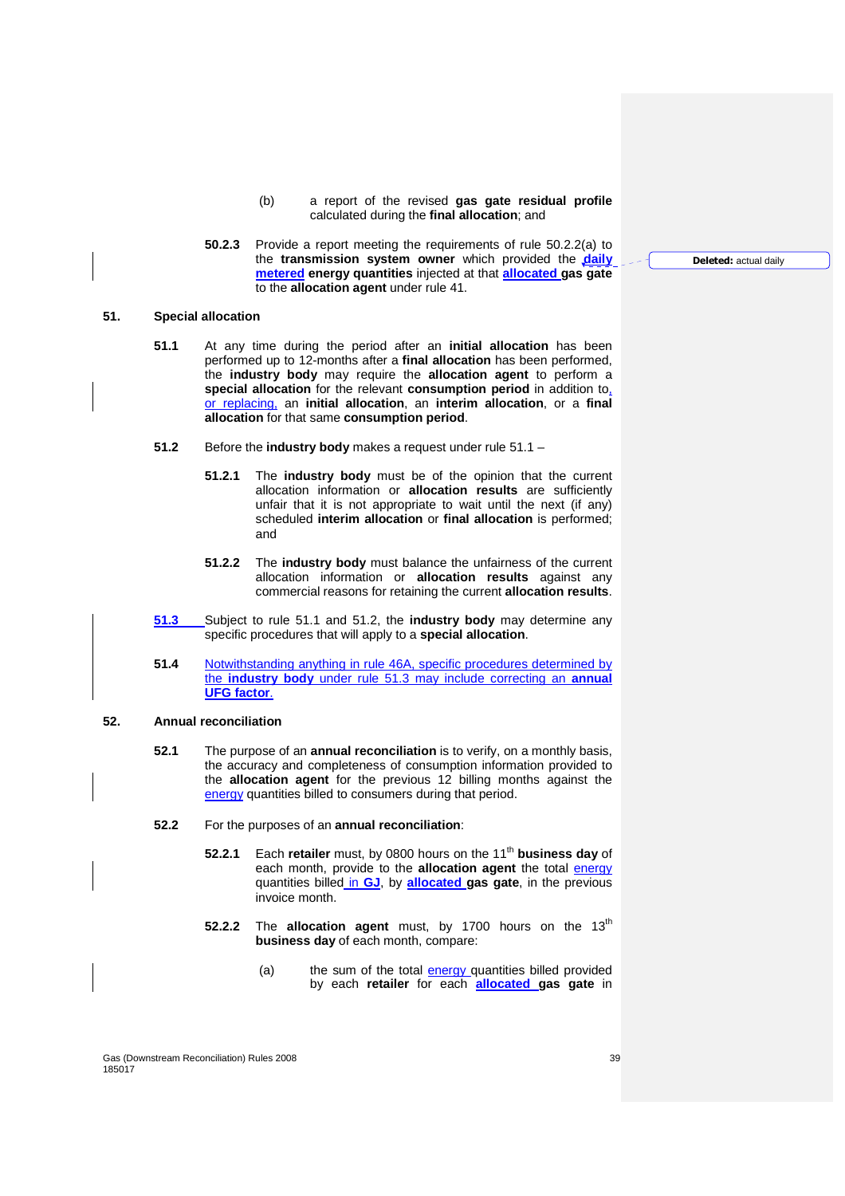(b) a report of the revised **gas gate residual profile** calculated during the **final allocation**; and

**50.2.3** Provide a report meeting the requirements of rule 50.2.2(a) to the **transmission system owner** which provided the **daily metered energy quantities** injected at that **allocated gas gate** to the **allocation agent** under rule 41.

**Deleted:** actual daily

## 51. Special allocation

**51.1** At any time during the period after an **initial allocation** has been performed up to 12-months after a **final allocation** has been performed, the **industry body** may require the **allocation agent** to perform a **special allocation** for the relevant **consumption period** in addition to, or replacing, an **initial allocation**, an **interim allocation**, or a **final allocation** for that same **consumption period**.

**51.2** Before the **industry body** makes a request under rule 51.1 –

**51.2.1** The **industry body** must be of the opinion that the current allocation information or **allocation results** are sufficiently unfair that it is not appropriate to wait until the next (if any) scheduled **interim allocation** or **final allocation** is performed; and

**51.2.2** The **industry body** must balance the unfairness of the current allocation information or **allocation results** against any commercial reasons for retaining the current **allocation results**.

**51.3** Subject to rule 51.1 and 51.2, the **industry body** may determine any specific procedures that will apply to a **special allocation**.

**51.4** Notwithstanding anything in rule 46A, specific procedures determined by the **industry body** under rule 51.3 may include correcting an **annual UFG factor**.

## 52. Annual reconciliation

**52.1** The purpose of an **annual reconciliation** is to verify, on a monthly basis, the accuracy and completeness of consumption information provided to the **allocation agent** for the previous 12 billing months against the energy quantities billed to consumers during that period.

**52.2** For the purposes of an **annual reconciliation**:

**52.2.1** Each **retailer** must, by 0800 hours on the 11th **business day** of each month, provide to the **allocation agent** the total energy quantities billed in **GJ**, by **allocated gas gate**, in the previous invoice month.

**52.2.2** The **allocation agent** must, by 1700 hours on the 13th **business day** of each month, compare:

(a) the sum of the total energy quantities billed provided by each **retailer** for each **allocated gas gate** in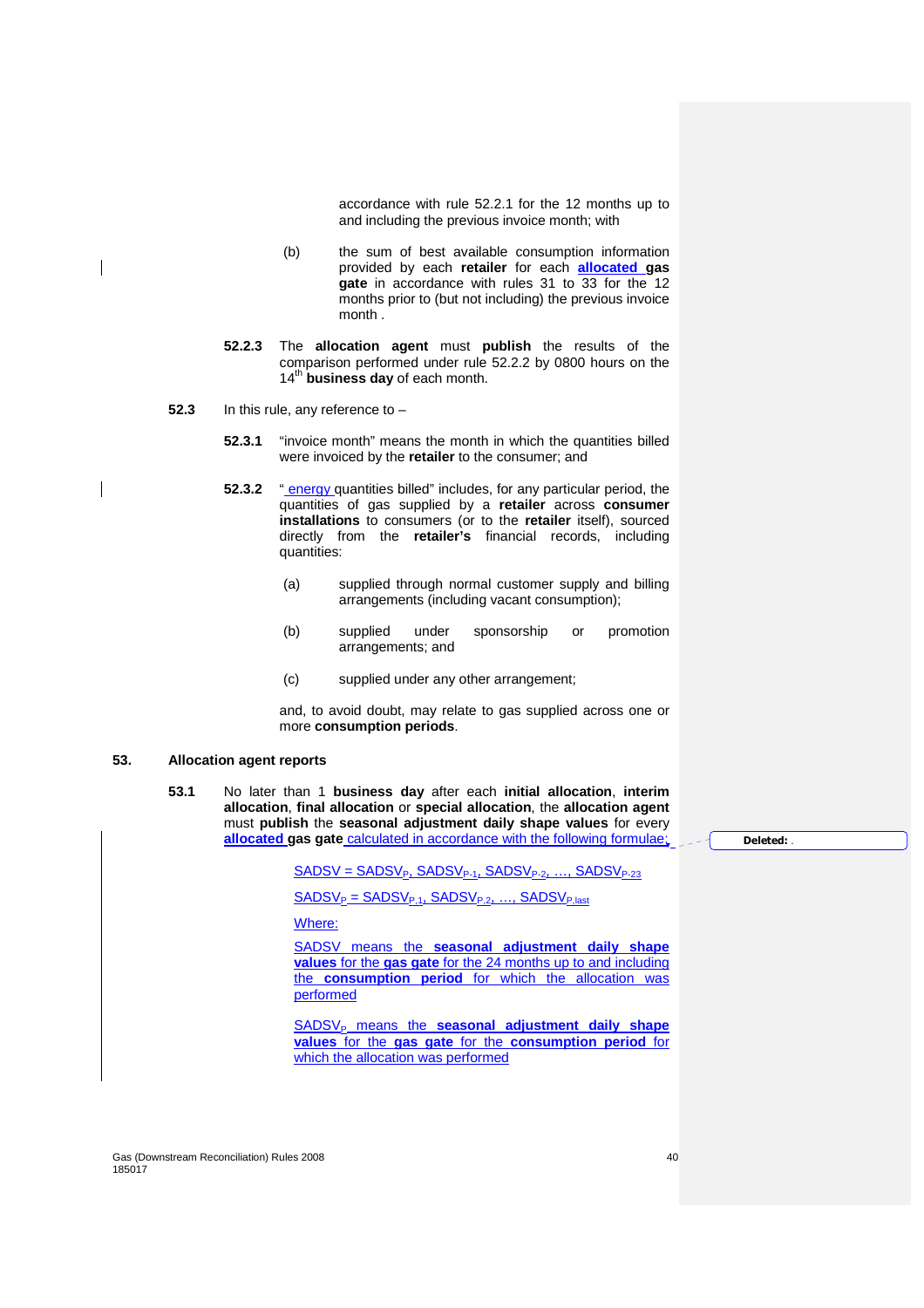accordance with rule 52.2.1 for the 12 months up to and including the previous invoice month; with

(b) the sum of best available consumption information provided by each **retailer** for each **allocated gas gate** in accordance with rules 31 to 33 for the 12 months prior to (but not including) the previous invoice month .

**52.2.3** The **allocation agent** must **publish** the results of the comparison performed under rule 52.2.2 by 0800 hours on the 14th **business day** of each month.

**52.3** In this rule, any reference to –

**52.3.1** "invoice month" means the month in which the quantities billed were invoiced by the **retailer** to the consumer; and

**52.3.2** " energy quantities billed" includes, for any particular period, the quantities of gas supplied by a **retailer** across **consumer installations** to consumers (or to the **retailer** itself), sourced directly from the **retailer's** financial records, including quantities:

(a) supplied through normal customer supply and billing arrangements (including vacant consumption);

(b) supplied under sponsorship or promotion arrangements; and

(c) supplied under any other arrangement;

and, to avoid doubt, may relate to gas supplied across one or more **consumption periods**.

## 53. Allocation agent reports

**53.1** No later than 1 **business day** after each **initial allocation**, **interim allocation**, **final allocation** or **special allocation**, the **allocation agent** must **publish** the **seasonal adjustment daily shape values** for every **allocated gas gate** calculated in accordance with the following formulae:

$SADSV = SADSV_{P}, SADSV_{P-1}, SADSV_{P-2}, \ldots, SADSV_{P-23}$

$SADSV_{P} = SADSV_{P,1}, SADSV_{P,2}, \ldots, SADSV_{P,last}$

Where:

SADSV means the **seasonal adjustment daily shape values** for the **gas gate** for the 24 months up to and including the **consumption period** for which the allocation was performed

$SADSV_{P}$ means the **seasonal adjustment daily shape values** for the **gas gate** for the **consumption period** for which the allocation was performed

Deleted: .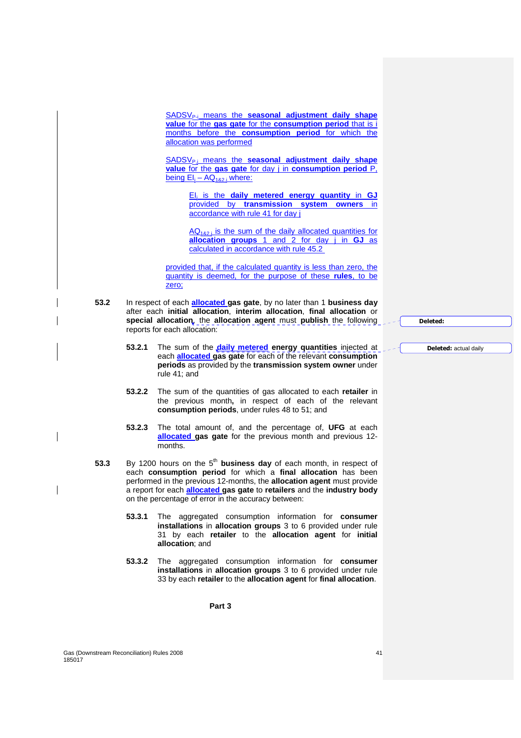$SADSV_{P-i}$ means the **seasonal adjustment daily shape value** for the **gas gate** for the **consumption period** that is i months before the **consumption period** for which the allocation was performed

$SADSV_{P,j}$ means the **seasonal adjustment daily shape value** for the **gas gate** for day j in **consumption period** P, being $EI_j - AQ_{1\&2,j}$ where:

> $EI_j$ is the **daily metered energy quantity** in **GJ** provided by **transmission system owners** in accordance with rule 41 for day j
>
> $AQ_{1\&2,j}$ is the sum of the daily allocated quantities for **allocation groups** 1 and 2 for day j in **GJ** as calculated in accordance with rule 45.2

provided that, if the calculated quantity is less than zero, the quantity is deemed, for the purpose of these **rules**, to be zero;

**53.2** In respect of each **allocated gas gate**, by no later than 1 **business day** after each **initial allocation**, **interim allocation**, **final allocation** or **special allocation**, the **allocation agent** must **publish** the following reports for each allocation:

**53.2.1** The sum of the **daily metered energy quantities** injected at each **allocated gas gate** for each of the relevant **consumption periods** as provided by the **transmission system owner** under rule 41; and

**53.2.2** The sum of the quantities of gas allocated to each **retailer** in the previous month**,** in respect of each of the relevant **consumption periods**, under rules 48 to 51; and

**53.2.3** The total amount of, and the percentage of, **UFG** at each **allocated gas gate** for the previous month and previous 12-months.

**53.3** By 1200 hours on the 5th **business day** of each month, in respect of each **consumption period** for which a **final allocation** has been performed in the previous 12-months, the **allocation agent** must provide a report for each **allocated gas gate** to **retailers** and the **industry body** on the percentage of error in the accuracy between:

**53.3.1** The aggregated consumption information for **consumer installations** in **allocation groups** 3 to 6 provided under rule 31 by each **retailer** to the **allocation agent** for **initial allocation**; and

**53.3.2** The aggregated consumption information for **consumer installations** in **allocation groups** 3 to 6 provided under rule 33 by each **retailer** to the **allocation agent** for **final allocation**.

**Part 3**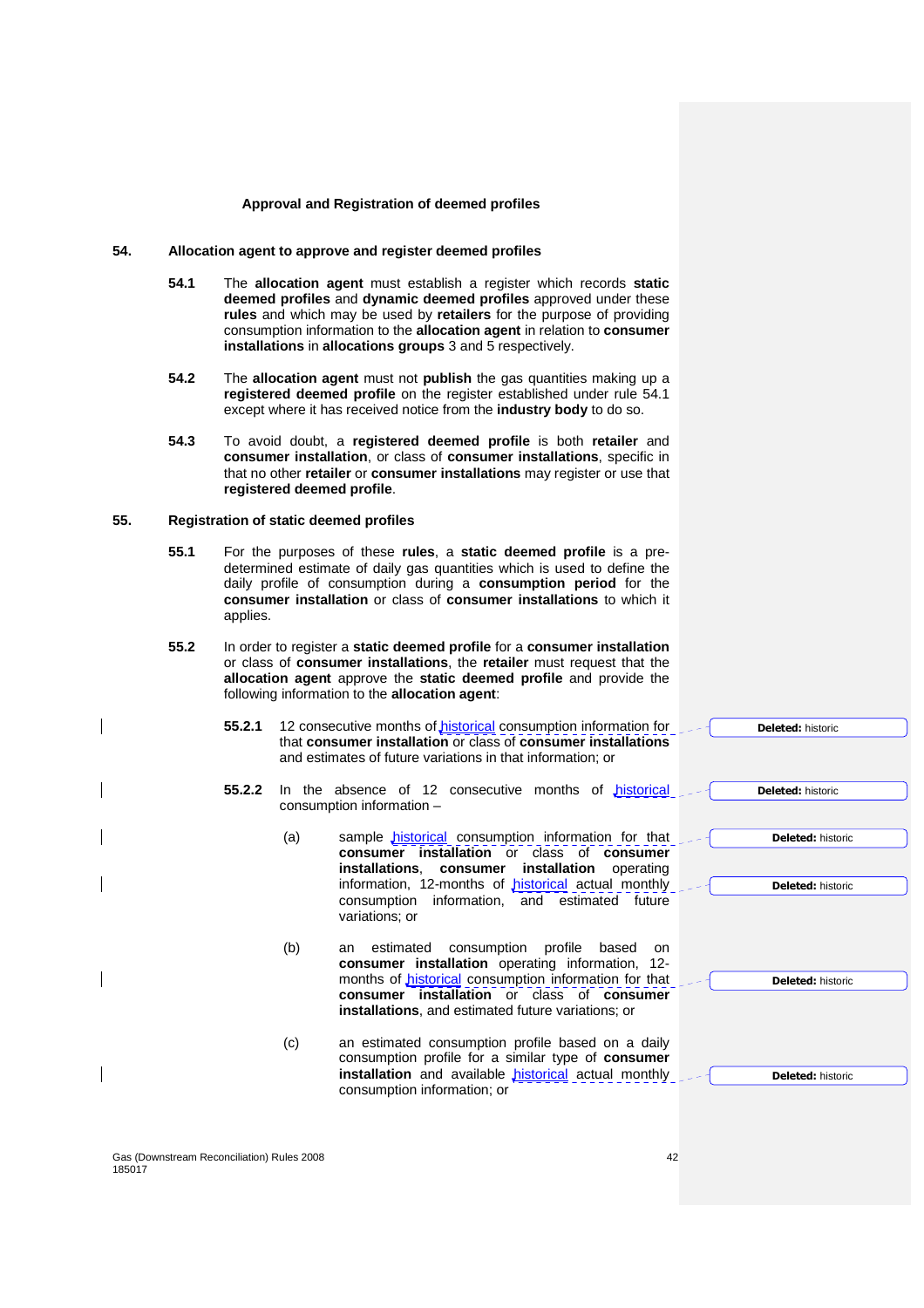## Approval and Registration of deemed profiles

### 54. Allocation agent to approve and register deemed profiles

**54.1** The **allocation agent** must establish a register which records **static deemed profiles** and **dynamic deemed profiles** approved under these **rules** and which may be used by **retailers** for the purpose of providing consumption information to the **allocation agent** in relation to **consumer installations** in **allocations groups** 3 and 5 respectively.

**54.2** The **allocation agent** must not **publish** the gas quantities making up a **registered deemed profile** on the register established under rule 54.1 except where it has received notice from the **industry body** to do so.

**54.3** To avoid doubt, a **registered deemed profile** is both **retailer** and **consumer installation**, or class of **consumer installations**, specific in that no other **retailer** or **consumer installations** may register or use that **registered deemed profile**.

### 55. Registration of static deemed profiles

**55.1** For the purposes of these **rules**, a **static deemed profile** is a pre-determined estimate of daily gas quantities which is used to define the daily profile of consumption during a **consumption period** for the **consumer installation** or class of **consumer installations** to which it applies.

**55.2** In order to register a **static deemed profile** for a **consumer installation** or class of **consumer installations**, the **retailer** must request that the **allocation agent** approve the **static deemed profile** and provide the following information to the **allocation agent**:

**55.2.1** 12 consecutive months of historical consumption information for that **consumer installation** or class of **consumer installations** and estimates of future variations in that information; or

**55.2.2** In the absence of 12 consecutive months of historical consumption information –

(a) sample historical consumption information for that **consumer installation** or class of **consumer installations**, **consumer installation** operating information, 12-months of historical actual monthly consumption information, and estimated future variations; or

(b) an estimated consumption profile based on **consumer installation** operating information, 12-months of historical consumption information for that **consumer installation** or class of **consumer installations**, and estimated future variations; or

(c) an estimated consumption profile based on a daily consumption profile for a similar type of **consumer installation** and available historical actual monthly consumption information; or

Deleted: historic

Deleted: historic

Deleted: historic

Deleted: historic

Deleted: historic

Deleted: historic

Gas (Downstream Reconciliation) Rules 2008
185017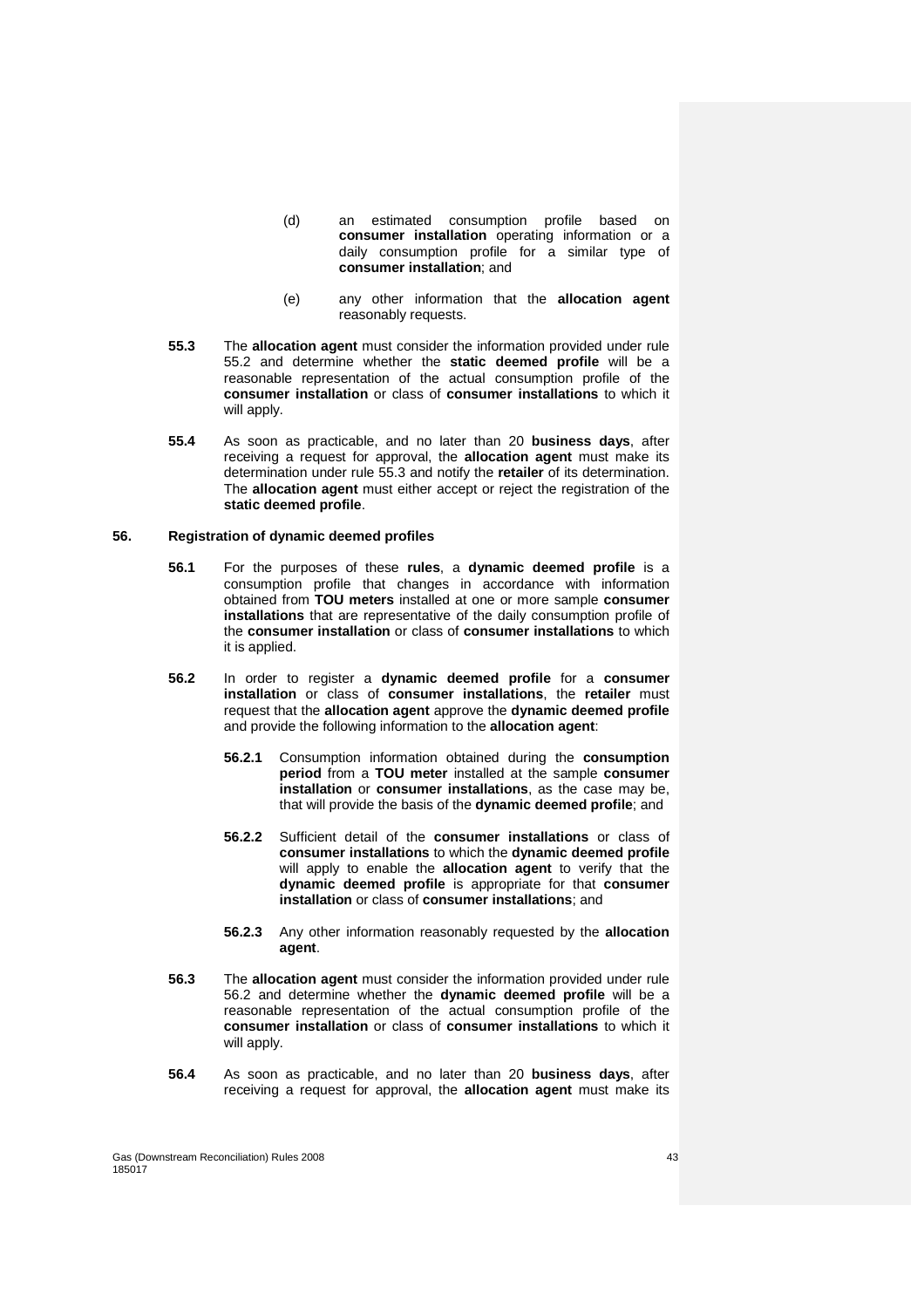(d) an estimated consumption profile based on **consumer installation** operating information or a daily consumption profile for a similar type of **consumer installation**; and

(e) any other information that the **allocation agent** reasonably requests.

**55.3** The **allocation agent** must consider the information provided under rule 55.2 and determine whether the **static deemed profile** will be a reasonable representation of the actual consumption profile of the **consumer installation** or class of **consumer installations** to which it will apply.

**55.4** As soon as practicable, and no later than 20 **business days**, after receiving a request for approval, the **allocation agent** must make its determination under rule 55.3 and notify the **retailer** of its determination. The **allocation agent** must either accept or reject the registration of the **static deemed profile**.

## 56. Registration of dynamic deemed profiles

**56.1** For the purposes of these **rules**, a **dynamic deemed profile** is a consumption profile that changes in accordance with information obtained from **TOU meters** installed at one or more sample **consumer installations** that are representative of the daily consumption profile of the **consumer installation** or class of **consumer installations** to which it is applied.

**56.2** In order to register a **dynamic deemed profile** for a **consumer installation** or class of **consumer installations**, the **retailer** must request that the **allocation agent** approve the **dynamic deemed profile** and provide the following information to the **allocation agent**:

**56.2.1** Consumption information obtained during the **consumption period** from a **TOU meter** installed at the sample **consumer installation** or **consumer installations**, as the case may be, that will provide the basis of the **dynamic deemed profile**; and

**56.2.2** Sufficient detail of the **consumer installations** or class of **consumer installations** to which the **dynamic deemed profile** will apply to enable the **allocation agent** to verify that the **dynamic deemed profile** is appropriate for that **consumer installation** or class of **consumer installations**; and

**56.2.3** Any other information reasonably requested by the **allocation agent**.

**56.3** The **allocation agent** must consider the information provided under rule 56.2 and determine whether the **dynamic deemed profile** will be a reasonable representation of the actual consumption profile of the **consumer installation** or class of **consumer installations** to which it will apply.

**56.4** As soon as practicable, and no later than 20 **business days**, after receiving a request for approval, the **allocation agent** must make its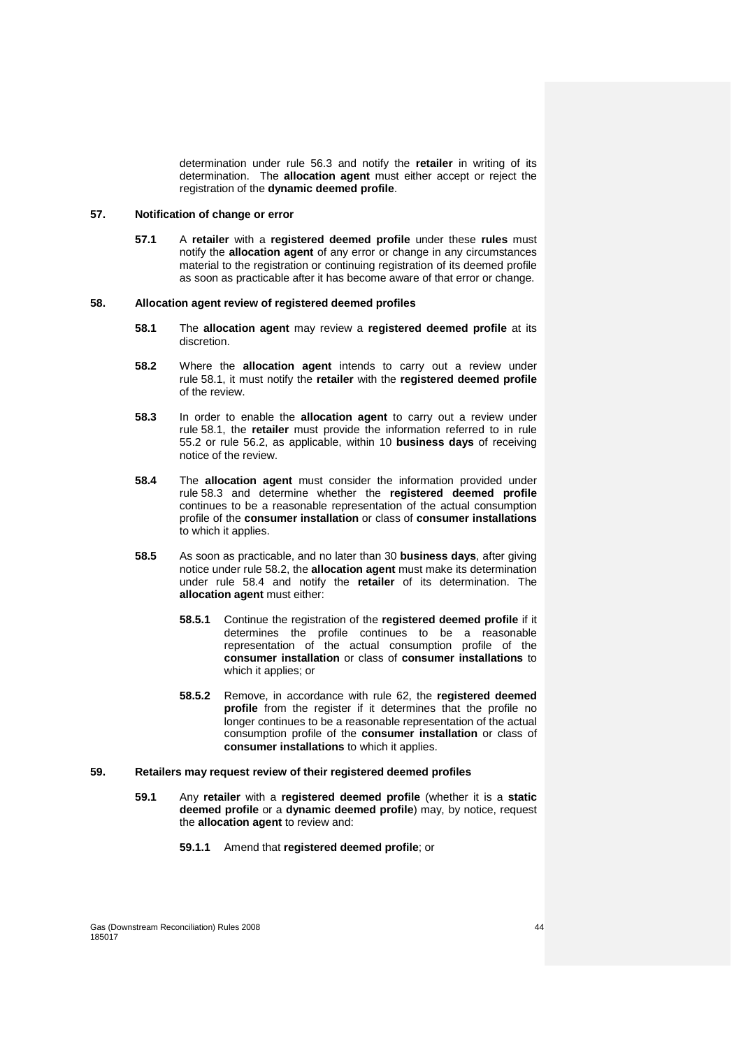determination under rule 56.3 and notify the **retailer** in writing of its determination. The **allocation agent** must either accept or reject the registration of the **dynamic deemed profile**.

**57. Notification of change or error**

**57.1** A **retailer** with a **registered deemed profile** under these **rules** must notify the **allocation agent** of any error or change in any circumstances material to the registration or continuing registration of its deemed profile as soon as practicable after it has become aware of that error or change.

**58. Allocation agent review of registered deemed profiles**

**58.1** The **allocation agent** may review a **registered deemed profile** at its discretion.

**58.2** Where the **allocation agent** intends to carry out a review under rule 58.1, it must notify the **retailer** with the **registered deemed profile** of the review.

**58.3** In order to enable the **allocation agent** to carry out a review under rule 58.1, the **retailer** must provide the information referred to in rule 55.2 or rule 56.2, as applicable, within 10 **business days** of receiving notice of the review.

**58.4** The **allocation agent** must consider the information provided under rule 58.3 and determine whether the **registered deemed profile** continues to be a reasonable representation of the actual consumption profile of the **consumer installation** or class of **consumer installations** to which it applies.

**58.5** As soon as practicable, and no later than 30 **business days**, after giving notice under rule 58.2, the **allocation agent** must make its determination under rule 58.4 and notify the **retailer** of its determination. The **allocation agent** must either:

**58.5.1** Continue the registration of the **registered deemed profile** if it determines the profile continues to be a reasonable representation of the actual consumption profile of the **consumer installation** or class of **consumer installations** to which it applies; or

**58.5.2** Remove, in accordance with rule 62, the **registered deemed profile** from the register if it determines that the profile no longer continues to be a reasonable representation of the actual consumption profile of the **consumer installation** or class of **consumer installations** to which it applies.

**59. Retailers may request review of their registered deemed profiles**

**59.1** Any **retailer** with a **registered deemed profile** (whether it is a **static deemed profile** or a **dynamic deemed profile**) may, by notice, request the **allocation agent** to review and:

**59.1.1** Amend that **registered deemed profile**; or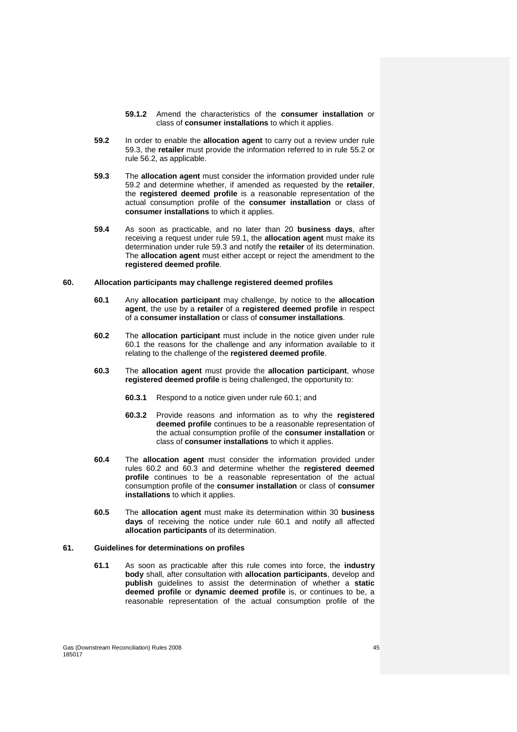**59.1.2** Amend the characteristics of the **consumer installation** or class of **consumer installations** to which it applies.

**59.2** In order to enable the **allocation agent** to carry out a review under rule 59.3, the **retailer** must provide the information referred to in rule 55.2 or rule 56.2, as applicable.

**59.3** The **allocation agent** must consider the information provided under rule 59.2 and determine whether, if amended as requested by the **retailer**, the **registered deemed profile** is a reasonable representation of the actual consumption profile of the **consumer installation** or class of **consumer installations** to which it applies.

**59.4** As soon as practicable, and no later than 20 **business days**, after receiving a request under rule 59.1, the **allocation agent** must make its determination under rule 59.3 and notify the **retailer** of its determination. The **allocation agent** must either accept or reject the amendment to the **registered deemed profile**.

## 60. Allocation participants may challenge registered deemed profiles

**60.1** Any **allocation participant** may challenge, by notice to the **allocation agent**, the use by a **retailer** of a **registered deemed profile** in respect of a **consumer installation** or class of **consumer installations**.

**60.2** The **allocation participant** must include in the notice given under rule 60.1 the reasons for the challenge and any information available to it relating to the challenge of the **registered deemed profile**.

**60.3** The **allocation agent** must provide the **allocation participant**, whose **registered deemed profile** is being challenged, the opportunity to:

**60.3.1** Respond to a notice given under rule 60.1; and

**60.3.2** Provide reasons and information as to why the **registered deemed profile** continues to be a reasonable representation of the actual consumption profile of the **consumer installation** or class of **consumer installations** to which it applies.

**60.4** The **allocation agent** must consider the information provided under rules 60.2 and 60.3 and determine whether the **registered deemed profile** continues to be a reasonable representation of the actual consumption profile of the **consumer installation** or class of **consumer installations** to which it applies.

**60.5** The **allocation agent** must make its determination within 30 **business days** of receiving the notice under rule 60.1 and notify all affected **allocation participants** of its determination.

## 61. Guidelines for determinations on profiles

**61.1** As soon as practicable after this rule comes into force, the **industry body** shall, after consultation with **allocation participants**, develop and **publish** guidelines to assist the determination of whether a **static deemed profile** or **dynamic deemed profile** is, or continues to be, a reasonable representation of the actual consumption profile of the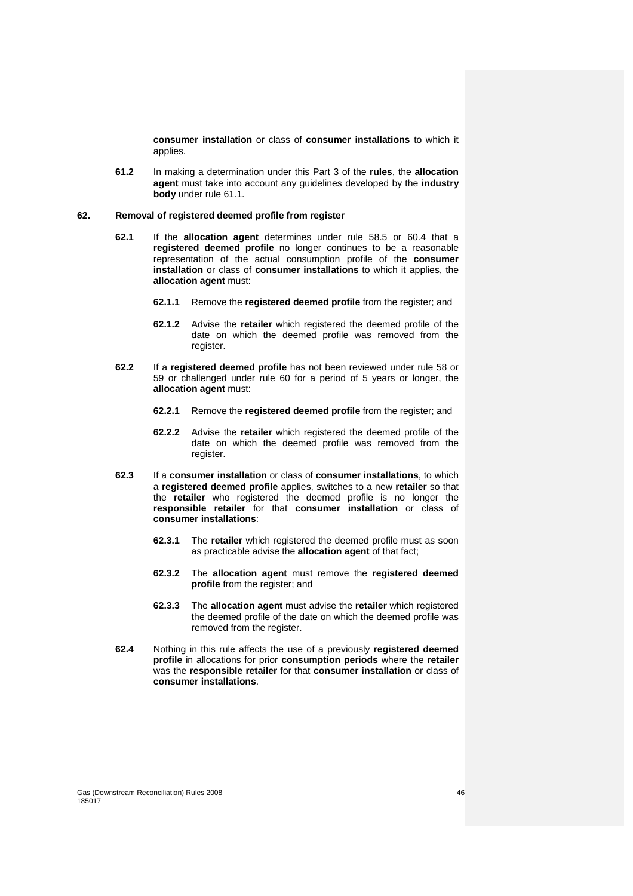**consumer installation** or class of **consumer installations** to which it applies.

**61.2** In making a determination under this Part 3 of the **rules**, the **allocation agent** must take into account any guidelines developed by the **industry body** under rule 61.1.

## 62. Removal of registered deemed profile from register

**62.1** If the **allocation agent** determines under rule 58.5 or 60.4 that a **registered deemed profile** no longer continues to be a reasonable representation of the actual consumption profile of the **consumer installation** or class of **consumer installations** to which it applies, the **allocation agent** must:

**62.1.1** Remove the **registered deemed profile** from the register; and

**62.1.2** Advise the **retailer** which registered the deemed profile of the date on which the deemed profile was removed from the register.

**62.2** If a **registered deemed profile** has not been reviewed under rule 58 or 59 or challenged under rule 60 for a period of 5 years or longer, the **allocation agent** must:

**62.2.1** Remove the **registered deemed profile** from the register; and

**62.2.2** Advise the **retailer** which registered the deemed profile of the date on which the deemed profile was removed from the register.

**62.3** If a **consumer installation** or class of **consumer installations**, to which a **registered deemed profile** applies, switches to a new **retailer** so that the **retailer** who registered the deemed profile is no longer the **responsible retailer** for that **consumer installation** or class of **consumer installations**:

**62.3.1** The **retailer** which registered the deemed profile must as soon as practicable advise the **allocation agent** of that fact;

**62.3.2** The **allocation agent** must remove the **registered deemed profile** from the register; and

**62.3.3** The **allocation agent** must advise the **retailer** which registered the deemed profile of the date on which the deemed profile was removed from the register.

**62.4** Nothing in this rule affects the use of a previously **registered deemed profile** in allocations for prior **consumption periods** where the **retailer** was the **responsible retailer** for that **consumer installation** or class of **consumer installations**.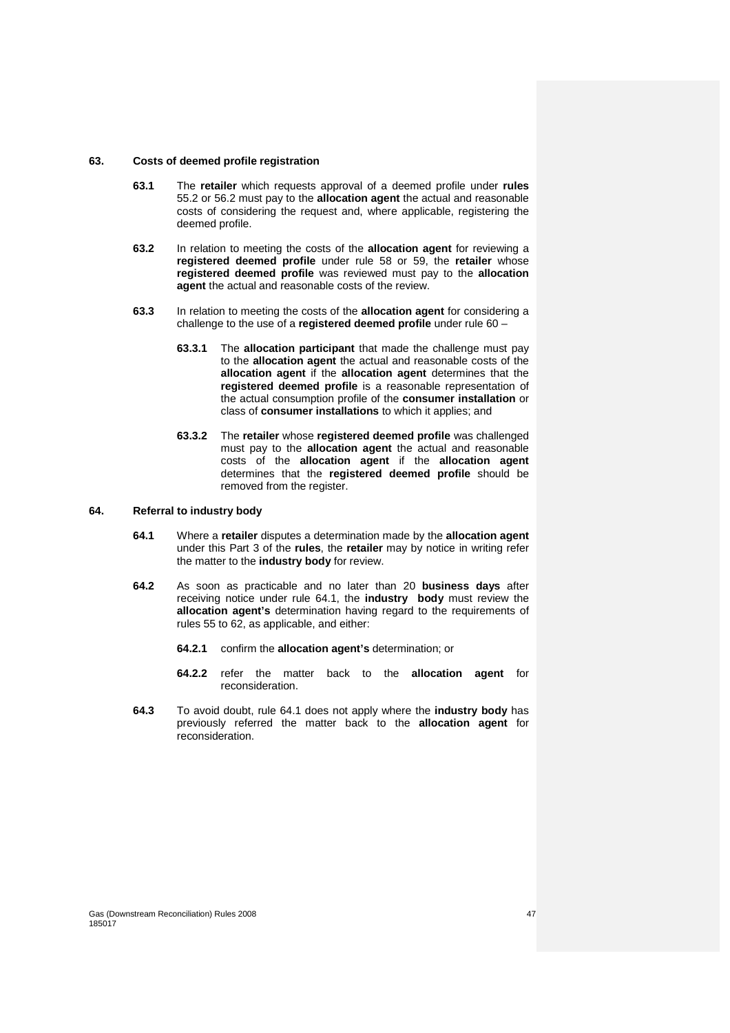## 63. Costs of deemed profile registration

**63.1** The **retailer** which requests approval of a deemed profile under **rules** 55.2 or 56.2 must pay to the **allocation agent** the actual and reasonable costs of considering the request and, where applicable, registering the deemed profile.

**63.2** In relation to meeting the costs of the **allocation agent** for reviewing a **registered deemed profile** under rule 58 or 59, the **retailer** whose **registered deemed profile** was reviewed must pay to the **allocation agent** the actual and reasonable costs of the review.

**63.3** In relation to meeting the costs of the **allocation agent** for considering a challenge to the use of a **registered deemed profile** under rule 60 –

**63.3.1** The **allocation participant** that made the challenge must pay to the **allocation agent** the actual and reasonable costs of the **allocation agent** if the **allocation agent** determines that the **registered deemed profile** is a reasonable representation of the actual consumption profile of the **consumer installation** or class of **consumer installations** to which it applies; and

**63.3.2** The **retailer** whose **registered deemed profile** was challenged must pay to the **allocation agent** the actual and reasonable costs of the **allocation agent** if the **allocation agent** determines that the **registered deemed profile** should be removed from the register.

## 64. Referral to industry body

**64.1** Where a **retailer** disputes a determination made by the **allocation agent** under this Part 3 of the **rules**, the **retailer** may by notice in writing refer the matter to the **industry body** for review.

**64.2** As soon as practicable and no later than 20 **business days** after receiving notice under rule 64.1, the **industry body** must review the **allocation agent's** determination having regard to the requirements of rules 55 to 62, as applicable, and either:

**64.2.1** confirm the **allocation agent's** determination; or

**64.2.2** refer the matter back to the **allocation agent** for reconsideration.

**64.3** To avoid doubt, rule 64.1 does not apply where the **industry body** has previously referred the matter back to the **allocation agent** for reconsideration.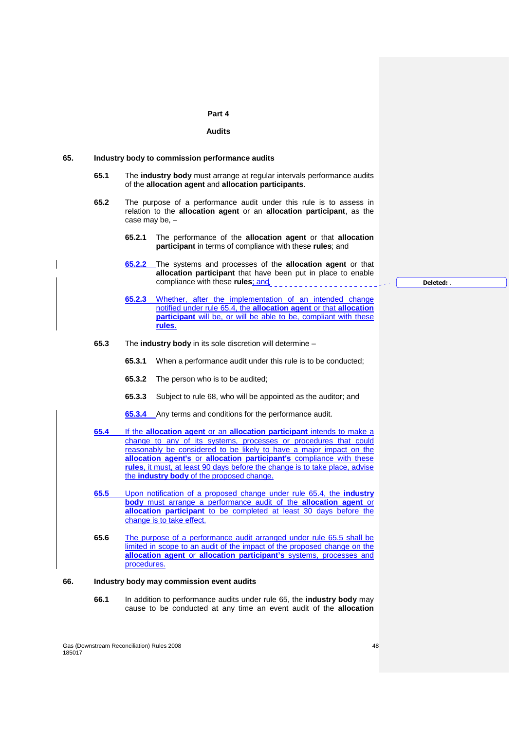# Part 4

## Audits

### 65. Industry body to commission performance audits

**65.1** The **industry body** must arrange at regular intervals performance audits of the **allocation agent** and **allocation participants**.

**65.2** The purpose of a performance audit under this rule is to assess in relation to the **allocation agent** or an **allocation participant**, as the case may be, –

**65.2.1** The performance of the **allocation agent** or that **allocation participant** in terms of compliance with these **rules**; and

**65.2.2** The systems and processes of the **allocation agent** or that **allocation participant** that have been put in place to enable compliance with these **rules**; and

**65.2.3** Whether, after the implementation of an intended change notified under rule 65.4, the **allocation agent** or that **allocation participant** will be, or will be able to be, compliant with these **rules**.

**65.3** The **industry body** in its sole discretion will determine –

**65.3.1** When a performance audit under this rule is to be conducted;

**65.3.2** The person who is to be audited;

**65.3.3** Subject to rule 68, who will be appointed as the auditor; and

**65.3.4** Any terms and conditions for the performance audit.

**65.4** If the **allocation agent** or an **allocation participant** intends to make a change to any of its systems, processes or procedures that could reasonably be considered to be likely to have a major impact on the **allocation agent's** or **allocation participant's** compliance with these **rules**, it must, at least 90 days before the change is to take place, advise the **industry body** of the proposed change.

**65.5** Upon notification of a proposed change under rule 65.4, the **industry body** must arrange a performance audit of the **allocation agent** or **allocation participant** to be completed at least 30 days before the change is to take effect.

**65.6** The purpose of a performance audit arranged under rule 65.5 shall be limited in scope to an audit of the impact of the proposed change on the **allocation agent** or **allocation participant's** systems, processes and procedures.

### 66. Industry body may commission event audits

**66.1** In addition to performance audits under rule 65, the **industry body** may cause to be conducted at any time an event audit of the **allocation**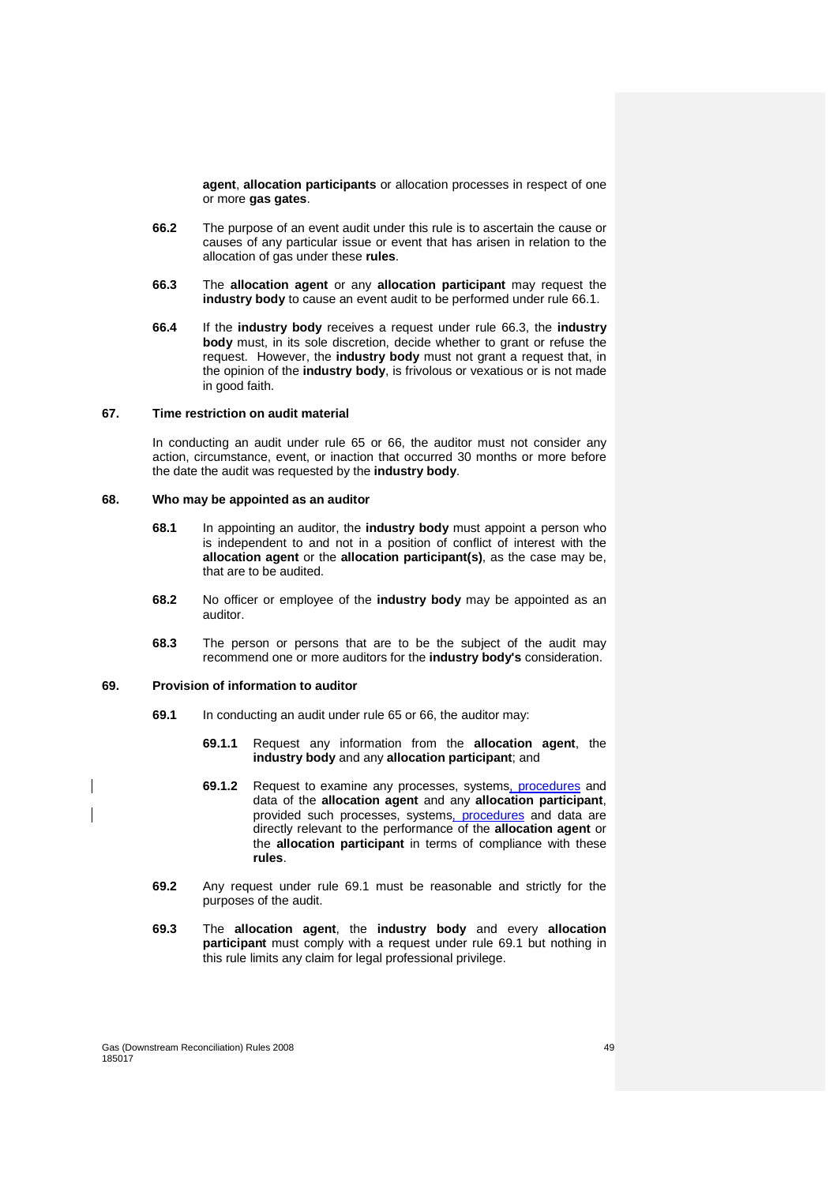**agent**, **allocation participants** or allocation processes in respect of one or more **gas gates**.

**66.2** The purpose of an event audit under this rule is to ascertain the cause or causes of any particular issue or event that has arisen in relation to the allocation of gas under these **rules**.

**66.3** The **allocation agent** or any **allocation participant** may request the **industry body** to cause an event audit to be performed under rule 66.1.

**66.4** If the **industry body** receives a request under rule 66.3, the **industry body** must, in its sole discretion, decide whether to grant or refuse the request. However, the **industry body** must not grant a request that, in the opinion of the **industry body**, is frivolous or vexatious or is not made in good faith.

## 67. Time restriction on audit material

In conducting an audit under rule 65 or 66, the auditor must not consider any action, circumstance, event, or inaction that occurred 30 months or more before the date the audit was requested by the **industry body**.

## 68. Who may be appointed as an auditor

**68.1** In appointing an auditor, the **industry body** must appoint a person who is independent to and not in a position of conflict of interest with the **allocation agent** or the **allocation participant(s)**, as the case may be, that are to be audited.

**68.2** No officer or employee of the **industry body** may be appointed as an auditor.

**68.3** The person or persons that are to be the subject of the audit may recommend one or more auditors for the **industry body's** consideration.

## 69. Provision of information to auditor

**69.1** In conducting an audit under rule 65 or 66, the auditor may:

**69.1.1** Request any information from the **allocation agent**, the **industry body** and any **allocation participant**; and

**69.1.2** Request to examine any processes, systems, procedures and data of the **allocation agent** and any **allocation participant**, provided such processes, systems, procedures and data are directly relevant to the performance of the **allocation agent** or the **allocation participant** in terms of compliance with these **rules**.

**69.2** Any request under rule 69.1 must be reasonable and strictly for the purposes of the audit.

**69.3** The **allocation agent**, the **industry body** and every **allocation participant** must comply with a request under rule 69.1 but nothing in this rule limits any claim for legal professional privilege.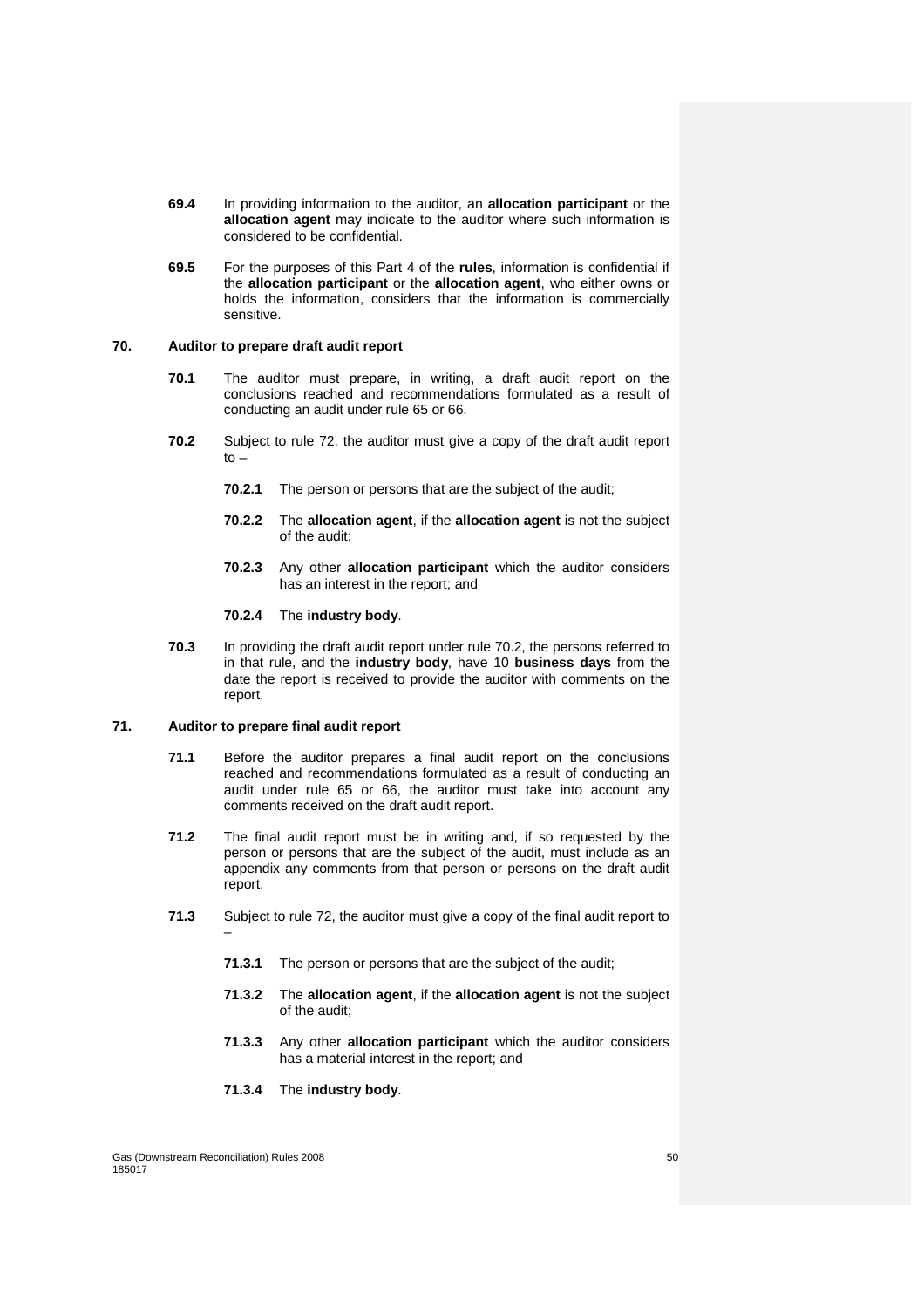**69.4** In providing information to the auditor, an **allocation participant** or the **allocation agent** may indicate to the auditor where such information is considered to be confidential.

**69.5** For the purposes of this Part 4 of the **rules**, information is confidential if the **allocation participant** or the **allocation agent**, who either owns or holds the information, considers that the information is commercially sensitive.

## 70. Auditor to prepare draft audit report

**70.1** The auditor must prepare, in writing, a draft audit report on the conclusions reached and recommendations formulated as a result of conducting an audit under rule 65 or 66.

**70.2** Subject to rule 72, the auditor must give a copy of the draft audit report to –

- **70.2.1** The person or persons that are the subject of the audit;
- **70.2.2** The **allocation agent**, if the **allocation agent** is not the subject of the audit;
- **70.2.3** Any other **allocation participant** which the auditor considers has an interest in the report; and
- **70.2.4** The **industry body**.

**70.3** In providing the draft audit report under rule 70.2, the persons referred to in that rule, and the **industry body**, have 10 **business days** from the date the report is received to provide the auditor with comments on the report.

## 71. Auditor to prepare final audit report

**71.1** Before the auditor prepares a final audit report on the conclusions reached and recommendations formulated as a result of conducting an audit under rule 65 or 66, the auditor must take into account any comments received on the draft audit report.

**71.2** The final audit report must be in writing and, if so requested by the person or persons that are the subject of the audit, must include as an appendix any comments from that person or persons on the draft audit report.

**71.3** Subject to rule 72, the auditor must give a copy of the final audit report to –

- **71.3.1** The person or persons that are the subject of the audit;
- **71.3.2** The **allocation agent**, if the **allocation agent** is not the subject of the audit;
- **71.3.3** Any other **allocation participant** which the auditor considers has a material interest in the report; and
- **71.3.4** The **industry body**.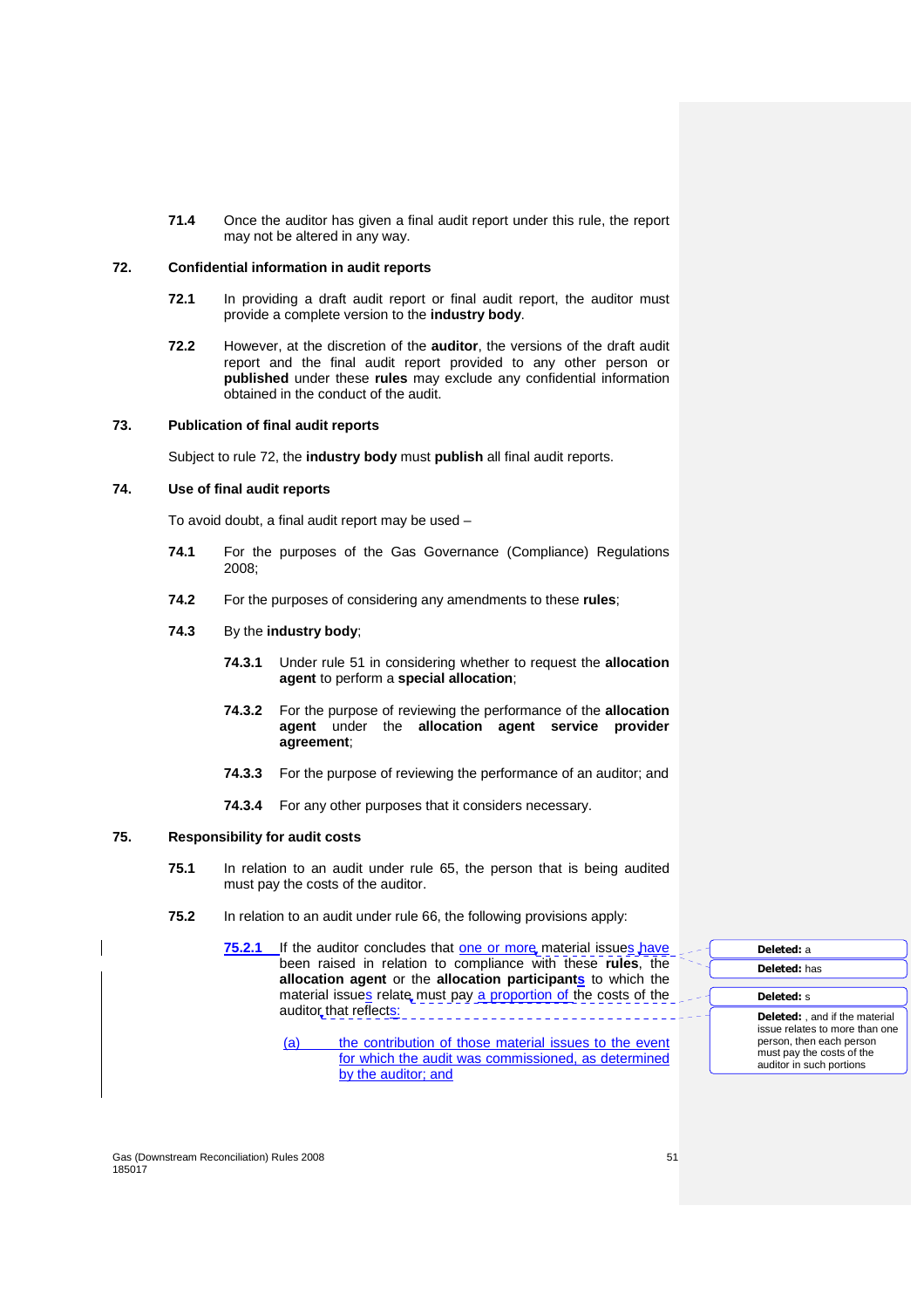**71.4** Once the auditor has given a final audit report under this rule, the report may not be altered in any way.

## 72. Confidential information in audit reports

**72.1** In providing a draft audit report or final audit report, the auditor must provide a complete version to the **industry body**.

**72.2** However, at the discretion of the **auditor**, the versions of the draft audit report and the final audit report provided to any other person or **published** under these **rules** may exclude any confidential information obtained in the conduct of the audit.

## 73. Publication of final audit reports

Subject to rule 72, the **industry body** must **publish** all final audit reports.

## 74. Use of final audit reports

To avoid doubt, a final audit report may be used –

**74.1** For the purposes of the Gas Governance (Compliance) Regulations 2008;

**74.2** For the purposes of considering any amendments to these **rules**;

**74.3** By the **industry body**;

**74.3.1** Under rule 51 in considering whether to request the **allocation agent** to perform a **special allocation**;

**74.3.2** For the purpose of reviewing the performance of the **allocation agent** under the **allocation agent service provider agreement**;

**74.3.3** For the purpose of reviewing the performance of an auditor; and

**74.3.4** For any other purposes that it considers necessary.

## 75. Responsibility for audit costs

**75.1** In relation to an audit under rule 65, the person that is being audited must pay the costs of the auditor.

**75.2** In relation to an audit under rule 66, the following provisions apply:

**75.2.1** If the auditor concludes that one or more material issues have been raised in relation to compliance with these **rules**, the **allocation agent** or the **allocation participants** to which the material issues relate must pay a proportion of the costs of the auditor that reflects:

(a) the contribution of those material issues to the event for which the audit was commissioned, as determined by the auditor; and

Deleted: a

Deleted: has

Deleted: s

Deleted: , and if the material issue relates to more than one person, then each person must pay the costs of the auditor in such portions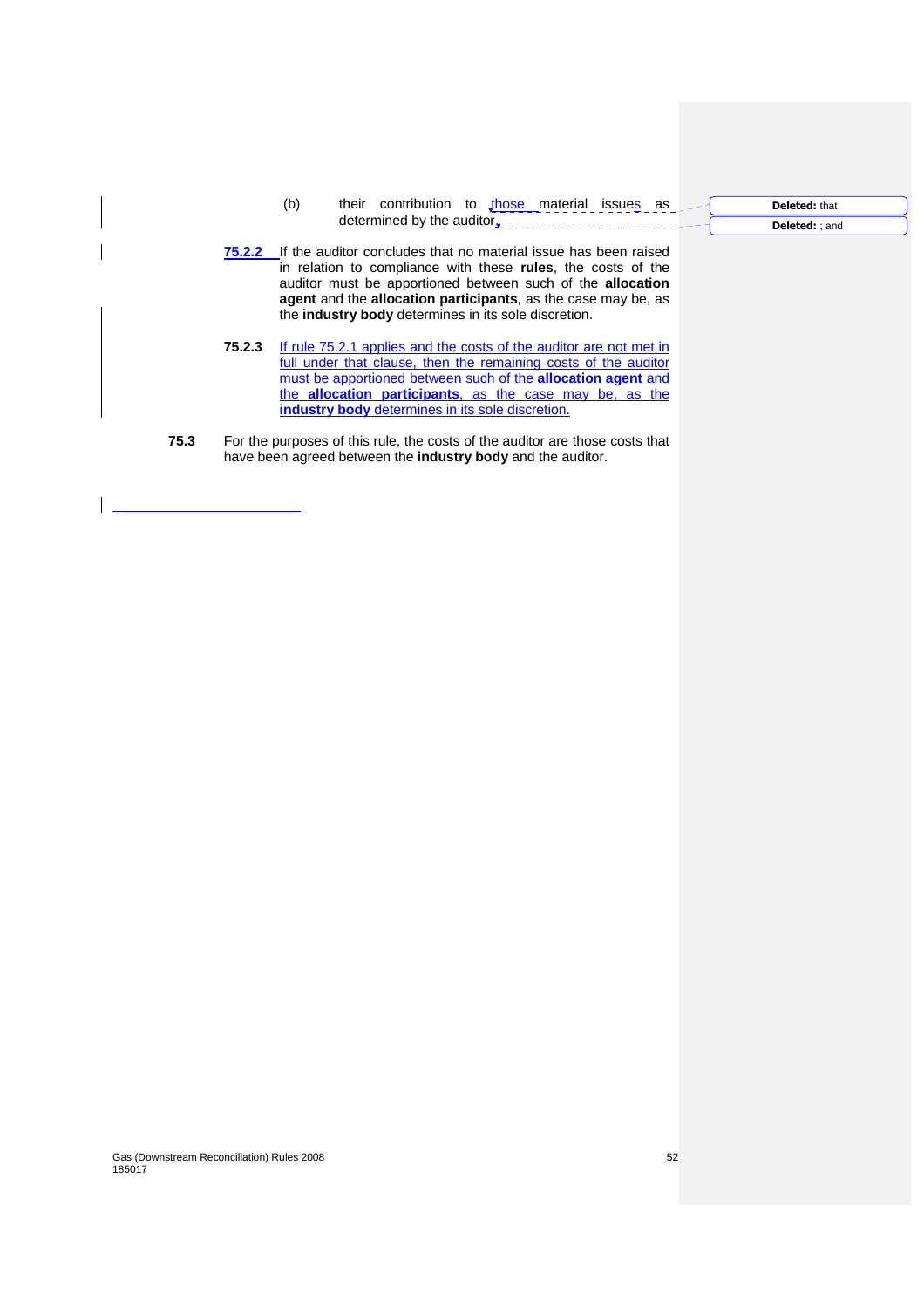(b) their contribution to those material issues as determined by the auditor.

75.2.2 If the auditor concludes that no material issue has been raised in relation to compliance with these **rules**, the costs of the auditor must be apportioned between such of the **allocation agent** and the **allocation participants**, as the case may be, as the **industry body** determines in its sole discretion.

75.2.3 If rule 75.2.1 applies and the costs of the auditor are not met in full under that clause, then the remaining costs of the auditor must be apportioned between such of the **allocation agent** and the **allocation participants**, as the case may be, as the **industry body** determines in its sole discretion.

**75.3** For the purposes of this rule, the costs of the auditor are those costs that have been agreed between the **industry body** and the auditor.

**Deleted:** that

**Deleted:** ; and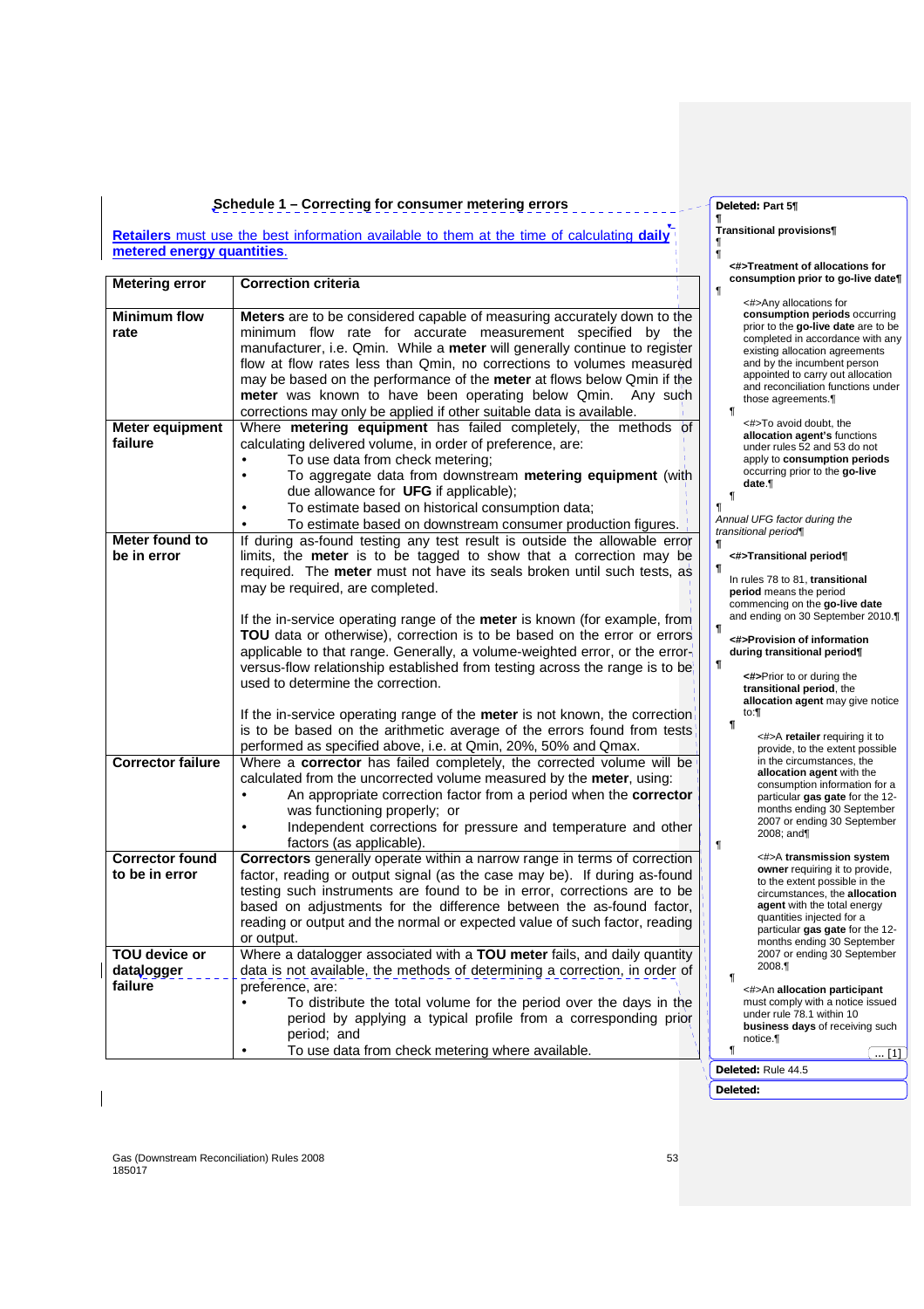## Schedule 1 – Correcting for consumer metering errors

**Retailers** must use the best information available to them at the time of calculating **daily metered energy quantities**.

| Metering error | Correction criteria |
|---|---|
| **Minimum flow rate** | **Meters** are to be considered capable of measuring accurately down to the minimum flow rate for accurate measurement specified by the manufacturer, i.e. Qmin. While a **meter** will generally continue to register flow at flow rates less than Qmin, no corrections to volumes measured may be based on the performance of the **meter** at flows below Qmin if the **meter** was known to have been operating below Qmin. Any such corrections may only be applied if other suitable data is available. |
| **Meter equipment failure** | Where **metering equipment** has failed completely, the methods of calculating delivered volume, in order of preference, are: <br>• To use data from check metering; <br>• To aggregate data from downstream **metering equipment** (with due allowance for **UFG** if applicable); <br>• To estimate based on historical consumption data; <br>• To estimate based on downstream consumer production figures. |
| **Meter found to be in error** | If during as-found testing any test result is outside the allowable error limits, the **meter** is to be tagged to show that a correction may be required. The **meter** must not have its seals broken until such tests, as may be required, are completed. <br><br>If the in-service operating range of the **meter** is known (for example, from **TOU** data or otherwise), correction is to be based on the error or errors applicable to that range. Generally, a volume-weighted error, or the error-versus-flow relationship established from testing across the range is to be used to determine the correction. <br><br>If the in-service operating range of the **meter** is not known, the correction is to be based on the arithmetic average of the errors found from tests performed as specified above, i.e. at Qmin, 20%, 50% and Qmax. |
| **Corrector failure** | Where a **corrector** has failed completely, the corrected volume will be calculated from the uncorrected volume measured by the **meter**, using: <br>• An appropriate correction factor from a period when the **corrector** was functioning properly; or <br>• Independent corrections for pressure and temperature and other factors (as applicable). |
| **Corrector found to be in error** | **Correctors** generally operate within a narrow range in terms of correction factor, reading or output signal (as the case may be). If during as-found testing such instruments are found to be in error, corrections are to be based on adjustments for the difference between the as-found factor, reading or output and the normal or expected value of such factor, reading or output. |
| **TOU device or datalogger failure** | Where a datalogger associated with a **TOU meter** fails, and daily quantity data is not available, the methods of determining a correction, in order of preference, are: <br>• To distribute the total volume for the period over the days in the period by applying a typical profile from a corresponding prior period; and <br>• To use data from check metering where available. |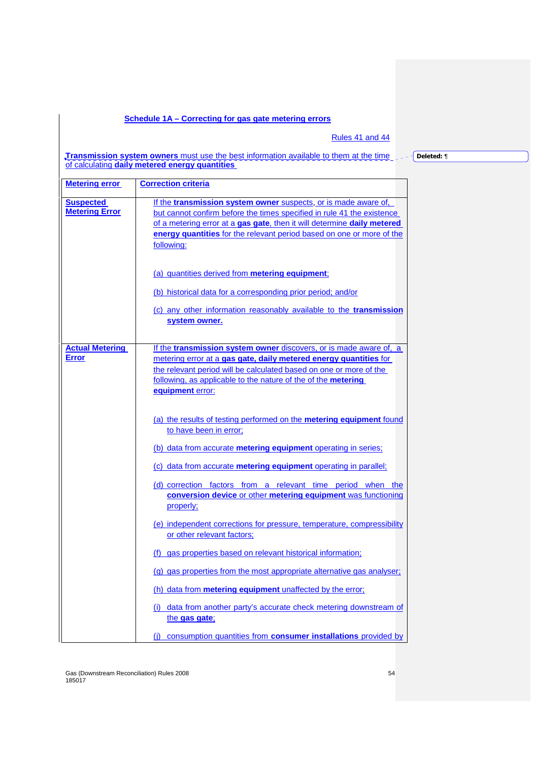## Schedule 1A – Correcting for gas gate metering errors

Rules 41 and 44

**Transmission system owners** must use the best information available to them at the time of calculating **daily metered energy quantities**

| Metering error | Correction criteria |
|---|---|
| **Suspected Metering Error** | If the **transmission system owner** suspects, or is made aware of, but cannot confirm before the times specified in rule 41 the existence of a metering error at a **gas gate**, then it will determine **daily metered energy quantities** for the relevant period based on one or more of the following:<br><br>(a) quantities derived from **metering equipment**;<br><br>(b) historical data for a corresponding prior period; and/or<br><br>(c) any other information reasonably available to the **transmission system owner.** |
| **Actual Metering Error** | If the **transmission system owner** discovers, or is made aware of, a metering error at a **gas gate, daily metered energy quantities** for the relevant period will be calculated based on one or more of the following, as applicable to the nature of the of the **metering equipment** error:<br><br>(a) the results of testing performed on the **metering equipment** found to have been in error;<br><br>(b) data from accurate **metering equipment** operating in series;<br><br>(c) data from accurate **metering equipment** operating in parallel;<br><br>(d) correction factors from a relevant time period when the **conversion device** or other **metering equipment** was functioning properly;<br><br>(e) independent corrections for pressure, temperature, compressibility or other relevant factors;<br><br>(f) gas properties based on relevant historical information;<br><br>(g) gas properties from the most appropriate alternative gas analyser;<br><br>(h) data from **metering equipment** unaffected by the error;<br><br>(i) data from another party's accurate check metering downstream of the **gas gate**;<br><br>(j) consumption quantities from **consumer installations** provided by |

Gas (Downstream Reconciliation) Rules 2008
185017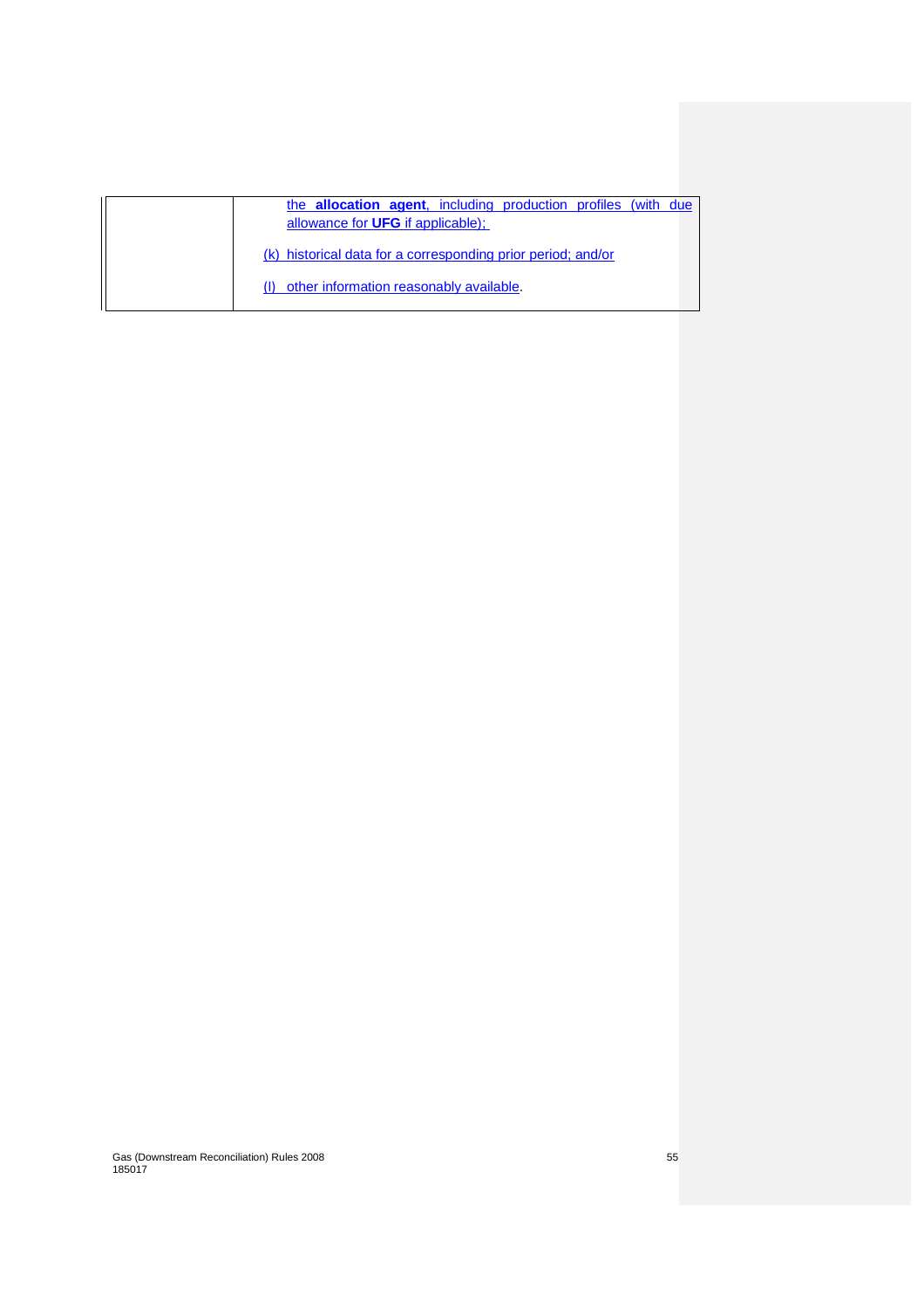| | |
|---|---|
| | the **allocation agent**, including production profiles (with due allowance for **UFG** if applicable);<br><br>(k) historical data for a corresponding prior period; and/or<br><br>(l) other information reasonably available. |

Gas (Downstream Reconciliation) Rules 2008
185017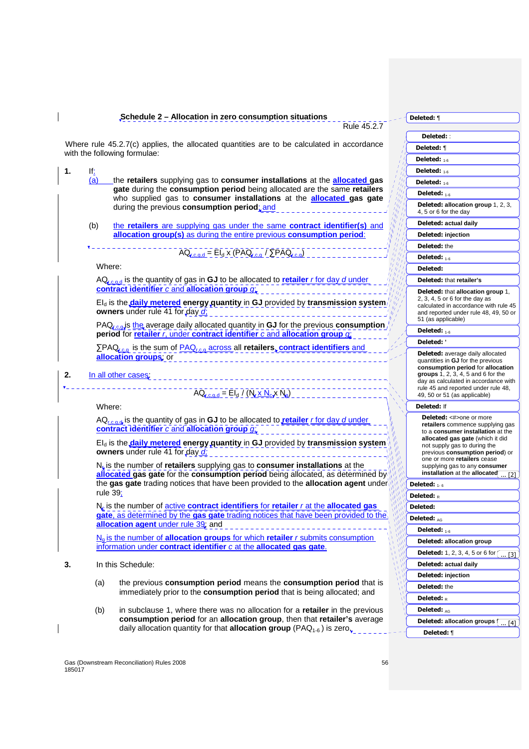## Schedule 2 – Allocation in zero consumption situations

Rule 45.2.7

Where rule 45.2.7(c) applies, the allocated quantities are to be calculated in accordance with the following formulae:

**1.** If:

(a) the **retailers** supplying gas to **consumer installations** at the **allocated gas gate** during the **consumption period** being allocated are the same **retailers** who supplied gas to **consumer installations** at the **allocated gas gate** during the previous **consumption period**; and

(b) the **retailers** are supplying gas under the same **contract identifier(s)** and **allocation group(s)** as during the entire previous **consumption period**:

$$AQ_{r,c,g,d} = EI_d \times (PAQ_{r,c,g} / \sum PAQ_{r,c,g})$$

Where:

$AQ_{r,c,g,d}$ is the quantity of gas in **GJ** to be allocated to **retailer** *r* for day *d* under **contract identifier** *c* and **allocation group** *g*;

$EI_d$ is the **daily metered energy quantity** in **GJ** provided by **transmission system owners** under rule 41 for day *d*;

$PAQ_{r,c,g}$ is the average daily allocated quantity in **GJ** for the previous **consumption period** for **retailer** *r*, under **contract identifier** *c* and **allocation group** *g*;

$\sum PAQ_{r,c,g}$ is the sum of $PAQ_{r,c,g}$ across all **retailers**, **contract identifiers** and **allocation groups**; or

**2.** In all other cases:

$$AQ_{r,c,g,d} = EI_d / (N_r \times N_c \times N_g)$$

Where:

$AQ_{r,c,g,d}$ is the quantity of gas in **GJ** to be allocated to **retailer** *r* for day *d* under **contract identifier** *c* and **allocation group** *g*;

$EI_d$ is the **daily metered energy quantity** in **GJ** provided by **transmission system owners** under rule 41 for day *d*;

$N_r$ is the number of **retailers** supplying gas to **consumer installations** at the **allocated gas gate** for the **consumption period** being allocated, as determined by the **gas gate** trading notices that have been provided to the **allocation agent** under rule 39;

$N_c$ is the number of active **contract identifiers** for **retailer** *r* at the **allocated gas gate**, as determined by the **gas gate** trading notices that have been provided to the **allocation agent** under rule 39; and

$N_g$ is the number of **allocation groups** for which **retailer** *r* submits consumption information under **contract identifier** *c* at the **allocated gas gate**.

**3.** In this Schedule:

(a) the previous **consumption period** means the **consumption period** that is immediately prior to the **consumption period** that is being allocated; and

(b) in subclause 1, where there was no allocation for a **retailer** in the previous **consumption period** for an **allocation group**, then that **retailer's** average daily allocation quantity for that **allocation group** ($PAQ_{1\text{-}6}$) is zero.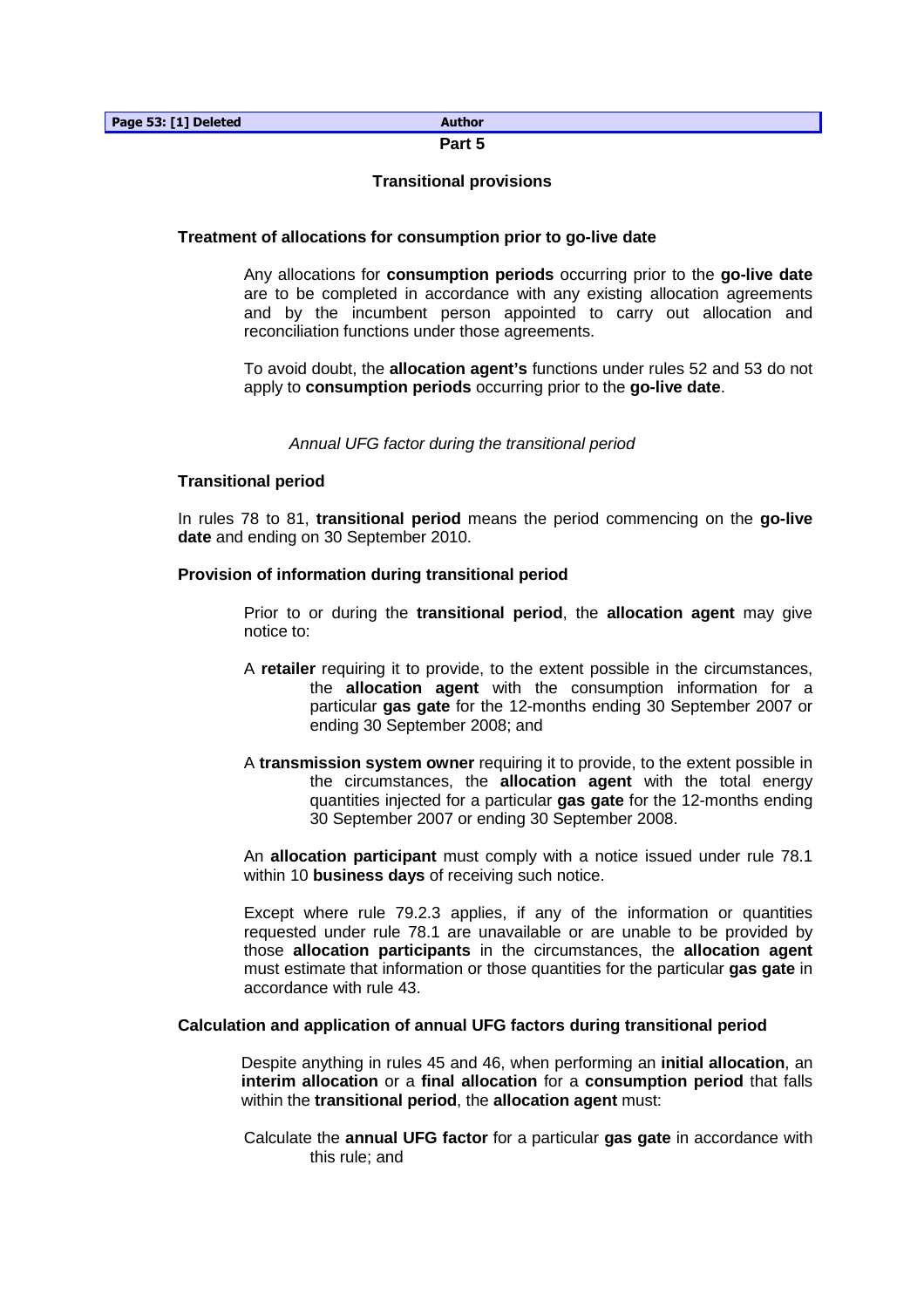| Page 53: [1] Deleted | Author |
|---|---|

**Part 5**

**Transitional provisions**

**Treatment of allocations for consumption prior to go-live date**

Any allocations for **consumption periods** occurring prior to the **go-live date** are to be completed in accordance with any existing allocation agreements and by the incumbent person appointed to carry out allocation and reconciliation functions under those agreements.

To avoid doubt, the **allocation agent's** functions under rules 52 and 53 do not apply to **consumption periods** occurring prior to the **go-live date**.

*Annual UFG factor during the transitional period*

**Transitional period**

In rules 78 to 81, **transitional period** means the period commencing on the **go-live date** and ending on 30 September 2010.

**Provision of information during transitional period**

Prior to or during the **transitional period**, the **allocation agent** may give notice to:

A **retailer** requiring it to provide, to the extent possible in the circumstances, the **allocation agent** with the consumption information for a particular **gas gate** for the 12-months ending 30 September 2007 or ending 30 September 2008; and

A **transmission system owner** requiring it to provide, to the extent possible in the circumstances, the **allocation agent** with the total energy quantities injected for a particular **gas gate** for the 12-months ending 30 September 2007 or ending 30 September 2008.

An **allocation participant** must comply with a notice issued under rule 78.1 within 10 **business days** of receiving such notice.

Except where rule 79.2.3 applies, if any of the information or quantities requested under rule 78.1 are unavailable or are unable to be provided by those **allocation participants** in the circumstances, the **allocation agent** must estimate that information or those quantities for the particular **gas gate** in accordance with rule 43.

**Calculation and application of annual UFG factors during transitional period**

Despite anything in rules 45 and 46, when performing an **initial allocation**, an **interim allocation** or a **final allocation** for a **consumption period** that falls within the **transitional period**, the **allocation agent** must:

Calculate the **annual UFG factor** for a particular **gas gate** in accordance with this rule; and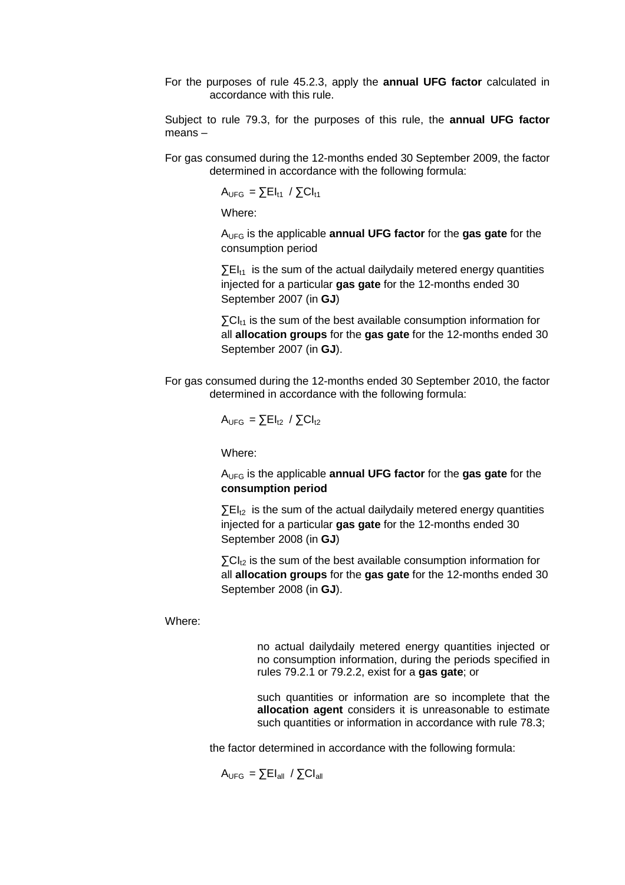For the purposes of rule 45.2.3, apply the **annual UFG factor** calculated in accordance with this rule.

Subject to rule 79.3, for the purposes of this rule, the **annual UFG factor** means –

For gas consumed during the 12-months ended 30 September 2009, the factor determined in accordance with the following formula:

$$A_{UFG} = \sum EI_{t1} / \sum CI_{t1}$$

Where:

$A_{UFG}$ is the applicable **annual UFG factor** for the **gas gate** for the consumption period

$\sum EI_{t1}$ is the sum of the actual dailydaily metered energy quantities injected for a particular **gas gate** for the 12-months ended 30 September 2007 (in **GJ**)

$\sum CI_{t1}$ is the sum of the best available consumption information for all **allocation groups** for the **gas gate** for the 12-months ended 30 September 2007 (in **GJ**).

For gas consumed during the 12-months ended 30 September 2010, the factor determined in accordance with the following formula:

$$A_{UFG} = \sum EI_{t2} / \sum CI_{t2}$$

Where:

$A_{UFG}$ is the applicable **annual UFG factor** for the **gas gate** for the **consumption period**

$\sum EI_{t2}$ is the sum of the actual dailydaily metered energy quantities injected for a particular **gas gate** for the 12-months ended 30 September 2008 (in **GJ**)

$\sum CI_{t2}$ is the sum of the best available consumption information for all **allocation groups** for the **gas gate** for the 12-months ended 30 September 2008 (in **GJ**).

Where:

no actual dailydaily metered energy quantities injected or no consumption information, during the periods specified in rules 79.2.1 or 79.2.2, exist for a **gas gate**; or

such quantities or information are so incomplete that the **allocation agent** considers it is unreasonable to estimate such quantities or information in accordance with rule 78.3;

the factor determined in accordance with the following formula:

$$A_{UFG} = \sum EI_{all} / \sum CI_{all}$$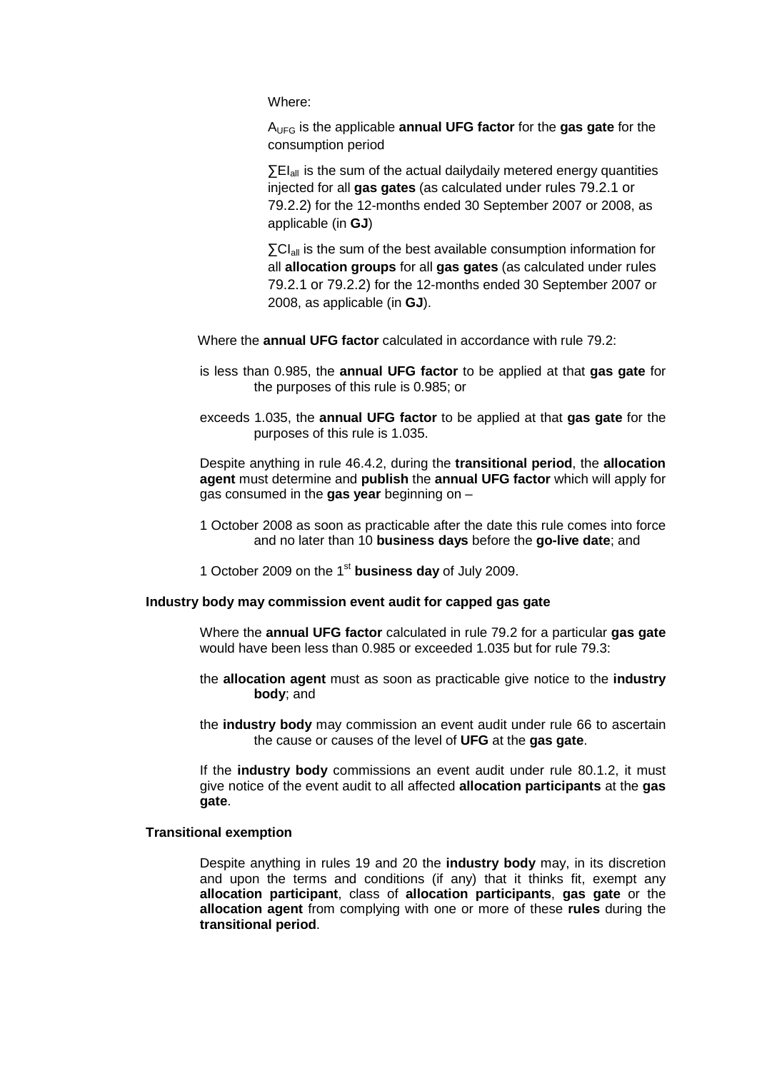Where:

$A_{UFG}$ is the applicable **annual UFG factor** for the **gas gate** for the consumption period

$\sum EI_{all}$ is the sum of the actual dailydaily metered energy quantities injected for all **gas gates** (as calculated under rules 79.2.1 or 79.2.2) for the 12-months ended 30 September 2007 or 2008, as applicable (in **GJ**)

$\sum CI_{all}$ is the sum of the best available consumption information for all **allocation groups** for all **gas gates** (as calculated under rules 79.2.1 or 79.2.2) for the 12-months ended 30 September 2007 or 2008, as applicable (in **GJ**).

Where the **annual UFG factor** calculated in accordance with rule 79.2:

is less than 0.985, the **annual UFG factor** to be applied at that **gas gate** for the purposes of this rule is 0.985; or

exceeds 1.035, the **annual UFG factor** to be applied at that **gas gate** for the purposes of this rule is 1.035.

Despite anything in rule 46.4.2, during the **transitional period**, the **allocation agent** must determine and **publish** the **annual UFG factor** which will apply for gas consumed in the **gas year** beginning on –

1 October 2008 as soon as practicable after the date this rule comes into force and no later than 10 **business days** before the **go-live date**; and

1 October 2009 on the 1st **business day** of July 2009.

**Industry body may commission event audit for capped gas gate**

Where the **annual UFG factor** calculated in rule 79.2 for a particular **gas gate** would have been less than 0.985 or exceeded 1.035 but for rule 79.3:

the **allocation agent** must as soon as practicable give notice to the **industry body**; and

the **industry body** may commission an event audit under rule 66 to ascertain the cause or causes of the level of **UFG** at the **gas gate**.

If the **industry body** commissions an event audit under rule 80.1.2, it must give notice of the event audit to all affected **allocation participants** at the **gas gate**.

**Transitional exemption**

Despite anything in rules 19 and 20 the **industry body** may, in its discretion and upon the terms and conditions (if any) that it thinks fit, exempt any **allocation participant**, class of **allocation participants**, **gas gate** or the **allocation agent** from complying with one or more of these **rules** during the **transitional period**.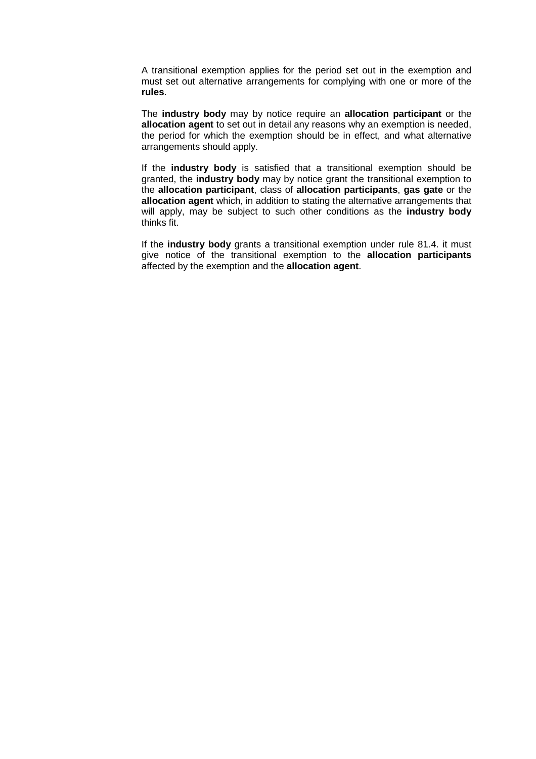A transitional exemption applies for the period set out in the exemption and must set out alternative arrangements for complying with one or more of the **rules**.

The **industry body** may by notice require an **allocation participant** or the **allocation agent** to set out in detail any reasons why an exemption is needed, the period for which the exemption should be in effect, and what alternative arrangements should apply.

If the **industry body** is satisfied that a transitional exemption should be granted, the **industry body** may by notice grant the transitional exemption to the **allocation participant**, class of **allocation participants**, **gas gate** or the **allocation agent** which, in addition to stating the alternative arrangements that will apply, may be subject to such other conditions as the **industry body** thinks fit.

If the **industry body** grants a transitional exemption under rule 81.4. it must give notice of the transitional exemption to the **allocation participants** affected by the exemption and the **allocation agent**.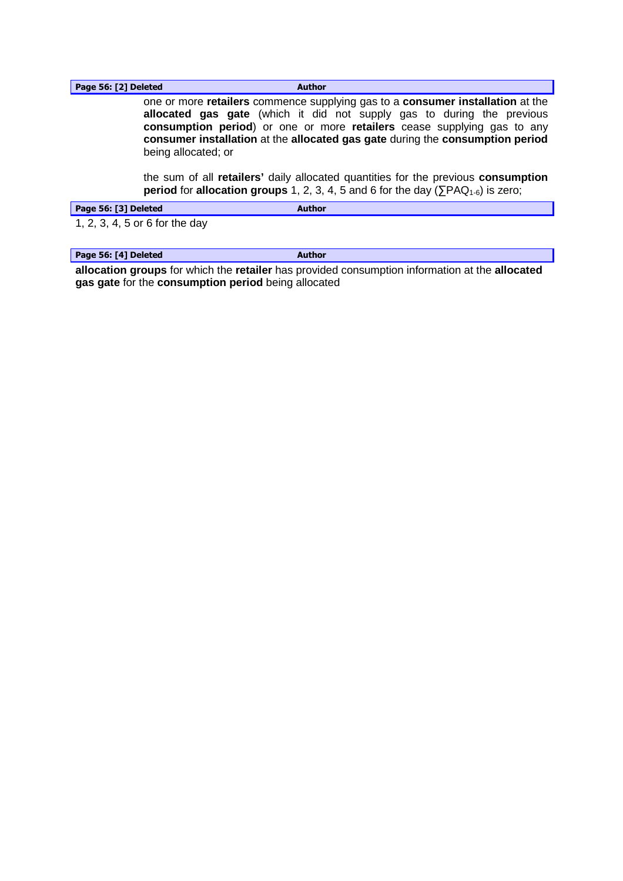**Page 56: [2] Deleted** **Author**

one or more **retailers** commence supplying gas to a **consumer installation** at the **allocated gas gate** (which it did not supply gas to during the previous **consumption period**) or one or more **retailers** cease supplying gas to any **consumer installation** at the **allocated gas gate** during the **consumption period** being allocated; or

the sum of all **retailers'** daily allocated quantities for the previous **consumption period** for **allocation groups** 1, 2, 3, 4, 5 and 6 for the day ($\sum PAQ_{1\text{-}6}$) is zero;

**Page 56: [3] Deleted** **Author**

1, 2, 3, 4, 5 or 6 for the day

**Page 56: [4] Deleted** **Author**

**allocation groups** for which the **retailer** has provided consumption information at the **allocated gas gate** for the **consumption period** being allocated